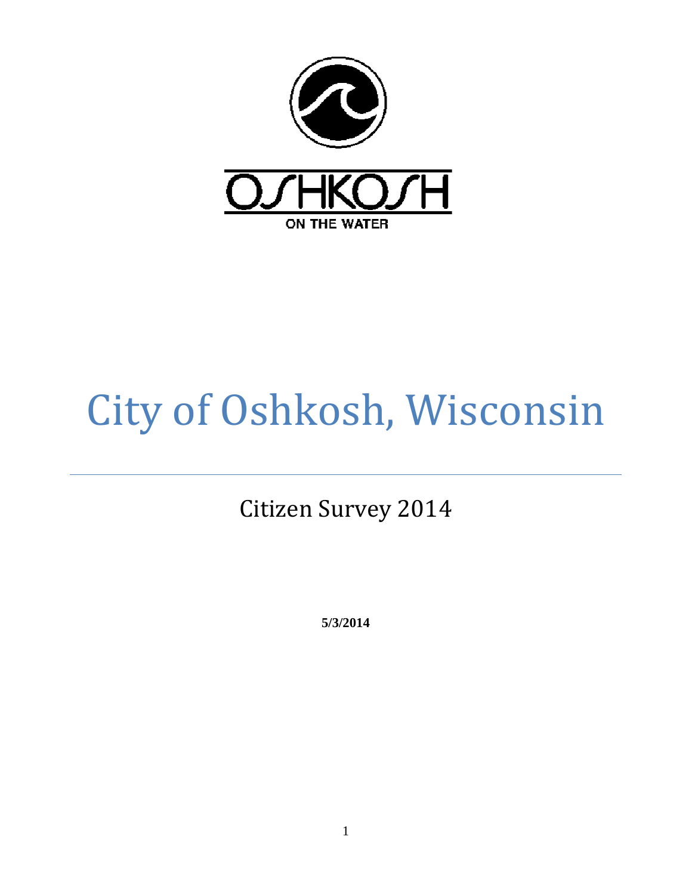OSHKOSH

ON THE WATER

# City of Oshkosh, Wisconsin

## Citizen Survey 2014

**5/3/2014**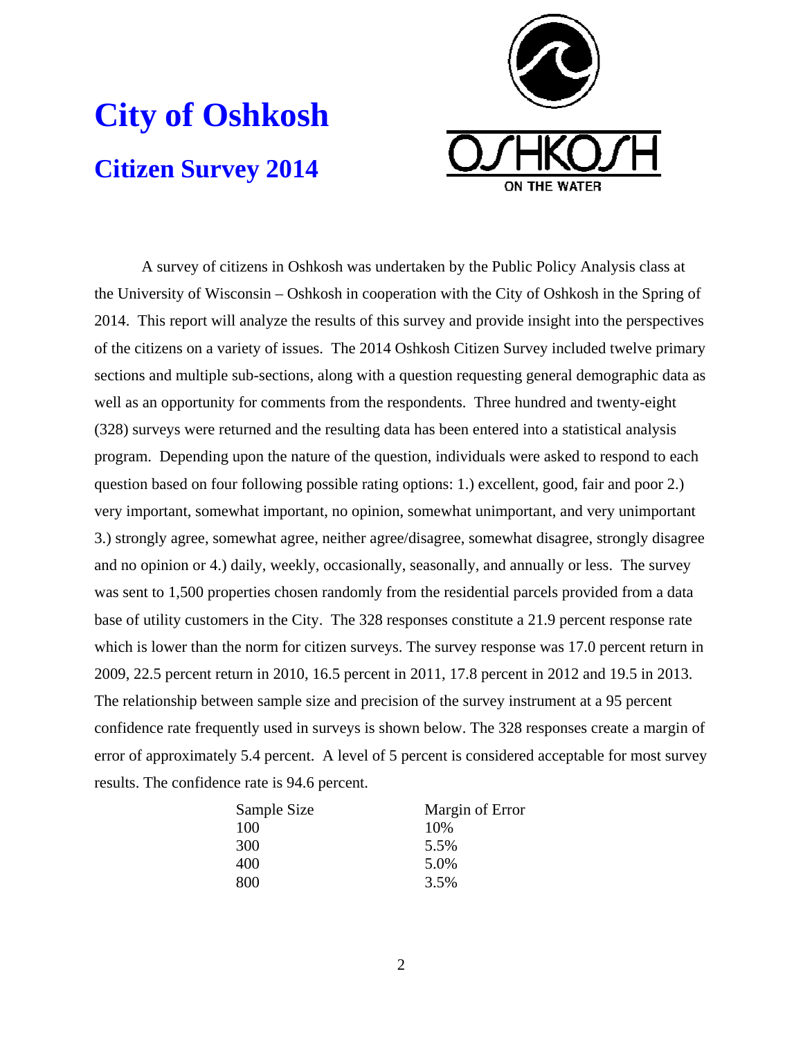# City of Oshkosh

## Citizen Survey 2014

A survey of citizens in Oshkosh was undertaken by the Public Policy Analysis class at the University of Wisconsin – Oshkosh in cooperation with the City of Oshkosh in the Spring of 2014. This report will analyze the results of this survey and provide insight into the perspectives of the citizens on a variety of issues. The 2014 Oshkosh Citizen Survey included twelve primary sections and multiple sub-sections, along with a question requesting general demographic data as well as an opportunity for comments from the respondents. Three hundred and twenty-eight (328) surveys were returned and the resulting data has been entered into a statistical analysis program. Depending upon the nature of the question, individuals were asked to respond to each question based on four following possible rating options: 1.) excellent, good, fair and poor 2.) very important, somewhat important, no opinion, somewhat unimportant, and very unimportant 3.) strongly agree, somewhat agree, neither agree/disagree, somewhat disagree, strongly disagree and no opinion or 4.) daily, weekly, occasionally, seasonally, and annually or less. The survey was sent to 1,500 properties chosen randomly from the residential parcels provided from a data base of utility customers in the City. The 328 responses constitute a 21.9 percent response rate which is lower than the norm for citizen surveys. The survey response was 17.0 percent return in 2009, 22.5 percent return in 2010, 16.5 percent in 2011, 17.8 percent in 2012 and 19.5 in 2013. The relationship between sample size and precision of the survey instrument at a 95 percent confidence rate frequently used in surveys is shown below. The 328 responses create a margin of error of approximately 5.4 percent. A level of 5 percent is considered acceptable for most survey results. The confidence rate is 94.6 percent.

| Sample Size | Margin of Error |
|---|---|
| 100 | 10% |
| 300 | 5.5% |
| 400 | 5.0% |
| 800 | 3.5% |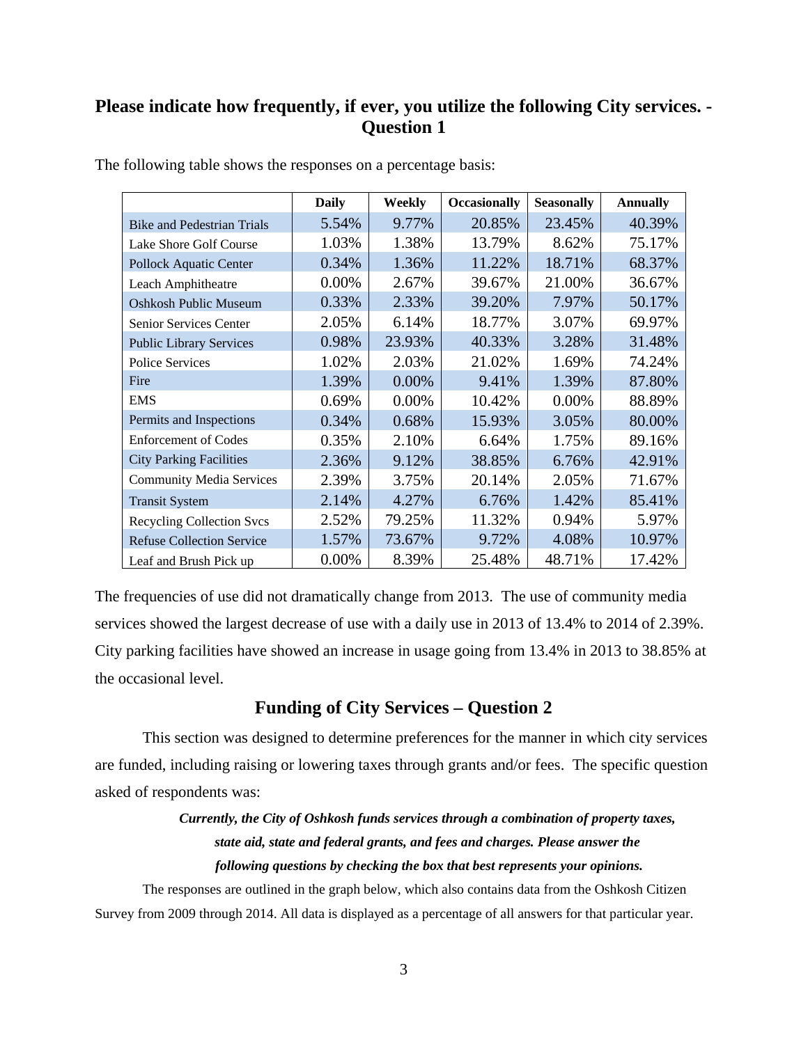## Please indicate how frequently, if ever, you utilize the following City services. - Question 1

The following table shows the responses on a percentage basis:

| | Daily | Weekly | Occasionally | Seasonally | Annually |
|---|---|---|---|---|---|
| Bike and Pedestrian Trials | 5.54% | 9.77% | 20.85% | 23.45% | 40.39% |
| Lake Shore Golf Course | 1.03% | 1.38% | 13.79% | 8.62% | 75.17% |
| Pollock Aquatic Center | 0.34% | 1.36% | 11.22% | 18.71% | 68.37% |
| Leach Amphitheatre | 0.00% | 2.67% | 39.67% | 21.00% | 36.67% |
| Oshkosh Public Museum | 0.33% | 2.33% | 39.20% | 7.97% | 50.17% |
| Senior Services Center | 2.05% | 6.14% | 18.77% | 3.07% | 69.97% |
| Public Library Services | 0.98% | 23.93% | 40.33% | 3.28% | 31.48% |
| Police Services | 1.02% | 2.03% | 21.02% | 1.69% | 74.24% |
| Fire | 1.39% | 0.00% | 9.41% | 1.39% | 87.80% |
| EMS | 0.69% | 0.00% | 10.42% | 0.00% | 88.89% |
| Permits and Inspections | 0.34% | 0.68% | 15.93% | 3.05% | 80.00% |
| Enforcement of Codes | 0.35% | 2.10% | 6.64% | 1.75% | 89.16% |
| City Parking Facilities | 2.36% | 9.12% | 38.85% | 6.76% | 42.91% |
| Community Media Services | 2.39% | 3.75% | 20.14% | 2.05% | 71.67% |
| Transit System | 2.14% | 4.27% | 6.76% | 1.42% | 85.41% |
| Recycling Collection Svcs | 2.52% | 79.25% | 11.32% | 0.94% | 5.97% |
| Refuse Collection Service | 1.57% | 73.67% | 9.72% | 4.08% | 10.97% |
| Leaf and Brush Pick up | 0.00% | 8.39% | 25.48% | 48.71% | 17.42% |

The frequencies of use did not dramatically change from 2013. The use of community media services showed the largest decrease of use with a daily use in 2013 of 13.4% to 2014 of 2.39%. City parking facilities have showed an increase in usage going from 13.4% in 2013 to 38.85% at the occasional level.

## Funding of City Services – Question 2

This section was designed to determine preferences for the manner in which city services are funded, including raising or lowering taxes through grants and/or fees. The specific question asked of respondents was:

***Currently, the City of Oshkosh funds services through a combination of property taxes, state aid, state and federal grants, and fees and charges. Please answer the following questions by checking the box that best represents your opinions.***

The responses are outlined in the graph below, which also contains data from the Oshkosh Citizen Survey from 2009 through 2014. All data is displayed as a percentage of all answers for that particular year.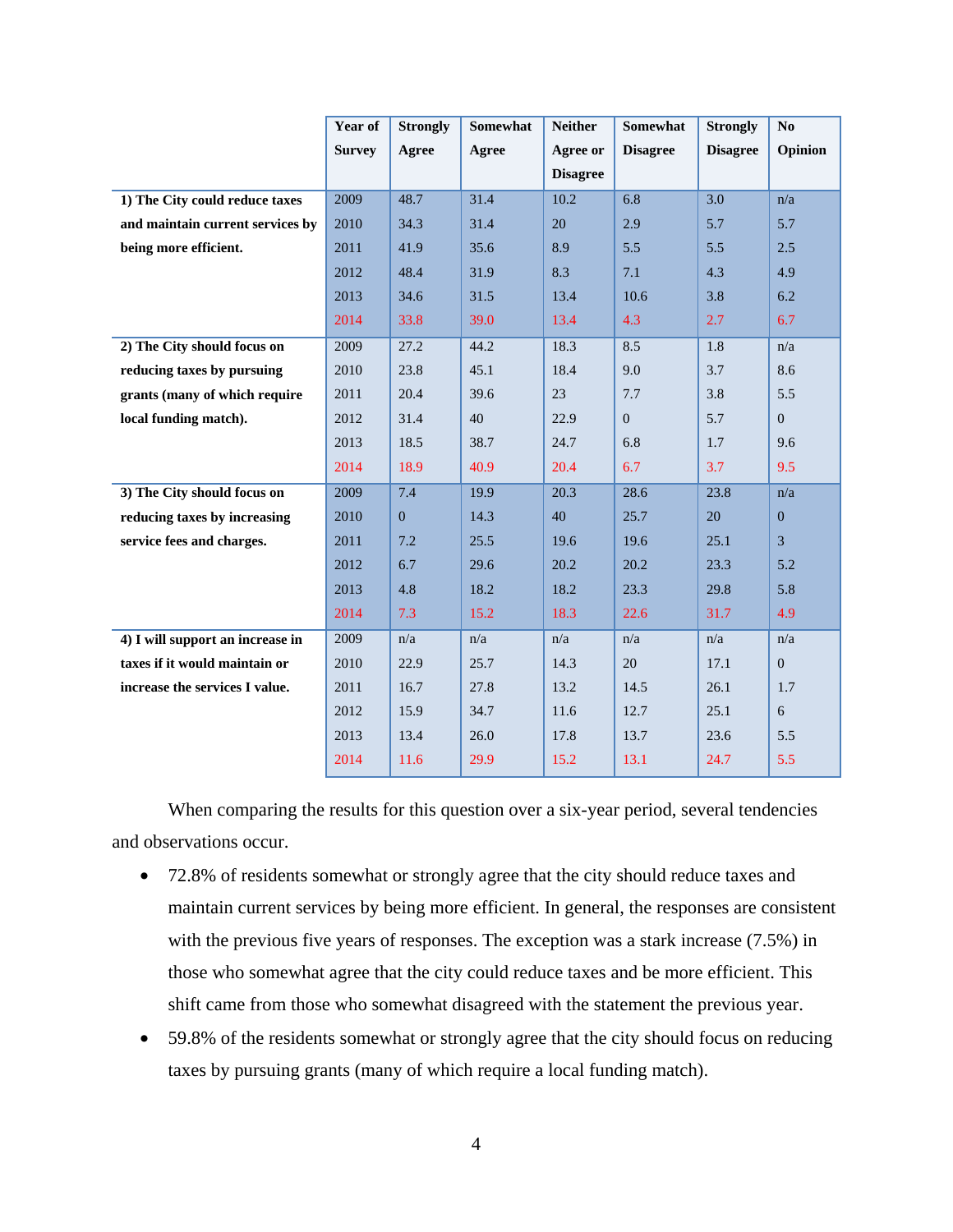| | Year of Survey | Strongly Agree | Somewhat Agree | Neither Agree or Disagree | Somewhat Disagree | Strongly Disagree | No Opinion |
|---|---|---|---|---|---|---|---|
| **1) The City could reduce taxes and maintain current services by being more efficient.** | 2009 | 48.7 | 31.4 | 10.2 | 6.8 | 3.0 | n/a |
| | 2010 | 34.3 | 31.4 | 20 | 2.9 | 5.7 | 5.7 |
| | 2011 | 41.9 | 35.6 | 8.9 | 5.5 | 5.5 | 2.5 |
| | 2012 | 48.4 | 31.9 | 8.3 | 7.1 | 4.3 | 4.9 |
| | 2013 | 34.6 | 31.5 | 13.4 | 10.6 | 3.8 | 6.2 |
| | 2014 | 33.8 | 39.0 | 13.4 | 4.3 | 2.7 | 6.7 |
| **2) The City should focus on reducing taxes by pursuing grants (many of which require local funding match).** | 2009 | 27.2 | 44.2 | 18.3 | 8.5 | 1.8 | n/a |
| | 2010 | 23.8 | 45.1 | 18.4 | 9.0 | 3.7 | 8.6 |
| | 2011 | 20.4 | 39.6 | 23 | 7.7 | 3.8 | 5.5 |
| | 2012 | 31.4 | 40 | 22.9 | 0 | 5.7 | 0 |
| | 2013 | 18.5 | 38.7 | 24.7 | 6.8 | 1.7 | 9.6 |
| | 2014 | 18.9 | 40.9 | 20.4 | 6.7 | 3.7 | 9.5 |
| **3) The City should focus on reducing taxes by increasing service fees and charges.** | 2009 | 7.4 | 19.9 | 20.3 | 28.6 | 23.8 | n/a |
| | 2010 | 0 | 14.3 | 40 | 25.7 | 20 | 0 |
| | 2011 | 7.2 | 25.5 | 19.6 | 19.6 | 25.1 | 3 |
| | 2012 | 6.7 | 29.6 | 20.2 | 20.2 | 23.3 | 5.2 |
| | 2013 | 4.8 | 18.2 | 18.2 | 23.3 | 29.8 | 5.8 |
| | 2014 | 7.3 | 15.2 | 18.3 | 22.6 | 31.7 | 4.9 |
| **4) I will support an increase in taxes if it would maintain or increase the services I value.** | 2009 | n/a | n/a | n/a | n/a | n/a | n/a |
| | 2010 | 22.9 | 25.7 | 14.3 | 20 | 17.1 | 0 |
| | 2011 | 16.7 | 27.8 | 13.2 | 14.5 | 26.1 | 1.7 |
| | 2012 | 15.9 | 34.7 | 11.6 | 12.7 | 25.1 | 6 |
| | 2013 | 13.4 | 26.0 | 17.8 | 13.7 | 23.6 | 5.5 |
| | 2014 | 11.6 | 29.9 | 15.2 | 13.1 | 24.7 | 5.5 |

When comparing the results for this question over a six-year period, several tendencies and observations occur.

- 72.8% of residents somewhat or strongly agree that the city should reduce taxes and maintain current services by being more efficient. In general, the responses are consistent with the previous five years of responses. The exception was a stark increase (7.5%) in those who somewhat agree that the city could reduce taxes and be more efficient. This shift came from those who somewhat disagreed with the statement the previous year.
- 59.8% of the residents somewhat or strongly agree that the city should focus on reducing taxes by pursuing grants (many of which require a local funding match).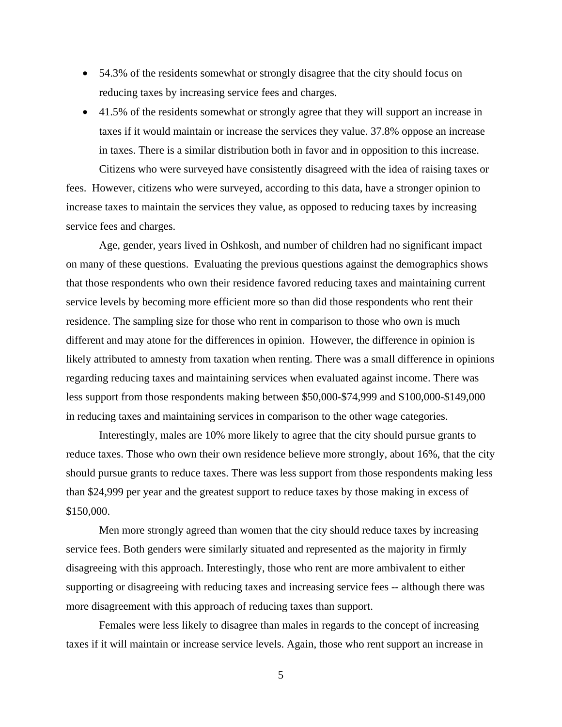- 54.3% of the residents somewhat or strongly disagree that the city should focus on reducing taxes by increasing service fees and charges.
- 41.5% of the residents somewhat or strongly agree that they will support an increase in taxes if it would maintain or increase the services they value. 37.8% oppose an increase in taxes. There is a similar distribution both in favor and in opposition to this increase.

Citizens who were surveyed have consistently disagreed with the idea of raising taxes or fees. However, citizens who were surveyed, according to this data, have a stronger opinion to increase taxes to maintain the services they value, as opposed to reducing taxes by increasing service fees and charges.

Age, gender, years lived in Oshkosh, and number of children had no significant impact on many of these questions. Evaluating the previous questions against the demographics shows that those respondents who own their residence favored reducing taxes and maintaining current service levels by becoming more efficient more so than did those respondents who rent their residence. The sampling size for those who rent in comparison to those who own is much different and may atone for the differences in opinion. However, the difference in opinion is likely attributed to amnesty from taxation when renting. There was a small difference in opinions regarding reducing taxes and maintaining services when evaluated against income. There was less support from those respondents making between $50,000-$74,999 and S100,000-$149,000 in reducing taxes and maintaining services in comparison to the other wage categories.

Interestingly, males are 10% more likely to agree that the city should pursue grants to reduce taxes. Those who own their own residence believe more strongly, about 16%, that the city should pursue grants to reduce taxes. There was less support from those respondents making less than $24,999 per year and the greatest support to reduce taxes by those making in excess of $150,000.

Men more strongly agreed than women that the city should reduce taxes by increasing service fees. Both genders were similarly situated and represented as the majority in firmly disagreeing with this approach. Interestingly, those who rent are more ambivalent to either supporting or disagreeing with reducing taxes and increasing service fees -- although there was more disagreement with this approach of reducing taxes than support.

Females were less likely to disagree than males in regards to the concept of increasing taxes if it will maintain or increase service levels. Again, those who rent support an increase in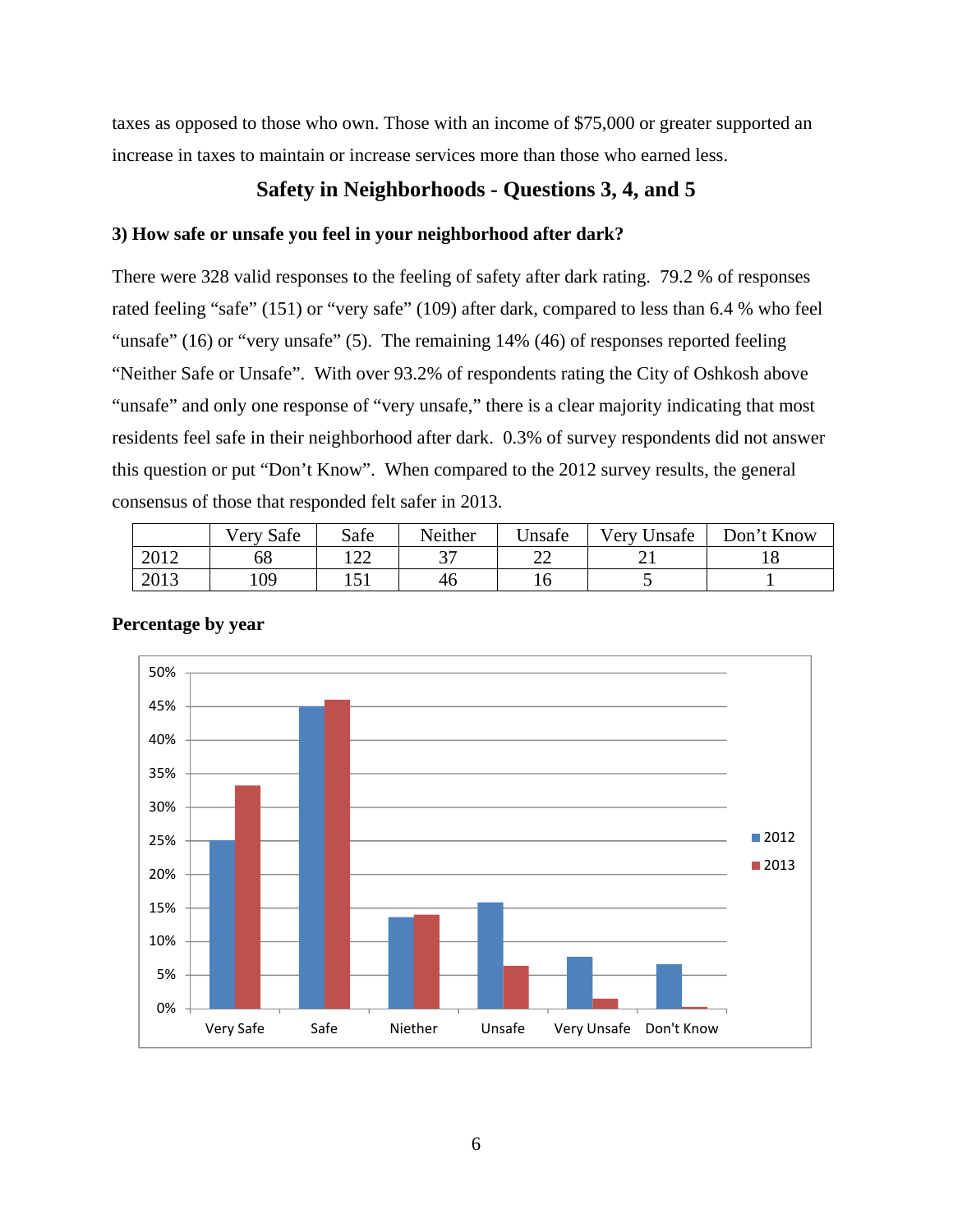taxes as opposed to those who own. Those with an income of $75,000 or greater supported an increase in taxes to maintain or increase services more than those who earned less.

## Safety in Neighborhoods - Questions 3, 4, and 5

### 3) How safe or unsafe you feel in your neighborhood after dark?

There were 328 valid responses to the feeling of safety after dark rating. 79.2 % of responses rated feeling "safe" (151) or "very safe" (109) after dark, compared to less than 6.4 % who feel "unsafe" (16) or "very unsafe" (5). The remaining 14% (46) of responses reported feeling "Neither Safe or Unsafe". With over 93.2% of respondents rating the City of Oshkosh above "unsafe" and only one response of "very unsafe," there is a clear majority indicating that most residents feel safe in their neighborhood after dark. 0.3% of survey respondents did not answer this question or put "Don't Know". When compared to the 2012 survey results, the general consensus of those that responded felt safer in 2013.

| | Very Safe | Safe | Neither | Unsafe | Very Unsafe | Don't Know |
|---|---|---|---|---|---|---|
| 2012 | 68 | 122 | 37 | 22 | 21 | 18 |
| 2013 | 109 | 151 | 46 | 16 | 5 | 1 |

**Percentage by year**

| | Very Safe | Safe | Niether | Unsafe | Very Unsafe | Don't Know |
|---|---|---|---|---|---|---|
| 2012 | 25% | 45% | 13.6% | 15.8% | 7.7% | 6.6% |
| 2013 | 33.2% | 46% | 14% | 6.3% | 1.5% | 0.3% |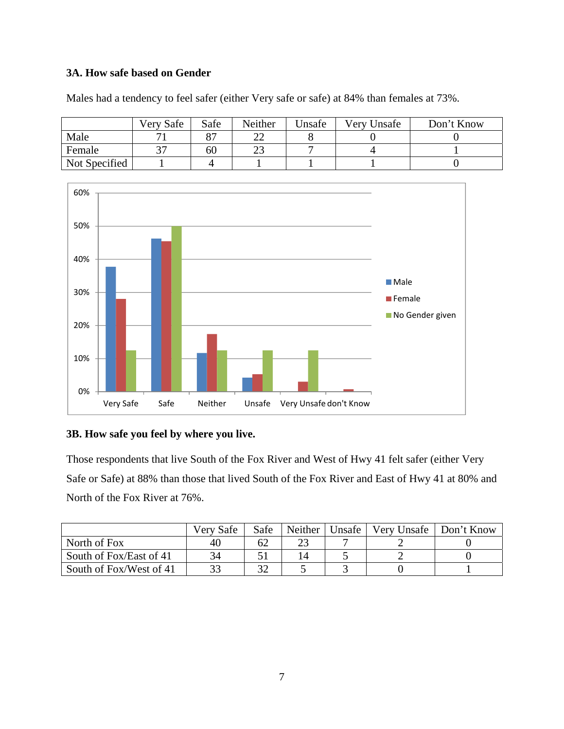### 3A. How safe based on Gender

Males had a tendency to feel safer (either Very safe or safe) at 84% than females at 73%.

| | Very Safe | Safe | Neither | Unsafe | Very Unsafe | Don't Know |
|---|---|---|---|---|---|---|
| Male | 71 | 87 | 22 | 8 | 0 | 0 |
| Female | 37 | 60 | 23 | 7 | 4 | 1 |
| Not Specified | 1 | 4 | 1 | 1 | 1 | 0 |

### 3B. How safe you feel by where you live.

Those respondents that live South of the Fox River and West of Hwy 41 felt safer (either Very Safe or Safe) at 88% than those that lived South of the Fox River and East of Hwy 41 at 80% and North of the Fox River at 76%.

| | Very Safe | Safe | Neither | Unsafe | Very Unsafe | Don't Know |
|---|---|---|---|---|---|---|
| North of Fox | 40 | 62 | 23 | 7 | 2 | 0 |
| South of Fox/East of 41 | 34 | 51 | 14 | 5 | 2 | 0 |
| South of Fox/West of 41 | 33 | 32 | 5 | 3 | 0 | 1 |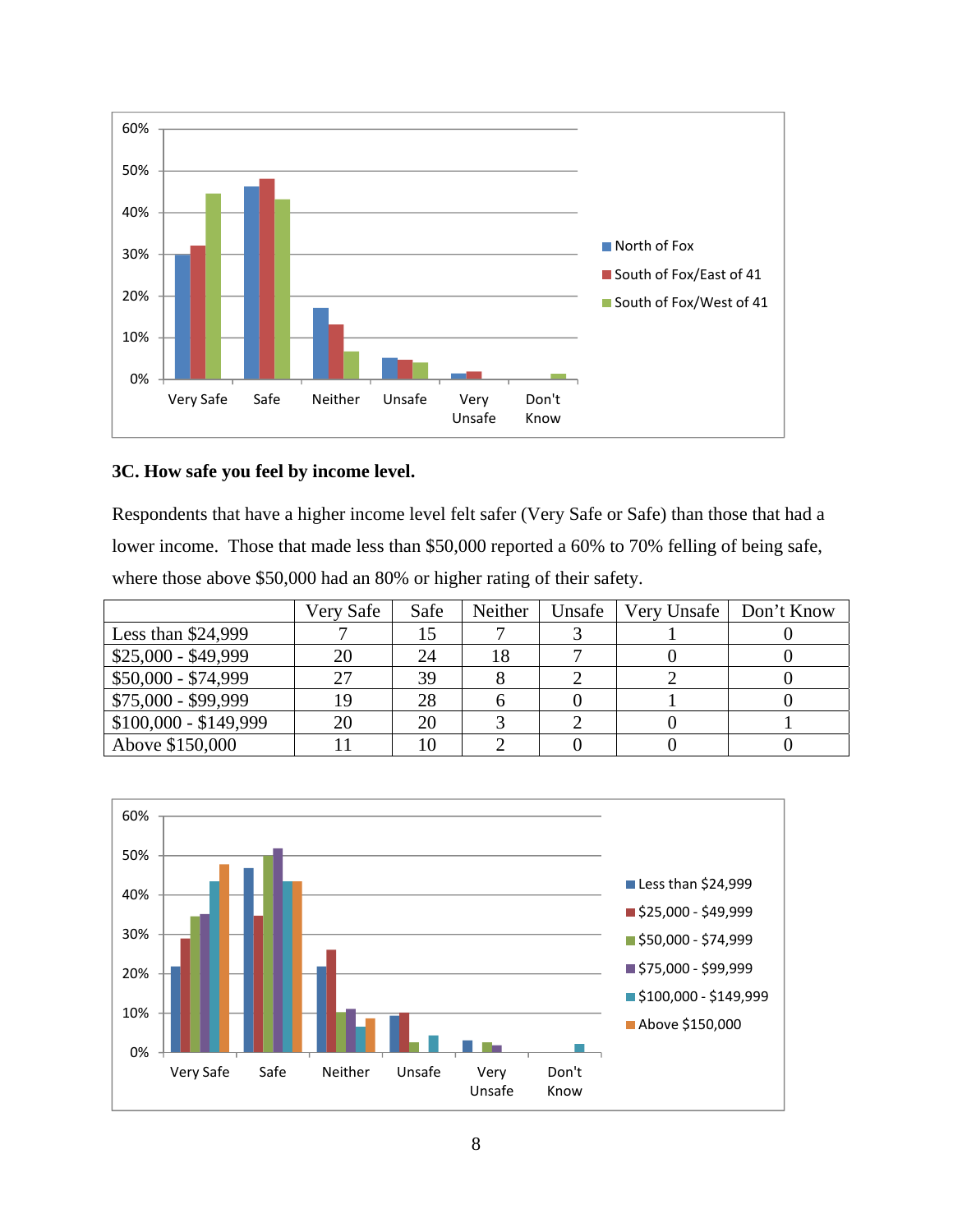### 3C. How safe you feel by income level.

Respondents that have a higher income level felt safer (Very Safe or Safe) than those that had a lower income. Those that made less than $50,000 reported a 60% to 70% felling of being safe, where those above $50,000 had an 80% or higher rating of their safety.

| | Very Safe | Safe | Neither | Unsafe | Very Unsafe | Don't Know |
|---|---|---|---|---|---|---|
| Less than $24,999 | 7 | 15 | 7 | 3 | 1 | 0 |
| $25,000 - $49,999 | 20 | 24 | 18 | 7 | 0 | 0 |
| $50,000 - $74,999 | 27 | 39 | 8 | 2 | 2 | 0 |
| $75,000 - $99,999 | 19 | 28 | 6 | 0 | 1 | 0 |
| $100,000 - $149,999 | 20 | 20 | 3 | 2 | 0 | 1 |
| Above $150,000 | 11 | 10 | 2 | 0 | 0 | 0 |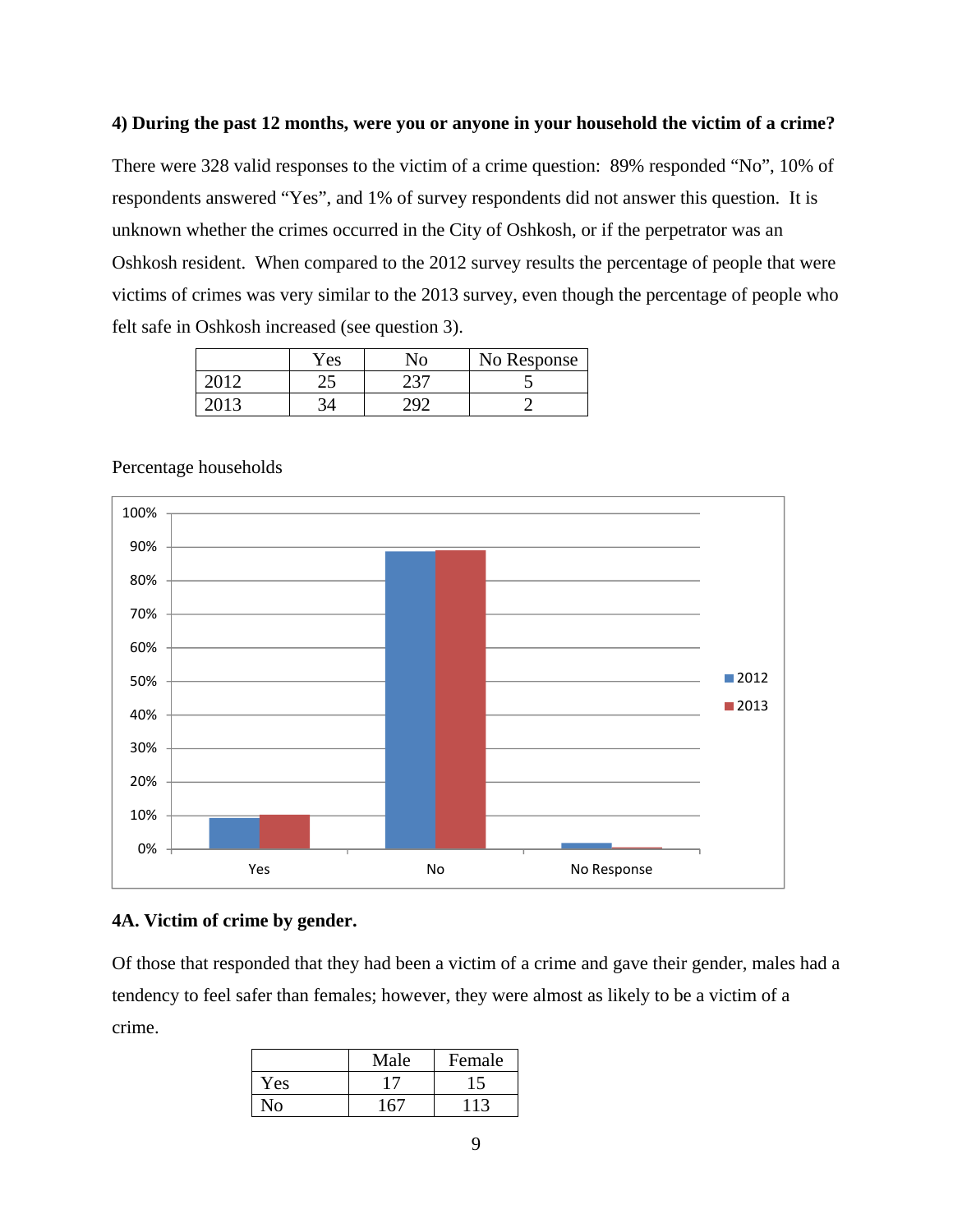**4) During the past 12 months, were you or anyone in your household the victim of a crime?**

There were 328 valid responses to the victim of a crime question: 89% responded "No", 10% of respondents answered "Yes", and 1% of survey respondents did not answer this question. It is unknown whether the crimes occurred in the City of Oshkosh, or if the perpetrator was an Oshkosh resident. When compared to the 2012 survey results the percentage of people that were victims of crimes was very similar to the 2013 survey, even though the percentage of people who felt safe in Oshkosh increased (see question 3).

| | Yes | No | No Response |
|---|---|---|---|
| 2012 | 25 | 237 | 5 |
| 2013 | 34 | 292 | 2 |

Percentage households

**4A. Victim of crime by gender.**

Of those that responded that they had been a victim of a crime and gave their gender, males had a tendency to feel safer than females; however, they were almost as likely to be a victim of a crime.

| | Male | Female |
|---|---|---|
| Yes | 17 | 15 |
| No | 167 | 113 |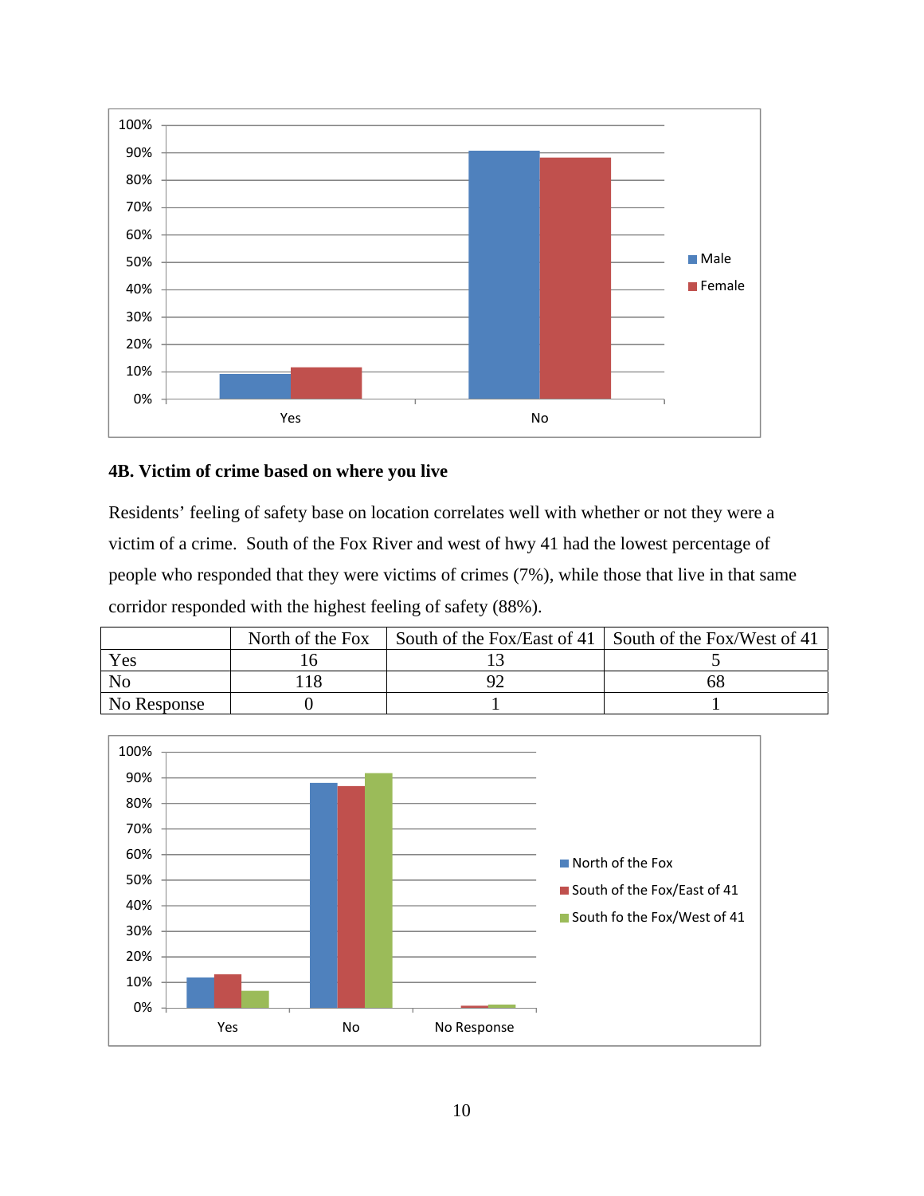## 4B. Victim of crime based on where you live

Residents' feeling of safety base on location correlates well with whether or not they were a victim of a crime. South of the Fox River and west of hwy 41 had the lowest percentage of people who responded that they were victims of crimes (7%), while those that live in that same corridor responded with the highest feeling of safety (88%).

| | North of the Fox | South of the Fox/East of 41 | South of the Fox/West of 41 |
|---|---|---|---|
| Yes | 16 | 13 | 5 |
| No | 118 | 92 | 68 |
| No Response | 0 | 1 | 1 |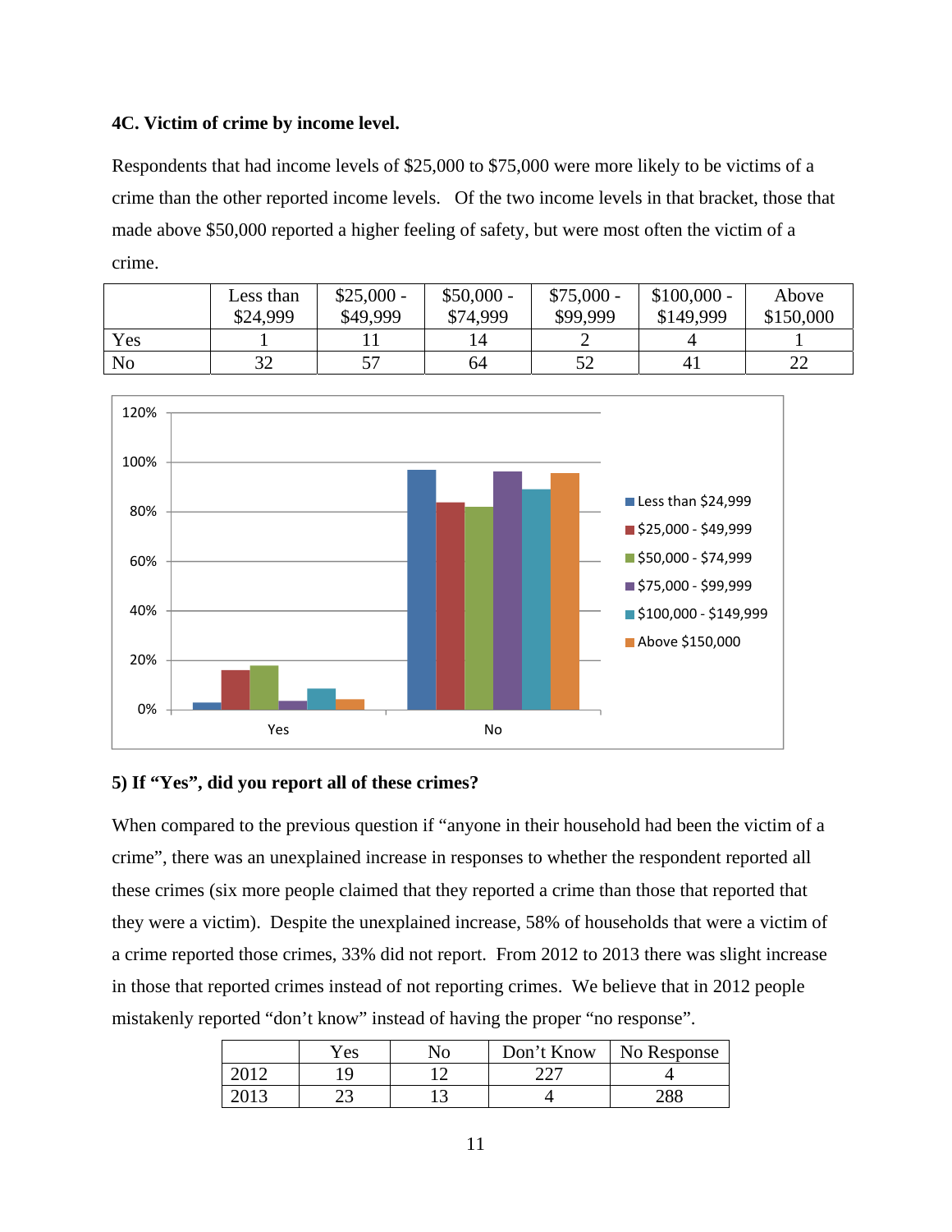**4C. Victim of crime by income level.**

Respondents that had income levels of $25,000 to $75,000 were more likely to be victims of a crime than the other reported income levels. Of the two income levels in that bracket, those that made above $50,000 reported a higher feeling of safety, but were most often the victim of a crime.

| | Less than $24,999 | $25,000 - $49,999 | $50,000 - $74,999 | $75,000 - $99,999 | $100,000 - $149,999 | Above $150,000 |
|---|---|---|---|---|---|---|
| Yes | 1 | 11 | 14 | 2 | 4 | 1 |
| No | 32 | 57 | 64 | 52 | 41 | 22 |

**5) If "Yes", did you report all of these crimes?**

When compared to the previous question if "anyone in their household had been the victim of a crime", there was an unexplained increase in responses to whether the respondent reported all these crimes (six more people claimed that they reported a crime than those that reported that they were a victim). Despite the unexplained increase, 58% of households that were a victim of a crime reported those crimes, 33% did not report. From 2012 to 2013 there was slight increase in those that reported crimes instead of not reporting crimes. We believe that in 2012 people mistakenly reported "don't know" instead of having the proper "no response".

| | Yes | No | Don't Know | No Response |
|---|---|---|---|---|
| 2012 | 19 | 12 | 227 | 4 |
| 2013 | 23 | 13 | 4 | 288 |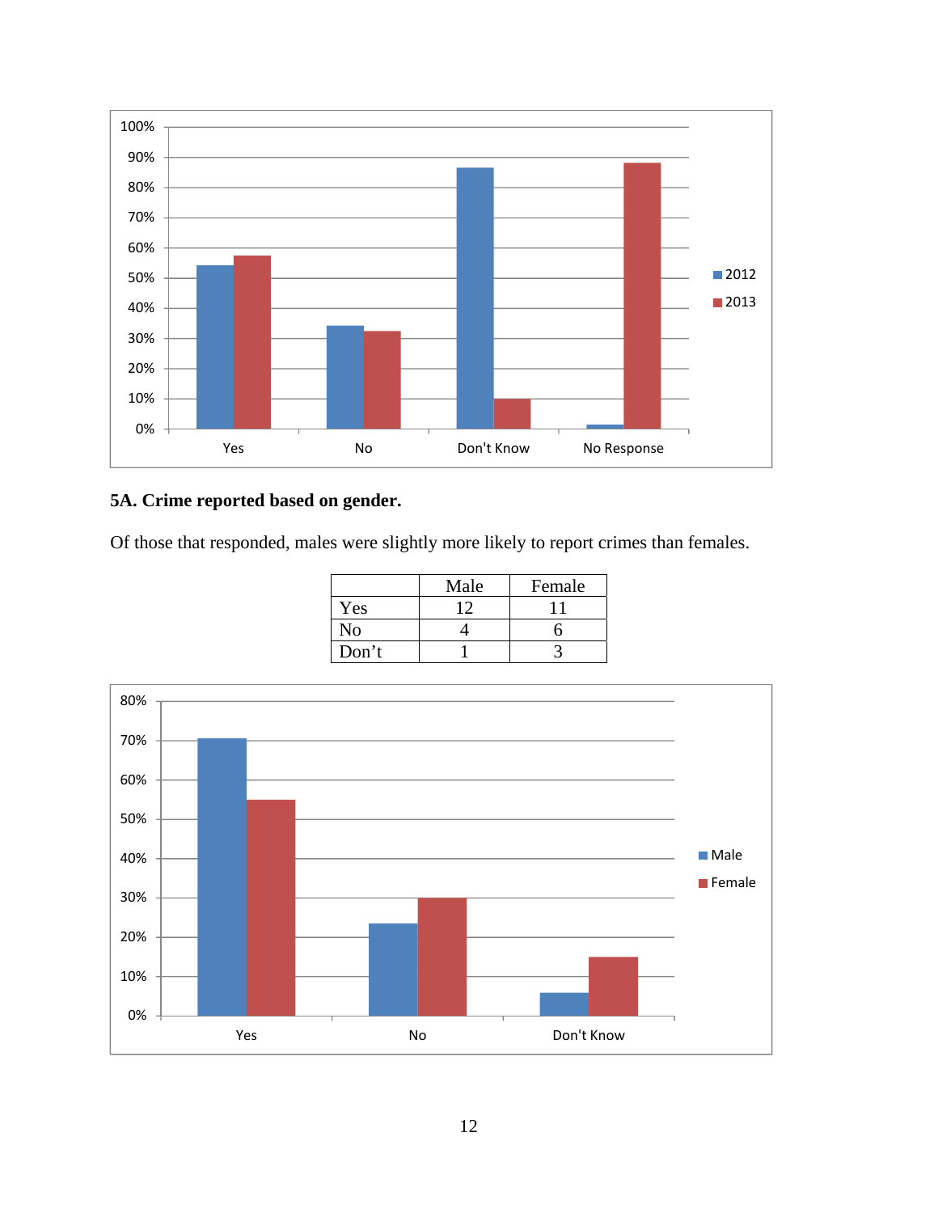## 5A. Crime reported based on gender.

Of those that responded, males were slightly more likely to report crimes than females.

| | Male | Female |
|---|---|---|
| Yes | 12 | 11 |
| No | 4 | 6 |
| Don't | 1 | 3 |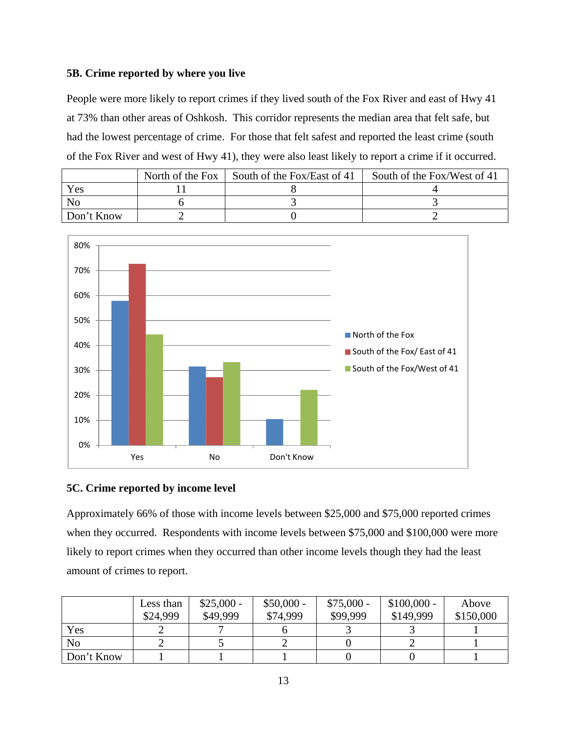**5B. Crime reported by where you live**

People were more likely to report crimes if they lived south of the Fox River and east of Hwy 41 at 73% than other areas of Oshkosh. This corridor represents the median area that felt safe, but had the lowest percentage of crime. For those that felt safest and reported the least crime (south of the Fox River and west of Hwy 41), they were also least likely to report a crime if it occurred.

| | North of the Fox | South of the Fox/East of 41 | South of the Fox/West of 41 |
|---|---|---|---|
| Yes | 11 | 8 | 4 |
| No | 6 | 3 | 3 |
| Don't Know | 2 | 0 | 2 |

**5C. Crime reported by income level**

Approximately 66% of those with income levels between $25,000 and $75,000 reported crimes when they occurred. Respondents with income levels between $75,000 and $100,000 were more likely to report crimes when they occurred than other income levels though they had the least amount of crimes to report.

| | Less than $24,999 | $25,000 - $49,999 | $50,000 - $74,999 | $75,000 - $99,999 | $100,000 - $149,999 | Above $150,000 |
|---|---|---|---|---|---|---|
| Yes | 2 | 7 | 6 | 3 | 3 | 1 |
| No | 2 | 5 | 2 | 0 | 2 | 1 |
| Don't Know | 1 | 1 | 1 | 0 | 0 | 1 |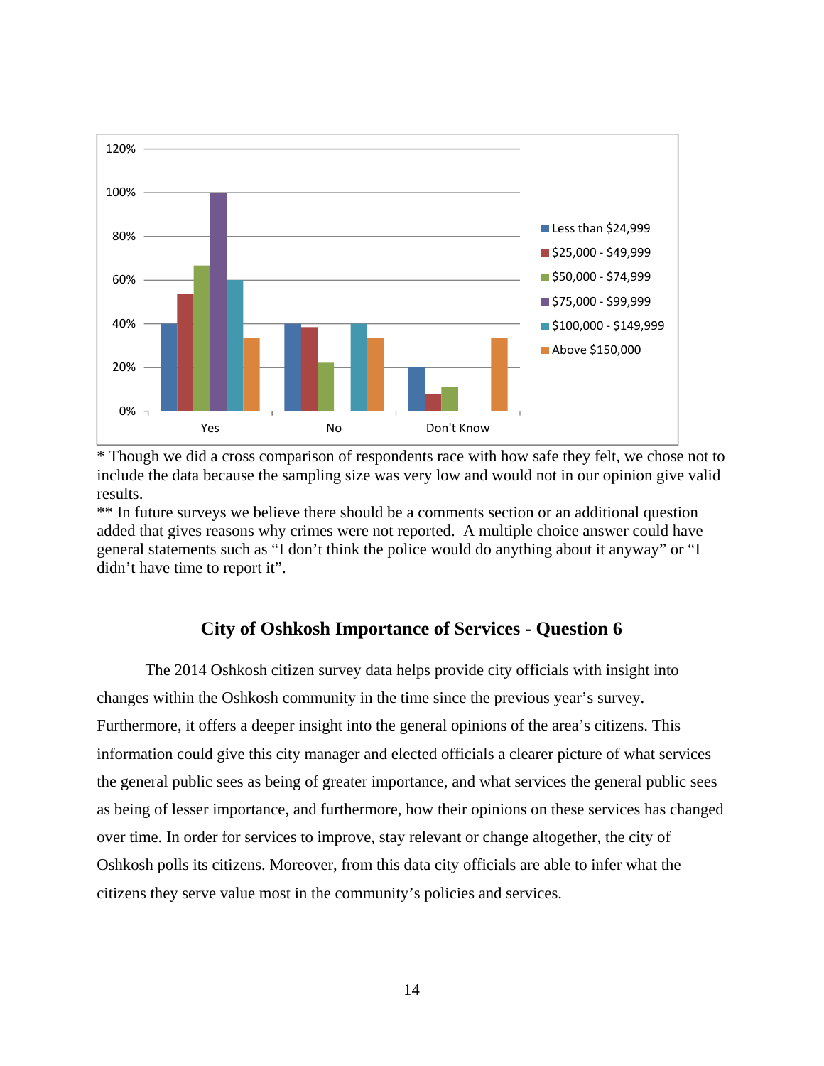* Though we did a cross comparison of respondents race with how safe they felt, we chose not to include the data because the sampling size was very low and would not in our opinion give valid results.

** In future surveys we believe there should be a comments section or an additional question added that gives reasons why crimes were not reported. A multiple choice answer could have general statements such as "I don't think the police would do anything about it anyway" or "I didn't have time to report it".

## City of Oshkosh Importance of Services - Question 6

The 2014 Oshkosh citizen survey data helps provide city officials with insight into changes within the Oshkosh community in the time since the previous year's survey. Furthermore, it offers a deeper insight into the general opinions of the area's citizens. This information could give this city manager and elected officials a clearer picture of what services the general public sees as being of greater importance, and what services the general public sees as being of lesser importance, and furthermore, how their opinions on these services has changed over time. In order for services to improve, stay relevant or change altogether, the city of Oshkosh polls its citizens. Moreover, from this data city officials are able to infer what the citizens they serve value most in the community's policies and services.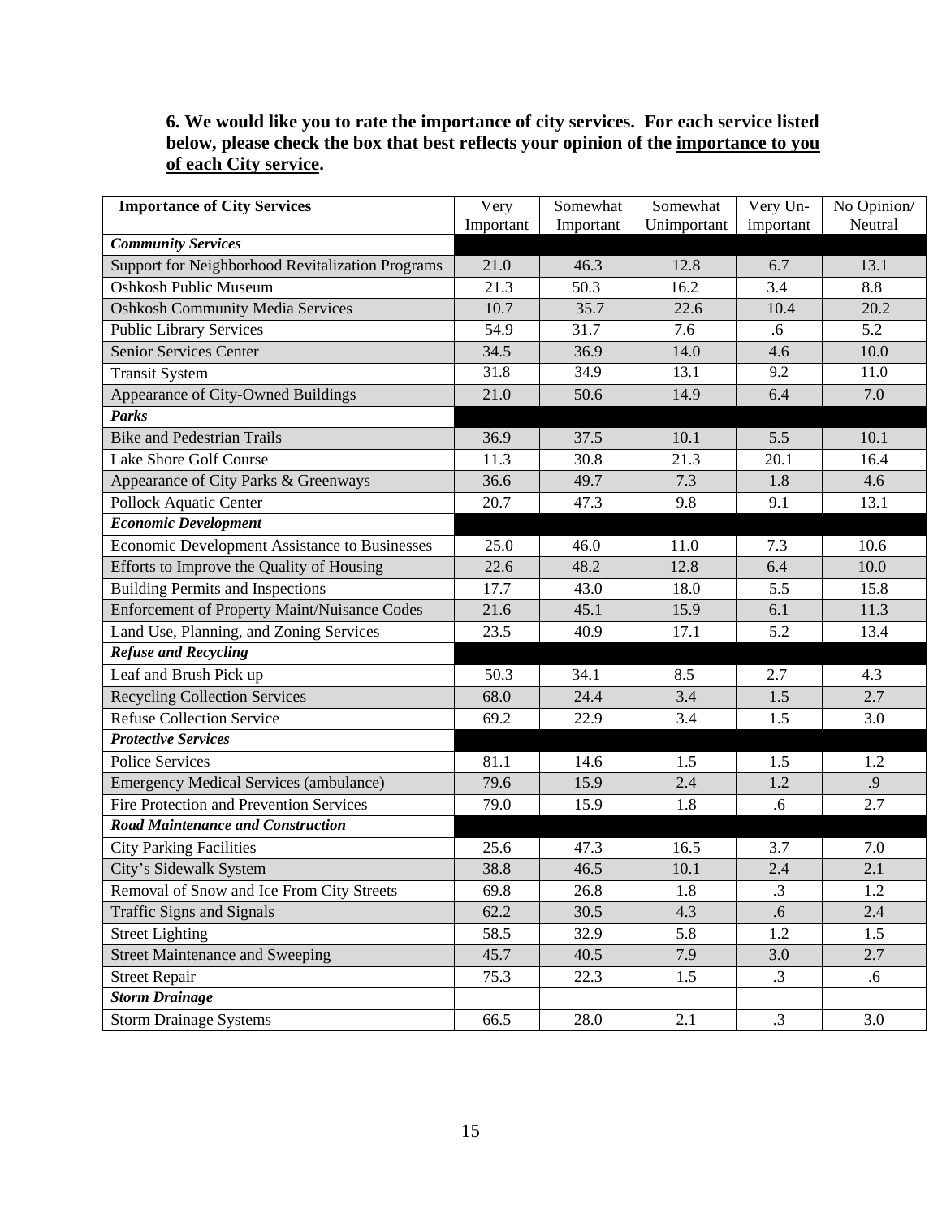**6. We would like you to rate the importance of city services. For each service listed below, please check the box that best reflects your opinion of the <u>importance to you of each City service</u>.**

| Importance of City Services | Very Important | Somewhat Important | Somewhat Unimportant | Very Un-important | No Opinion/ Neutral |
|---|---|---|---|---|---|
| ***Community Services*** | | | | | |
| Support for Neighborhood Revitalization Programs | 21.0 | 46.3 | 12.8 | 6.7 | 13.1 |
| Oshkosh Public Museum | 21.3 | 50.3 | 16.2 | 3.4 | 8.8 |
| Oshkosh Community Media Services | 10.7 | 35.7 | 22.6 | 10.4 | 20.2 |
| Public Library Services | 54.9 | 31.7 | 7.6 | .6 | 5.2 |
| Senior Services Center | 34.5 | 36.9 | 14.0 | 4.6 | 10.0 |
| Transit System | 31.8 | 34.9 | 13.1 | 9.2 | 11.0 |
| Appearance of City-Owned Buildings | 21.0 | 50.6 | 14.9 | 6.4 | 7.0 |
| ***Parks*** | | | | | |
| Bike and Pedestrian Trails | 36.9 | 37.5 | 10.1 | 5.5 | 10.1 |
| Lake Shore Golf Course | 11.3 | 30.8 | 21.3 | 20.1 | 16.4 |
| Appearance of City Parks & Greenways | 36.6 | 49.7 | 7.3 | 1.8 | 4.6 |
| Pollock Aquatic Center | 20.7 | 47.3 | 9.8 | 9.1 | 13.1 |
| ***Economic Development*** | | | | | |
| Economic Development Assistance to Businesses | 25.0 | 46.0 | 11.0 | 7.3 | 10.6 |
| Efforts to Improve the Quality of Housing | 22.6 | 48.2 | 12.8 | 6.4 | 10.0 |
| Building Permits and Inspections | 17.7 | 43.0 | 18.0 | 5.5 | 15.8 |
| Enforcement of Property Maint/Nuisance Codes | 21.6 | 45.1 | 15.9 | 6.1 | 11.3 |
| Land Use, Planning, and Zoning Services | 23.5 | 40.9 | 17.1 | 5.2 | 13.4 |
| ***Refuse and Recycling*** | | | | | |
| Leaf and Brush Pick up | 50.3 | 34.1 | 8.5 | 2.7 | 4.3 |
| Recycling Collection Services | 68.0 | 24.4 | 3.4 | 1.5 | 2.7 |
| Refuse Collection Service | 69.2 | 22.9 | 3.4 | 1.5 | 3.0 |
| ***Protective Services*** | | | | | |
| Police Services | 81.1 | 14.6 | 1.5 | 1.5 | 1.2 |
| Emergency Medical Services (ambulance) | 79.6 | 15.9 | 2.4 | 1.2 | .9 |
| Fire Protection and Prevention Services | 79.0 | 15.9 | 1.8 | .6 | 2.7 |
| ***Road Maintenance and Construction*** | | | | | |
| City Parking Facilities | 25.6 | 47.3 | 16.5 | 3.7 | 7.0 |
| City's Sidewalk System | 38.8 | 46.5 | 10.1 | 2.4 | 2.1 |
| Removal of Snow and Ice From City Streets | 69.8 | 26.8 | 1.8 | .3 | 1.2 |
| Traffic Signs and Signals | 62.2 | 30.5 | 4.3 | .6 | 2.4 |
| Street Lighting | 58.5 | 32.9 | 5.8 | 1.2 | 1.5 |
| Street Maintenance and Sweeping | 45.7 | 40.5 | 7.9 | 3.0 | 2.7 |
| Street Repair | 75.3 | 22.3 | 1.5 | .3 | .6 |
| ***Storm Drainage*** | | | | | |
| Storm Drainage Systems | 66.5 | 28.0 | 2.1 | .3 | 3.0 |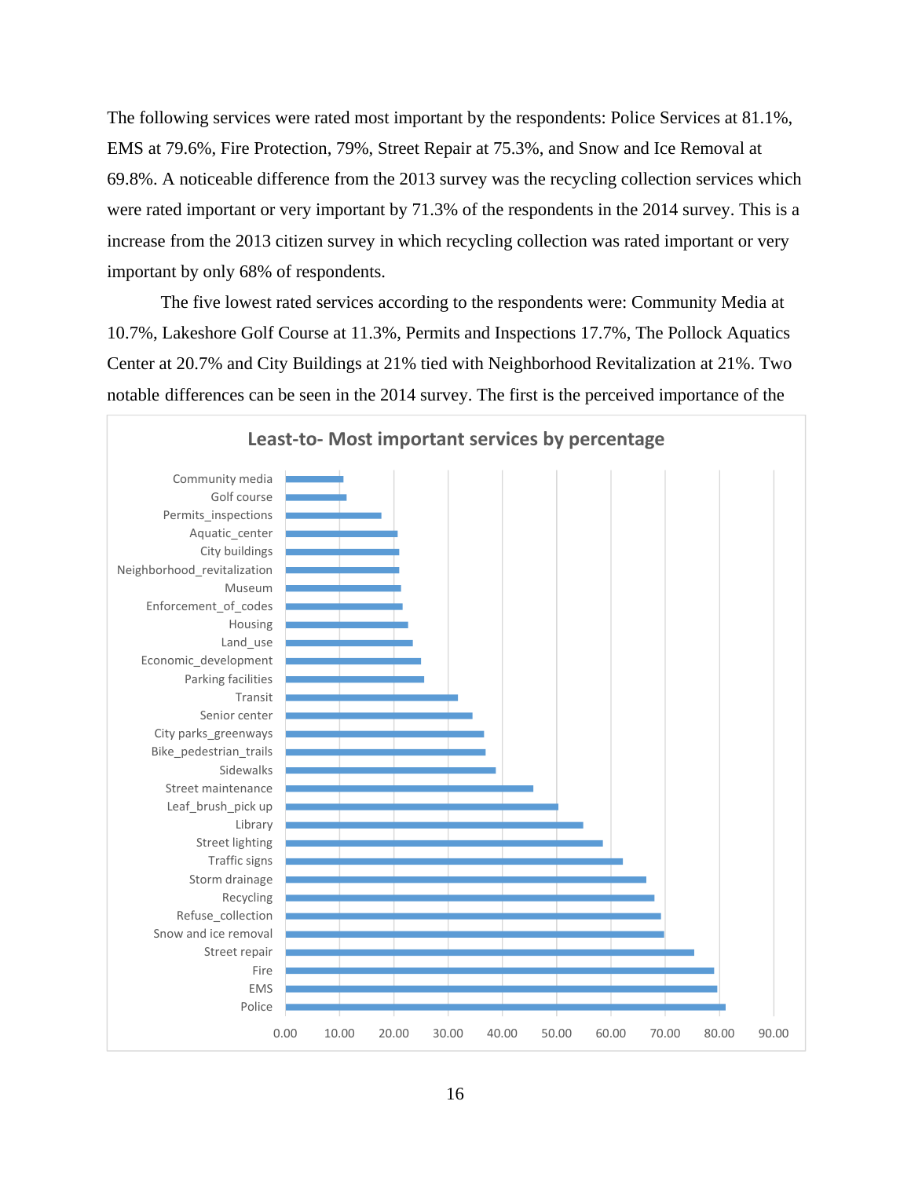The following services were rated most important by the respondents: Police Services at 81.1%, EMS at 79.6%, Fire Protection, 79%, Street Repair at 75.3%, and Snow and Ice Removal at 69.8%. A noticeable difference from the 2013 survey was the recycling collection services which were rated important or very important by 71.3% of the respondents in the 2014 survey. This is a increase from the 2013 citizen survey in which recycling collection was rated important or very important by only 68% of respondents.

The five lowest rated services according to the respondents were: Community Media at 10.7%, Lakeshore Golf Course at 11.3%, Permits and Inspections 17.7%, The Pollock Aquatics Center at 20.7% and City Buildings at 21% tied with Neighborhood Revitalization at 21%. Two notable differences can be seen in the 2014 survey. The first is the perceived importance of the

**Least-to- Most important services by percentage**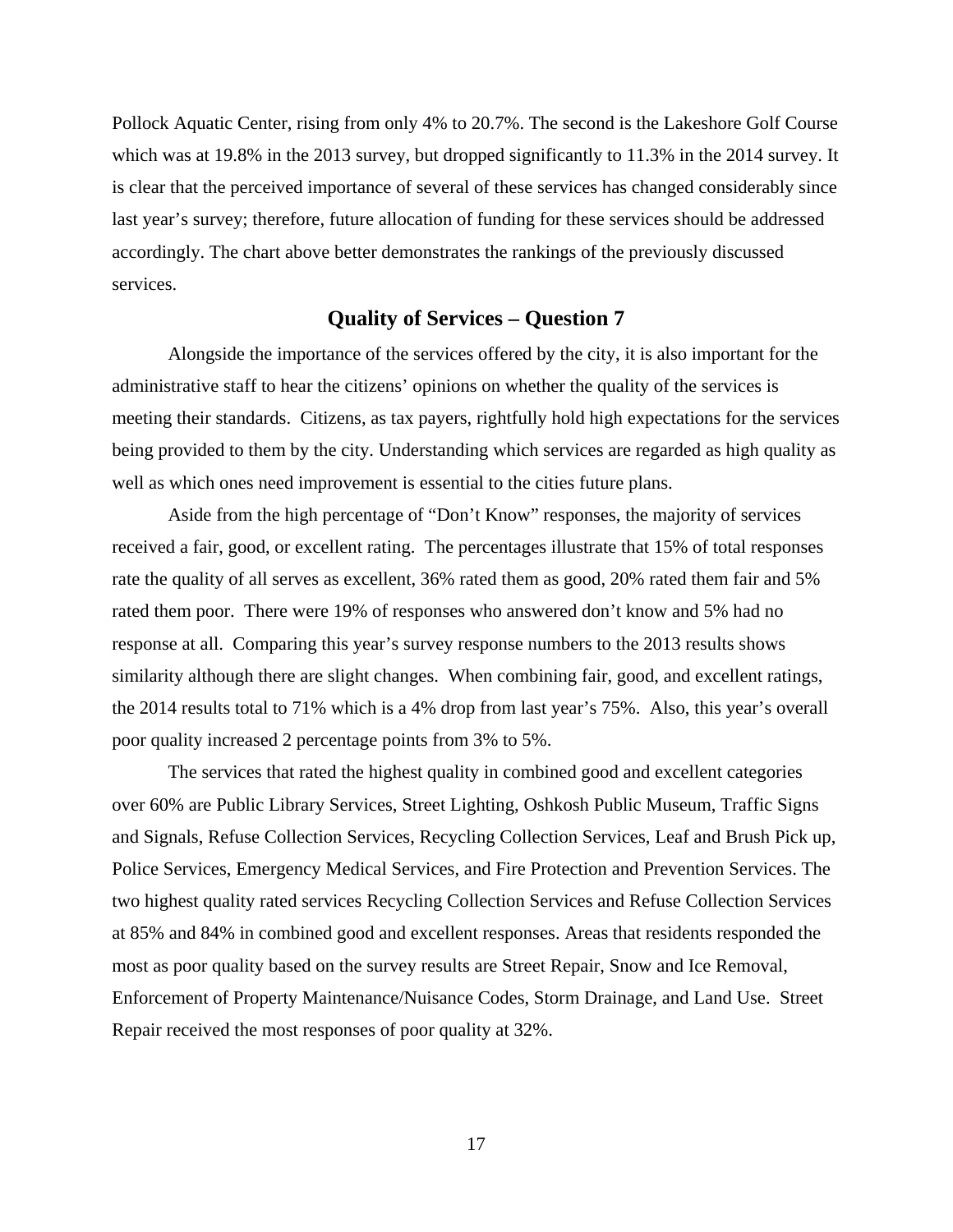Pollock Aquatic Center, rising from only 4% to 20.7%. The second is the Lakeshore Golf Course which was at 19.8% in the 2013 survey, but dropped significantly to 11.3% in the 2014 survey. It is clear that the perceived importance of several of these services has changed considerably since last year's survey; therefore, future allocation of funding for these services should be addressed accordingly. The chart above better demonstrates the rankings of the previously discussed services.

## Quality of Services – Question 7

Alongside the importance of the services offered by the city, it is also important for the administrative staff to hear the citizens' opinions on whether the quality of the services is meeting their standards. Citizens, as tax payers, rightfully hold high expectations for the services being provided to them by the city. Understanding which services are regarded as high quality as well as which ones need improvement is essential to the cities future plans.

Aside from the high percentage of "Don't Know" responses, the majority of services received a fair, good, or excellent rating. The percentages illustrate that 15% of total responses rate the quality of all serves as excellent, 36% rated them as good, 20% rated them fair and 5% rated them poor. There were 19% of responses who answered don't know and 5% had no response at all. Comparing this year's survey response numbers to the 2013 results shows similarity although there are slight changes. When combining fair, good, and excellent ratings, the 2014 results total to 71% which is a 4% drop from last year's 75%. Also, this year's overall poor quality increased 2 percentage points from 3% to 5%.

The services that rated the highest quality in combined good and excellent categories over 60% are Public Library Services, Street Lighting, Oshkosh Public Museum, Traffic Signs and Signals, Refuse Collection Services, Recycling Collection Services, Leaf and Brush Pick up, Police Services, Emergency Medical Services, and Fire Protection and Prevention Services. The two highest quality rated services Recycling Collection Services and Refuse Collection Services at 85% and 84% in combined good and excellent responses. Areas that residents responded the most as poor quality based on the survey results are Street Repair, Snow and Ice Removal, Enforcement of Property Maintenance/Nuisance Codes, Storm Drainage, and Land Use. Street Repair received the most responses of poor quality at 32%.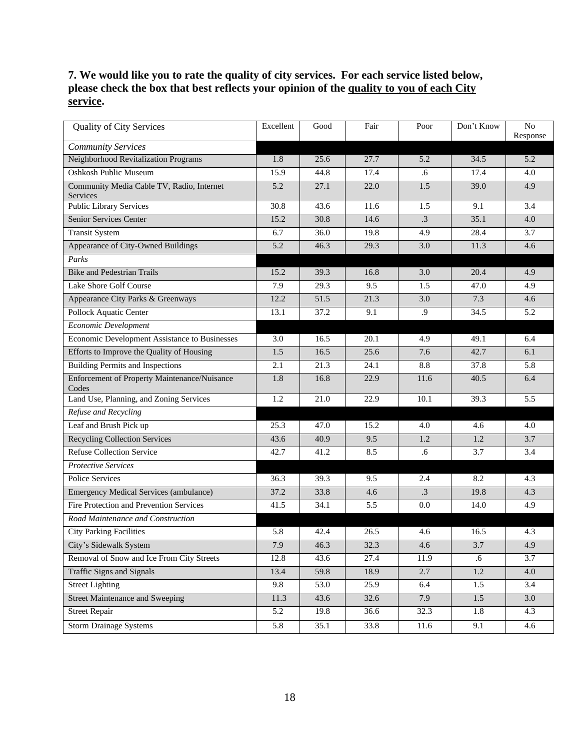**7. We would like you to rate the quality of city services. For each service listed below, please check the box that best reflects your opinion of the quality to you of each City service.**

| Quality of City Services | Excellent | Good | Fair | Poor | Don't Know | No Response |
|---|---|---|---|---|---|---|
| *Community Services* | | | | | | |
| Neighborhood Revitalization Programs | 1.8 | 25.6 | 27.7 | 5.2 | 34.5 | 5.2 |
| Oshkosh Public Museum | 15.9 | 44.8 | 17.4 | .6 | 17.4 | 4.0 |
| Community Media Cable TV, Radio, Internet Services | 5.2 | 27.1 | 22.0 | 1.5 | 39.0 | 4.9 |
| Public Library Services | 30.8 | 43.6 | 11.6 | 1.5 | 9.1 | 3.4 |
| Senior Services Center | 15.2 | 30.8 | 14.6 | .3 | 35.1 | 4.0 |
| Transit System | 6.7 | 36.0 | 19.8 | 4.9 | 28.4 | 3.7 |
| Appearance of City-Owned Buildings | 5.2 | 46.3 | 29.3 | 3.0 | 11.3 | 4.6 |
| *Parks* | | | | | | |
| Bike and Pedestrian Trails | 15.2 | 39.3 | 16.8 | 3.0 | 20.4 | 4.9 |
| Lake Shore Golf Course | 7.9 | 29.3 | 9.5 | 1.5 | 47.0 | 4.9 |
| Appearance City Parks & Greenways | 12.2 | 51.5 | 21.3 | 3.0 | 7.3 | 4.6 |
| Pollock Aquatic Center | 13.1 | 37.2 | 9.1 | .9 | 34.5 | 5.2 |
| *Economic Development* | | | | | | |
| Economic Development Assistance to Businesses | 3.0 | 16.5 | 20.1 | 4.9 | 49.1 | 6.4 |
| Efforts to Improve the Quality of Housing | 1.5 | 16.5 | 25.6 | 7.6 | 42.7 | 6.1 |
| Building Permits and Inspections | 2.1 | 21.3 | 24.1 | 8.8 | 37.8 | 5.8 |
| Enforcement of Property Maintenance/Nuisance Codes | 1.8 | 16.8 | 22.9 | 11.6 | 40.5 | 6.4 |
| Land Use, Planning, and Zoning Services | 1.2 | 21.0 | 22.9 | 10.1 | 39.3 | 5.5 |
| *Refuse and Recycling* | | | | | | |
| Leaf and Brush Pick up | 25.3 | 47.0 | 15.2 | 4.0 | 4.6 | 4.0 |
| Recycling Collection Services | 43.6 | 40.9 | 9.5 | 1.2 | 1.2 | 3.7 |
| Refuse Collection Service | 42.7 | 41.2 | 8.5 | .6 | 3.7 | 3.4 |
| *Protective Services* | | | | | | |
| Police Services | 36.3 | 39.3 | 9.5 | 2.4 | 8.2 | 4.3 |
| Emergency Medical Services (ambulance) | 37.2 | 33.8 | 4.6 | .3 | 19.8 | 4.3 |
| Fire Protection and Prevention Services | 41.5 | 34.1 | 5.5 | 0.0 | 14.0 | 4.9 |
| *Road Maintenance and Construction* | | | | | | |
| City Parking Facilities | 5.8 | 42.4 | 26.5 | 4.6 | 16.5 | 4.3 |
| City's Sidewalk System | 7.9 | 46.3 | 32.3 | 4.6 | 3.7 | 4.9 |
| Removal of Snow and Ice From City Streets | 12.8 | 43.6 | 27.4 | 11.9 | .6 | 3.7 |
| Traffic Signs and Signals | 13.4 | 59.8 | 18.9 | 2.7 | 1.2 | 4.0 |
| Street Lighting | 9.8 | 53.0 | 25.9 | 6.4 | 1.5 | 3.4 |
| Street Maintenance and Sweeping | 11.3 | 43.6 | 32.6 | 7.9 | 1.5 | 3.0 |
| Street Repair | 5.2 | 19.8 | 36.6 | 32.3 | 1.8 | 4.3 |
| Storm Drainage Systems | 5.8 | 35.1 | 33.8 | 11.6 | 9.1 | 4.6 |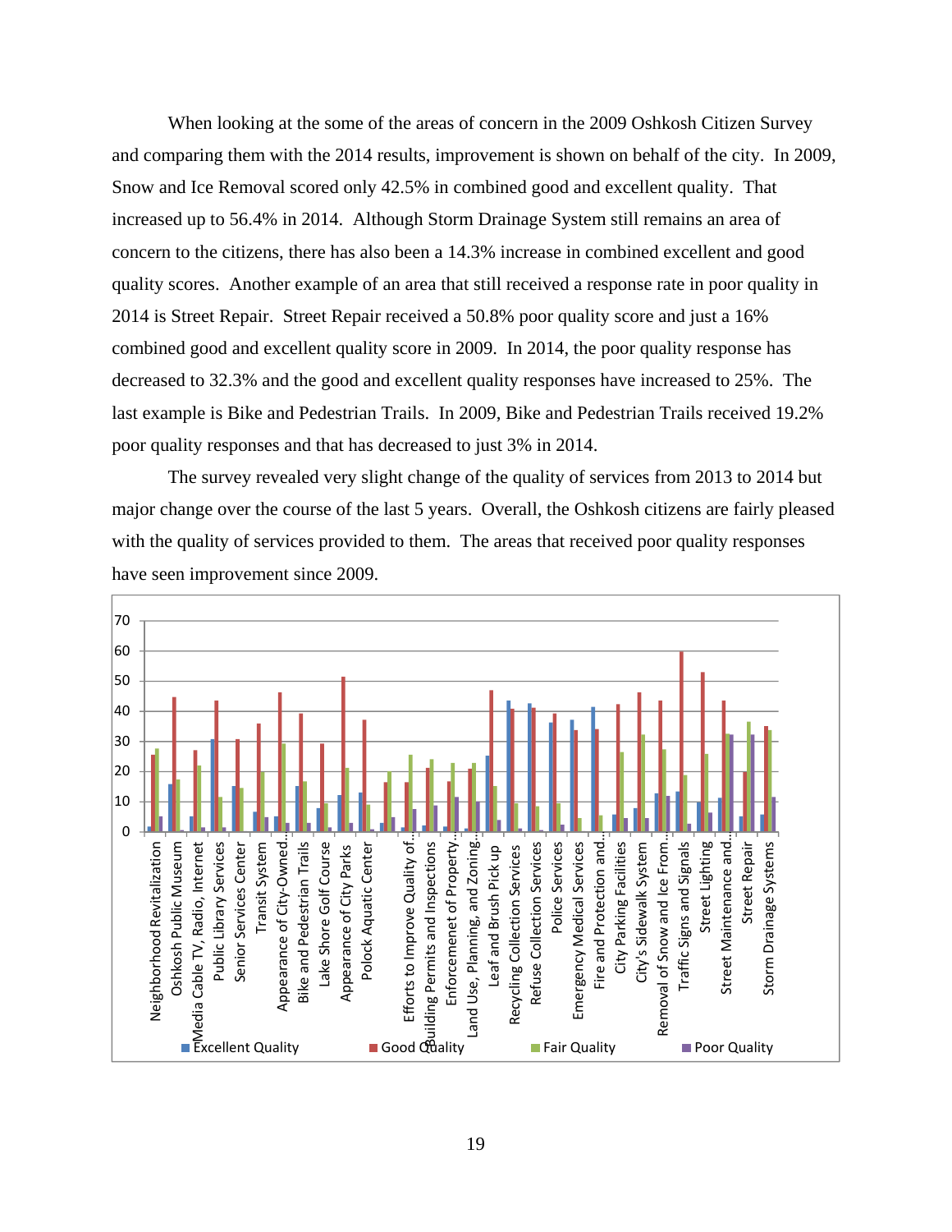When looking at the some of the areas of concern in the 2009 Oshkosh Citizen Survey and comparing them with the 2014 results, improvement is shown on behalf of the city. In 2009, Snow and Ice Removal scored only 42.5% in combined good and excellent quality. That increased up to 56.4% in 2014. Although Storm Drainage System still remains an area of concern to the citizens, there has also been a 14.3% increase in combined excellent and good quality scores. Another example of an area that still received a response rate in poor quality in 2014 is Street Repair. Street Repair received a 50.8% poor quality score and just a 16% combined good and excellent quality score in 2009. In 2014, the poor quality response has decreased to 32.3% and the good and excellent quality responses have increased to 25%. The last example is Bike and Pedestrian Trails. In 2009, Bike and Pedestrian Trails received 19.2% poor quality responses and that has decreased to just 3% in 2014.

The survey revealed very slight change of the quality of services from 2013 to 2014 but major change over the course of the last 5 years. Overall, the Oshkosh citizens are fairly pleased with the quality of services provided to them. The areas that received poor quality responses have seen improvement since 2009.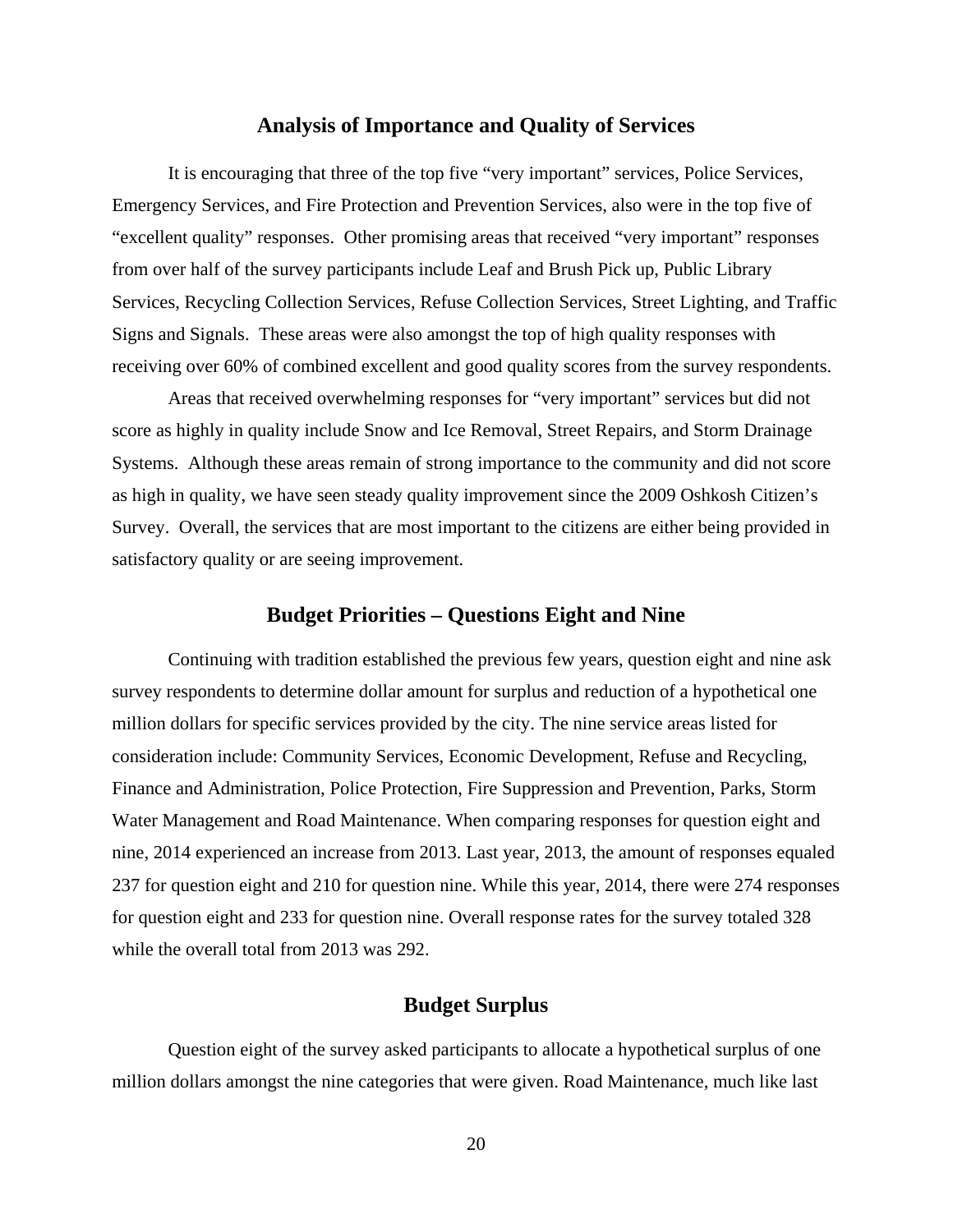## Analysis of Importance and Quality of Services

It is encouraging that three of the top five “very important” services, Police Services, Emergency Services, and Fire Protection and Prevention Services, also were in the top five of “excellent quality” responses. Other promising areas that received “very important” responses from over half of the survey participants include Leaf and Brush Pick up, Public Library Services, Recycling Collection Services, Refuse Collection Services, Street Lighting, and Traffic Signs and Signals. These areas were also amongst the top of high quality responses with receiving over 60% of combined excellent and good quality scores from the survey respondents.

Areas that received overwhelming responses for “very important” services but did not score as highly in quality include Snow and Ice Removal, Street Repairs, and Storm Drainage Systems. Although these areas remain of strong importance to the community and did not score as high in quality, we have seen steady quality improvement since the 2009 Oshkosh Citizen’s Survey. Overall, the services that are most important to the citizens are either being provided in satisfactory quality or are seeing improvement.

## Budget Priorities – Questions Eight and Nine

Continuing with tradition established the previous few years, question eight and nine ask survey respondents to determine dollar amount for surplus and reduction of a hypothetical one million dollars for specific services provided by the city. The nine service areas listed for consideration include: Community Services, Economic Development, Refuse and Recycling, Finance and Administration, Police Protection, Fire Suppression and Prevention, Parks, Storm Water Management and Road Maintenance. When comparing responses for question eight and nine, 2014 experienced an increase from 2013. Last year, 2013, the amount of responses equaled 237 for question eight and 210 for question nine. While this year, 2014, there were 274 responses for question eight and 233 for question nine. Overall response rates for the survey totaled 328 while the overall total from 2013 was 292.

## Budget Surplus

Question eight of the survey asked participants to allocate a hypothetical surplus of one million dollars amongst the nine categories that were given. Road Maintenance, much like last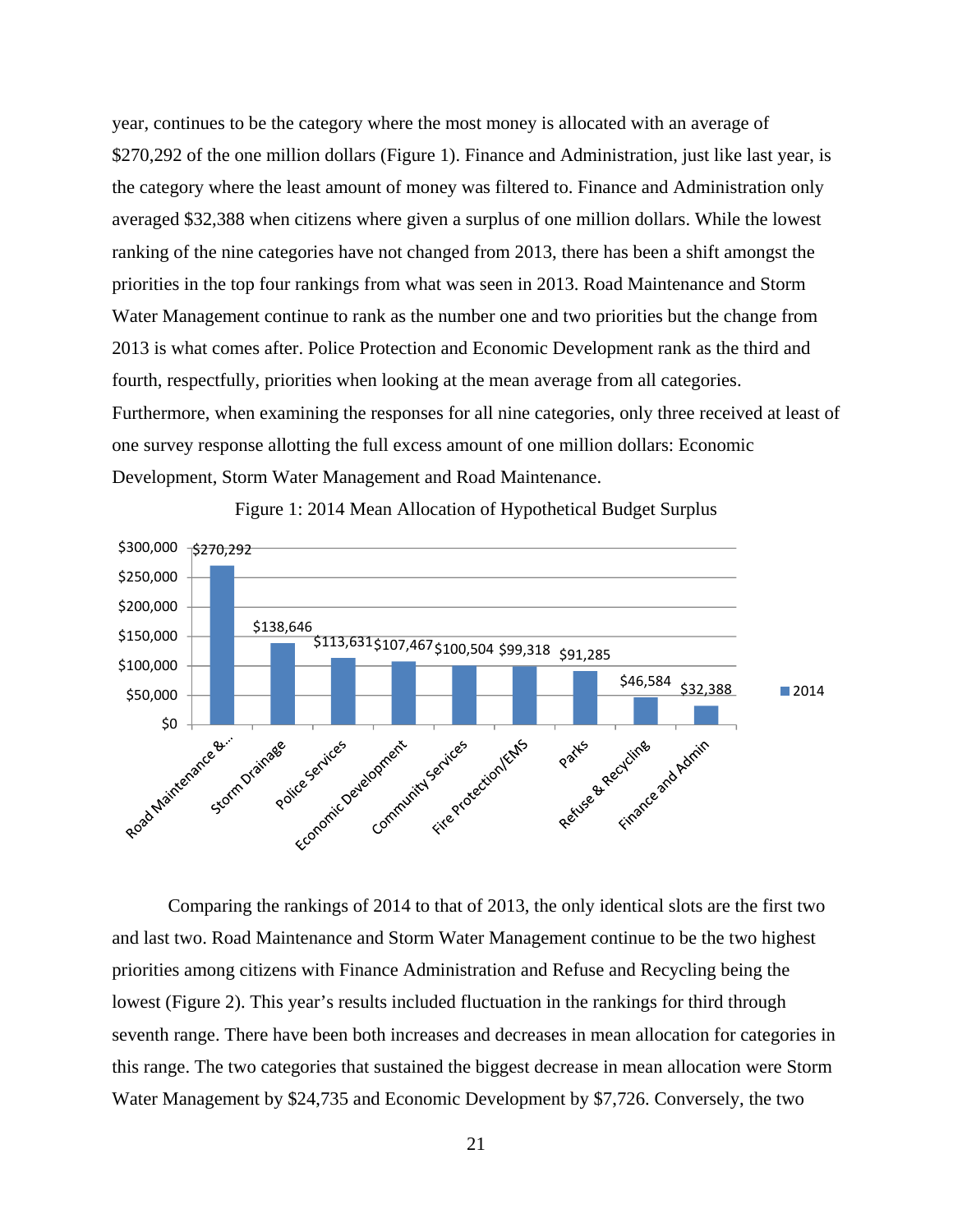year, continues to be the category where the most money is allocated with an average of $270,292 of the one million dollars (Figure 1). Finance and Administration, just like last year, is the category where the least amount of money was filtered to. Finance and Administration only averaged $32,388 when citizens where given a surplus of one million dollars. While the lowest ranking of the nine categories have not changed from 2013, there has been a shift amongst the priorities in the top four rankings from what was seen in 2013. Road Maintenance and Storm Water Management continue to rank as the number one and two priorities but the change from 2013 is what comes after. Police Protection and Economic Development rank as the third and fourth, respectfully, priorities when looking at the mean average from all categories. Furthermore, when examining the responses for all nine categories, only three received at least of one survey response allotting the full excess amount of one million dollars: Economic Development, Storm Water Management and Road Maintenance.

Figure 1: 2014 Mean Allocation of Hypothetical Budget Surplus

| Category | 2014 |
|---|---|
| Road Maintenance &... | $270,292 |
| Storm Drainage | $138,646 |
| Police Services | $113,631 |
| Economic Development | $107,467 |
| Community Services | $100,504 |
| Fire Protection/EMS | $99,318 |
| Parks | $91,285 |
| Refuse & Recycling | $46,584 |
| Finance and Admin | $32,388 |

Comparing the rankings of 2014 to that of 2013, the only identical slots are the first two and last two. Road Maintenance and Storm Water Management continue to be the two highest priorities among citizens with Finance Administration and Refuse and Recycling being the lowest (Figure 2). This year's results included fluctuation in the rankings for third through seventh range. There have been both increases and decreases in mean allocation for categories in this range. The two categories that sustained the biggest decrease in mean allocation were Storm Water Management by $24,735 and Economic Development by $7,726. Conversely, the two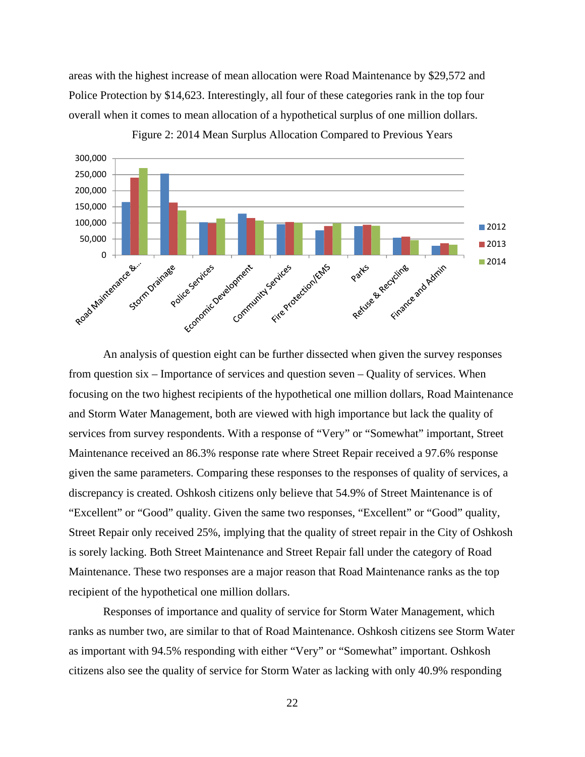areas with the highest increase of mean allocation were Road Maintenance by $29,572 and Police Protection by $14,623. Interestingly, all four of these categories rank in the top four overall when it comes to mean allocation of a hypothetical surplus of one million dollars.

Figure 2: 2014 Mean Surplus Allocation Compared to Previous Years

An analysis of question eight can be further dissected when given the survey responses from question six – Importance of services and question seven – Quality of services. When focusing on the two highest recipients of the hypothetical one million dollars, Road Maintenance and Storm Water Management, both are viewed with high importance but lack the quality of services from survey respondents. With a response of "Very" or "Somewhat" important, Street Maintenance received an 86.3% response rate where Street Repair received a 97.6% response given the same parameters. Comparing these responses to the responses of quality of services, a discrepancy is created. Oshkosh citizens only believe that 54.9% of Street Maintenance is of "Excellent" or "Good" quality. Given the same two responses, "Excellent" or "Good" quality, Street Repair only received 25%, implying that the quality of street repair in the City of Oshkosh is sorely lacking. Both Street Maintenance and Street Repair fall under the category of Road Maintenance. These two responses are a major reason that Road Maintenance ranks as the top recipient of the hypothetical one million dollars.

Responses of importance and quality of service for Storm Water Management, which ranks as number two, are similar to that of Road Maintenance. Oshkosh citizens see Storm Water as important with 94.5% responding with either "Very" or "Somewhat" important. Oshkosh citizens also see the quality of service for Storm Water as lacking with only 40.9% responding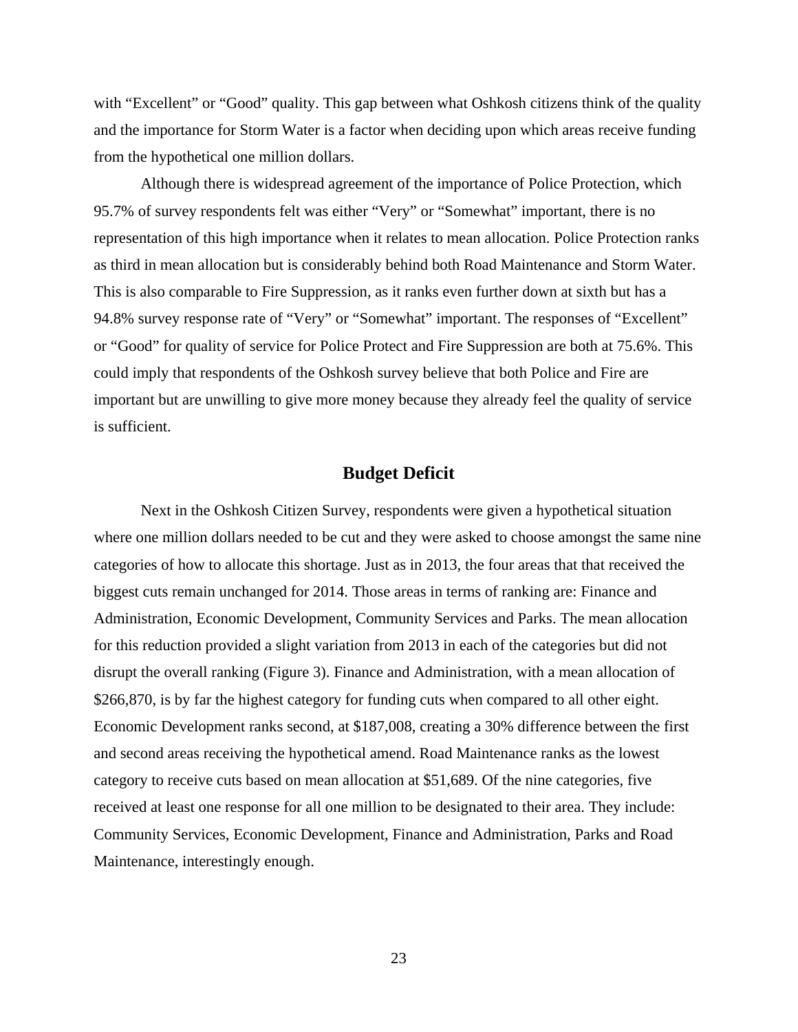with "Excellent" or "Good" quality. This gap between what Oshkosh citizens think of the quality and the importance for Storm Water is a factor when deciding upon which areas receive funding from the hypothetical one million dollars.

Although there is widespread agreement of the importance of Police Protection, which 95.7% of survey respondents felt was either "Very" or "Somewhat" important, there is no representation of this high importance when it relates to mean allocation. Police Protection ranks as third in mean allocation but is considerably behind both Road Maintenance and Storm Water. This is also comparable to Fire Suppression, as it ranks even further down at sixth but has a 94.8% survey response rate of "Very" or "Somewhat" important. The responses of "Excellent" or "Good" for quality of service for Police Protect and Fire Suppression are both at 75.6%. This could imply that respondents of the Oshkosh survey believe that both Police and Fire are important but are unwilling to give more money because they already feel the quality of service is sufficient.

## Budget Deficit

Next in the Oshkosh Citizen Survey, respondents were given a hypothetical situation where one million dollars needed to be cut and they were asked to choose amongst the same nine categories of how to allocate this shortage. Just as in 2013, the four areas that that received the biggest cuts remain unchanged for 2014. Those areas in terms of ranking are: Finance and Administration, Economic Development, Community Services and Parks. The mean allocation for this reduction provided a slight variation from 2013 in each of the categories but did not disrupt the overall ranking (Figure 3). Finance and Administration, with a mean allocation of $266,870, is by far the highest category for funding cuts when compared to all other eight. Economic Development ranks second, at $187,008, creating a 30% difference between the first and second areas receiving the hypothetical amend. Road Maintenance ranks as the lowest category to receive cuts based on mean allocation at $51,689. Of the nine categories, five received at least one response for all one million to be designated to their area. They include: Community Services, Economic Development, Finance and Administration, Parks and Road Maintenance, interestingly enough.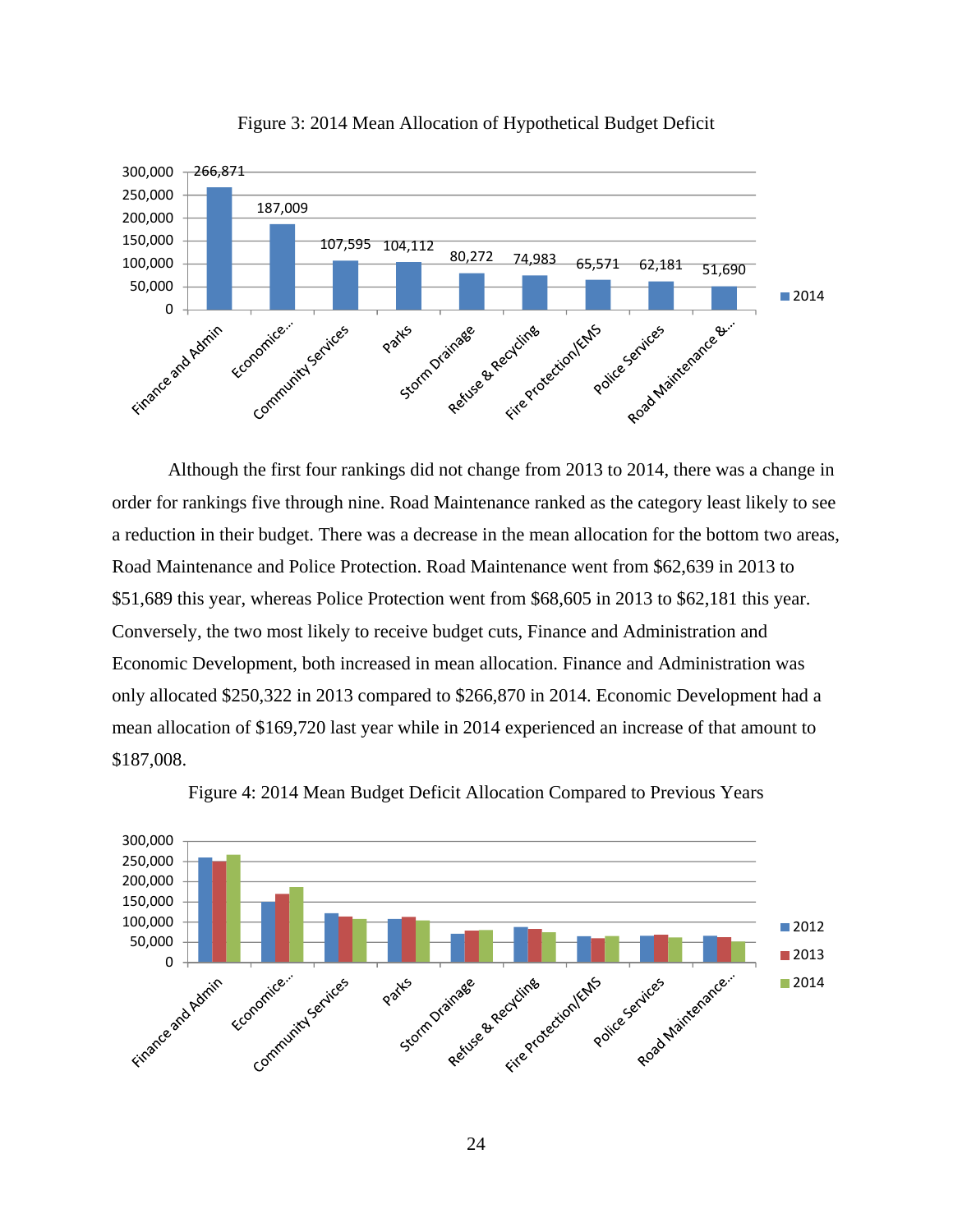Figure 3: 2014 Mean Allocation of Hypothetical Budget Deficit

Although the first four rankings did not change from 2013 to 2014, there was a change in order for rankings five through nine. Road Maintenance ranked as the category least likely to see a reduction in their budget. There was a decrease in the mean allocation for the bottom two areas, Road Maintenance and Police Protection. Road Maintenance went from $62,639 in 2013 to $51,689 this year, whereas Police Protection went from $68,605 in 2013 to $62,181 this year. Conversely, the two most likely to receive budget cuts, Finance and Administration and Economic Development, both increased in mean allocation. Finance and Administration was only allocated $250,322 in 2013 compared to $266,870 in 2014. Economic Development had a mean allocation of $169,720 last year while in 2014 experienced an increase of that amount to $187,008.

Figure 4: 2014 Mean Budget Deficit Allocation Compared to Previous Years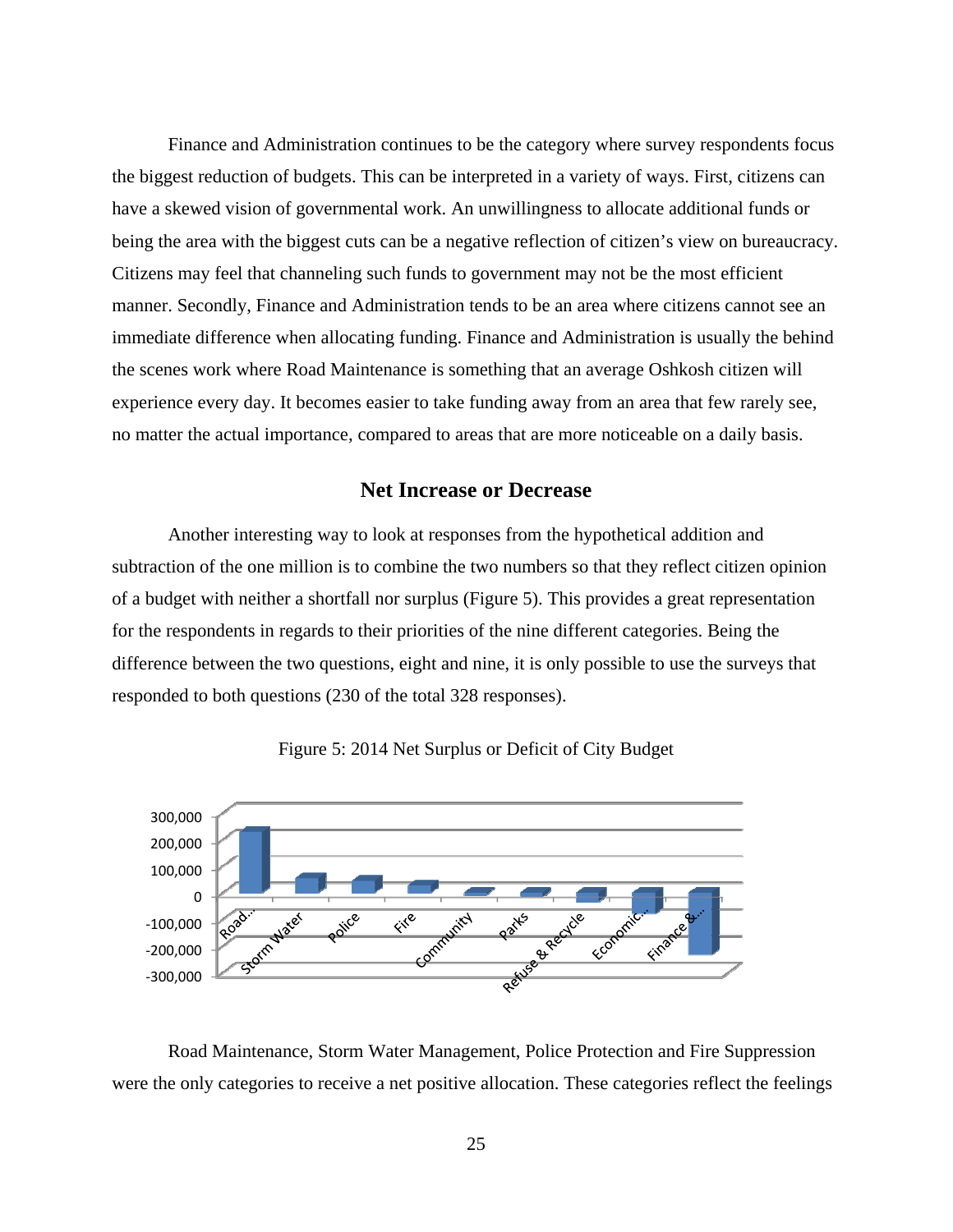Finance and Administration continues to be the category where survey respondents focus the biggest reduction of budgets. This can be interpreted in a variety of ways. First, citizens can have a skewed vision of governmental work. An unwillingness to allocate additional funds or being the area with the biggest cuts can be a negative reflection of citizen's view on bureaucracy. Citizens may feel that channeling such funds to government may not be the most efficient manner. Secondly, Finance and Administration tends to be an area where citizens cannot see an immediate difference when allocating funding. Finance and Administration is usually the behind the scenes work where Road Maintenance is something that an average Oshkosh citizen will experience every day. It becomes easier to take funding away from an area that few rarely see, no matter the actual importance, compared to areas that are more noticeable on a daily basis.

## Net Increase or Decrease

Another interesting way to look at responses from the hypothetical addition and subtraction of the one million is to combine the two numbers so that they reflect citizen opinion of a budget with neither a shortfall nor surplus (Figure 5). This provides a great representation for the respondents in regards to their priorities of the nine different categories. Being the difference between the two questions, eight and nine, it is only possible to use the surveys that responded to both questions (230 of the total 328 responses).

Figure 5: 2014 Net Surplus or Deficit of City Budget

Road Maintenance, Storm Water Management, Police Protection and Fire Suppression were the only categories to receive a net positive allocation. These categories reflect the feelings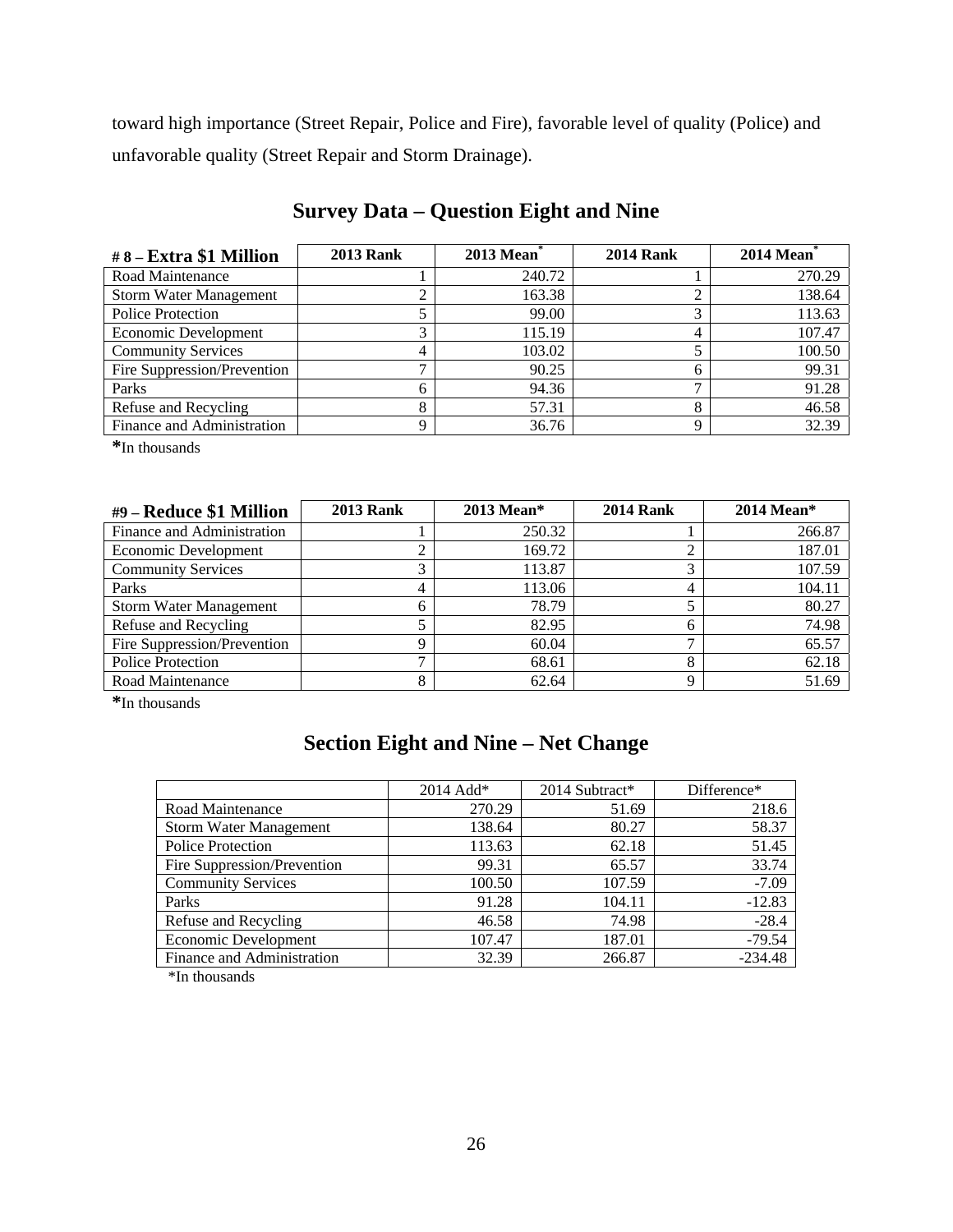toward high importance (Street Repair, Police and Fire), favorable level of quality (Police) and unfavorable quality (Street Repair and Storm Drainage).

## Survey Data – Question Eight and Nine

| # 8 – **Extra $1 Million** | 2013 Rank | 2013 Mean* | 2014 Rank | 2014 Mean* |
|---|---|---|---|---|
| Road Maintenance | 1 | 240.72 | 1 | 270.29 |
| Storm Water Management | 2 | 163.38 | 2 | 138.64 |
| Police Protection | 5 | 99.00 | 3 | 113.63 |
| Economic Development | 3 | 115.19 | 4 | 107.47 |
| Community Services | 4 | 103.02 | 5 | 100.50 |
| Fire Suppression/Prevention | 7 | 90.25 | 6 | 99.31 |
| Parks | 6 | 94.36 | 7 | 91.28 |
| Refuse and Recycling | 8 | 57.31 | 8 | 46.58 |
| Finance and Administration | 9 | 36.76 | 9 | 32.39 |

**\***In thousands

| #9 – **Reduce $1 Million** | 2013 Rank | 2013 Mean* | 2014 Rank | 2014 Mean* |
|---|---|---|---|---|
| Finance and Administration | 1 | 250.32 | 1 | 266.87 |
| Economic Development | 2 | 169.72 | 2 | 187.01 |
| Community Services | 3 | 113.87 | 3 | 107.59 |
| Parks | 4 | 113.06 | 4 | 104.11 |
| Storm Water Management | 6 | 78.79 | 5 | 80.27 |
| Refuse and Recycling | 5 | 82.95 | 6 | 74.98 |
| Fire Suppression/Prevention | 9 | 60.04 | 7 | 65.57 |
| Police Protection | 7 | 68.61 | 8 | 62.18 |
| Road Maintenance | 8 | 62.64 | 9 | 51.69 |

**\***In thousands

## Section Eight and Nine – Net Change

| | 2014 Add* | 2014 Subtract* | Difference* |
|---|---|---|---|
| Road Maintenance | 270.29 | 51.69 | 218.6 |
| Storm Water Management | 138.64 | 80.27 | 58.37 |
| Police Protection | 113.63 | 62.18 | 51.45 |
| Fire Suppression/Prevention | 99.31 | 65.57 | 33.74 |
| Community Services | 100.50 | 107.59 | -7.09 |
| Parks | 91.28 | 104.11 | -12.83 |
| Refuse and Recycling | 46.58 | 74.98 | -28.4 |
| Economic Development | 107.47 | 187.01 | -79.54 |
| Finance and Administration | 32.39 | 266.87 | -234.48 |

*In thousands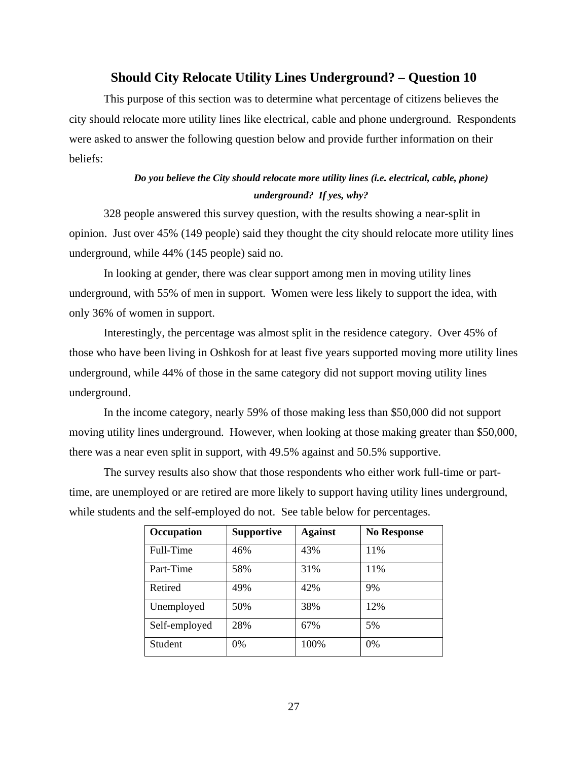## Should City Relocate Utility Lines Underground? – Question 10

This purpose of this section was to determine what percentage of citizens believes the city should relocate more utility lines like electrical, cable and phone underground. Respondents were asked to answer the following question below and provide further information on their beliefs:

***Do you believe the City should relocate more utility lines (i.e. electrical, cable, phone) underground? If yes, why?***

328 people answered this survey question, with the results showing a near-split in opinion. Just over 45% (149 people) said they thought the city should relocate more utility lines underground, while 44% (145 people) said no.

In looking at gender, there was clear support among men in moving utility lines underground, with 55% of men in support. Women were less likely to support the idea, with only 36% of women in support.

Interestingly, the percentage was almost split in the residence category. Over 45% of those who have been living in Oshkosh for at least five years supported moving more utility lines underground, while 44% of those in the same category did not support moving utility lines underground.

In the income category, nearly 59% of those making less than $50,000 did not support moving utility lines underground. However, when looking at those making greater than $50,000, there was a near even split in support, with 49.5% against and 50.5% supportive.

The survey results also show that those respondents who either work full-time or part-time, are unemployed or are retired are more likely to support having utility lines underground, while students and the self-employed do not. See table below for percentages.

| Occupation | Supportive | Against | No Response |
|---|---|---|---|
| Full-Time | 46% | 43% | 11% |
| Part-Time | 58% | 31% | 11% |
| Retired | 49% | 42% | 9% |
| Unemployed | 50% | 38% | 12% |
| Self-employed | 28% | 67% | 5% |
| Student | 0% | 100% | 0% |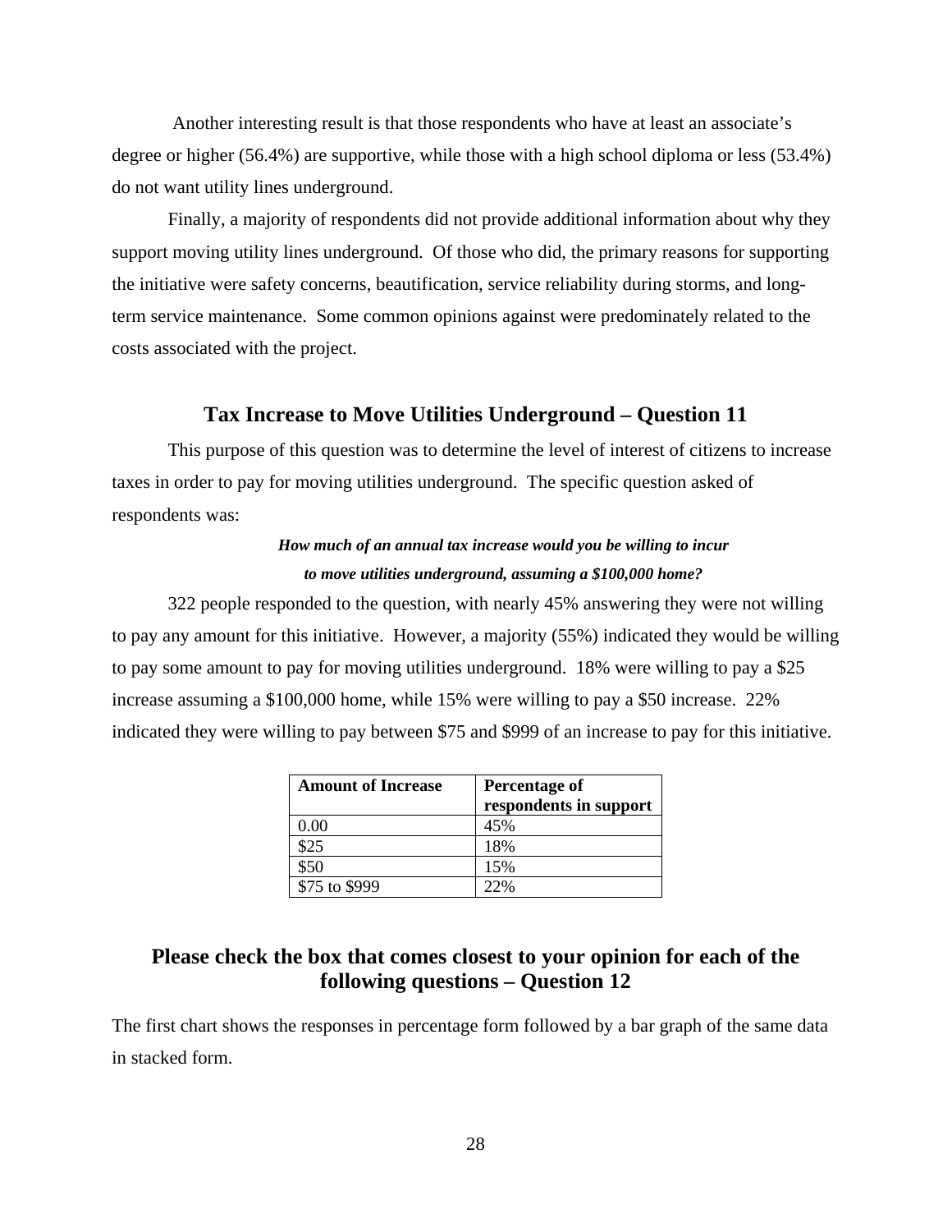Another interesting result is that those respondents who have at least an associate's degree or higher (56.4%) are supportive, while those with a high school diploma or less (53.4%) do not want utility lines underground.

Finally, a majority of respondents did not provide additional information about why they support moving utility lines underground. Of those who did, the primary reasons for supporting the initiative were safety concerns, beautification, service reliability during storms, and long-term service maintenance. Some common opinions against were predominately related to the costs associated with the project.

## Tax Increase to Move Utilities Underground – Question 11

This purpose of this question was to determine the level of interest of citizens to increase taxes in order to pay for moving utilities underground. The specific question asked of respondents was:

***How much of an annual tax increase would you be willing to incur to move utilities underground, assuming a $100,000 home?***

322 people responded to the question, with nearly 45% answering they were not willing to pay any amount for this initiative. However, a majority (55%) indicated they would be willing to pay some amount to pay for moving utilities underground. 18% were willing to pay a $25 increase assuming a $100,000 home, while 15% were willing to pay a $50 increase. 22% indicated they were willing to pay between $75 and $999 of an increase to pay for this initiative.

| Amount of Increase | Percentage of respondents in support |
| --- | --- |
| 0.00 | 45% |
| $25 | 18% |
| $50 | 15% |
| $75 to $999 | 22% |

## Please check the box that comes closest to your opinion for each of the following questions – Question 12

The first chart shows the responses in percentage form followed by a bar graph of the same data in stacked form.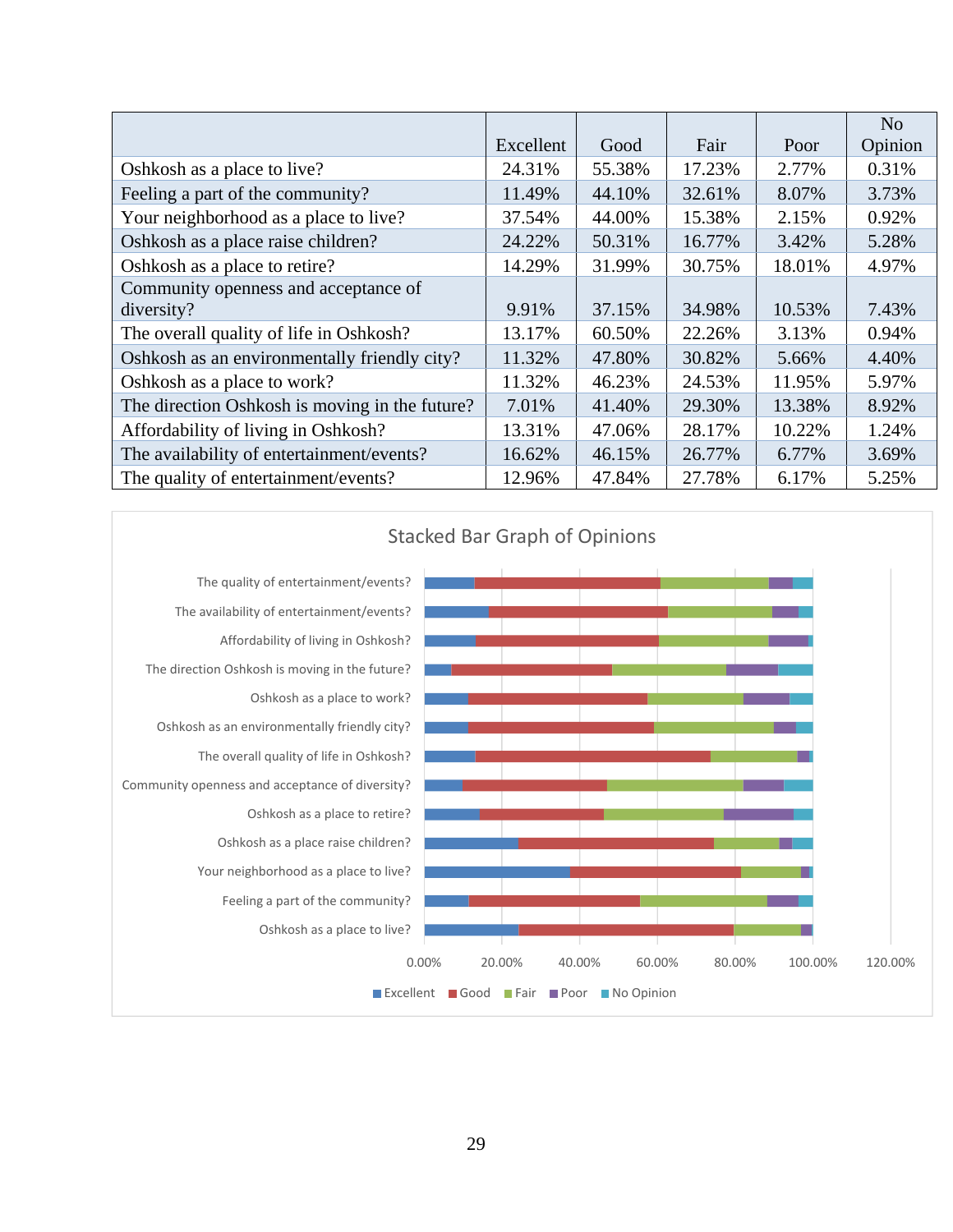| | Excellent | Good | Fair | Poor | No Opinion |
|---|---|---|---|---|---|
| Oshkosh as a place to live? | 24.31% | 55.38% | 17.23% | 2.77% | 0.31% |
| Feeling a part of the community? | 11.49% | 44.10% | 32.61% | 8.07% | 3.73% |
| Your neighborhood as a place to live? | 37.54% | 44.00% | 15.38% | 2.15% | 0.92% |
| Oshkosh as a place raise children? | 24.22% | 50.31% | 16.77% | 3.42% | 5.28% |
| Oshkosh as a place to retire? | 14.29% | 31.99% | 30.75% | 18.01% | 4.97% |
| Community openness and acceptance of diversity? | 9.91% | 37.15% | 34.98% | 10.53% | 7.43% |
| The overall quality of life in Oshkosh? | 13.17% | 60.50% | 22.26% | 3.13% | 0.94% |
| Oshkosh as an environmentally friendly city? | 11.32% | 47.80% | 30.82% | 5.66% | 4.40% |
| Oshkosh as a place to work? | 11.32% | 46.23% | 24.53% | 11.95% | 5.97% |
| The direction Oshkosh is moving in the future? | 7.01% | 41.40% | 29.30% | 13.38% | 8.92% |
| Affordability of living in Oshkosh? | 13.31% | 47.06% | 28.17% | 10.22% | 1.24% |
| The availability of entertainment/events? | 16.62% | 46.15% | 26.77% | 6.77% | 3.69% |
| The quality of entertainment/events? | 12.96% | 47.84% | 27.78% | 6.17% | 5.25% |

Stacked Bar Graph of Opinions

The quality of entertainment/events?
The availability of entertainment/events?
Affordability of living in Oshkosh?
The direction Oshkosh is moving in the future?
Oshkosh as a place to work?
Oshkosh as an environmentally friendly city?
The overall quality of life in Oshkosh?
Community openness and acceptance of diversity?
Oshkosh as a place to retire?
Oshkosh as a place raise children?
Your neighborhood as a place to live?
Feeling a part of the community?
Oshkosh as a place to live?

0.00% 20.00% 40.00% 60.00% 80.00% 100.00% 120.00%

Excellent Good Fair Poor No Opinion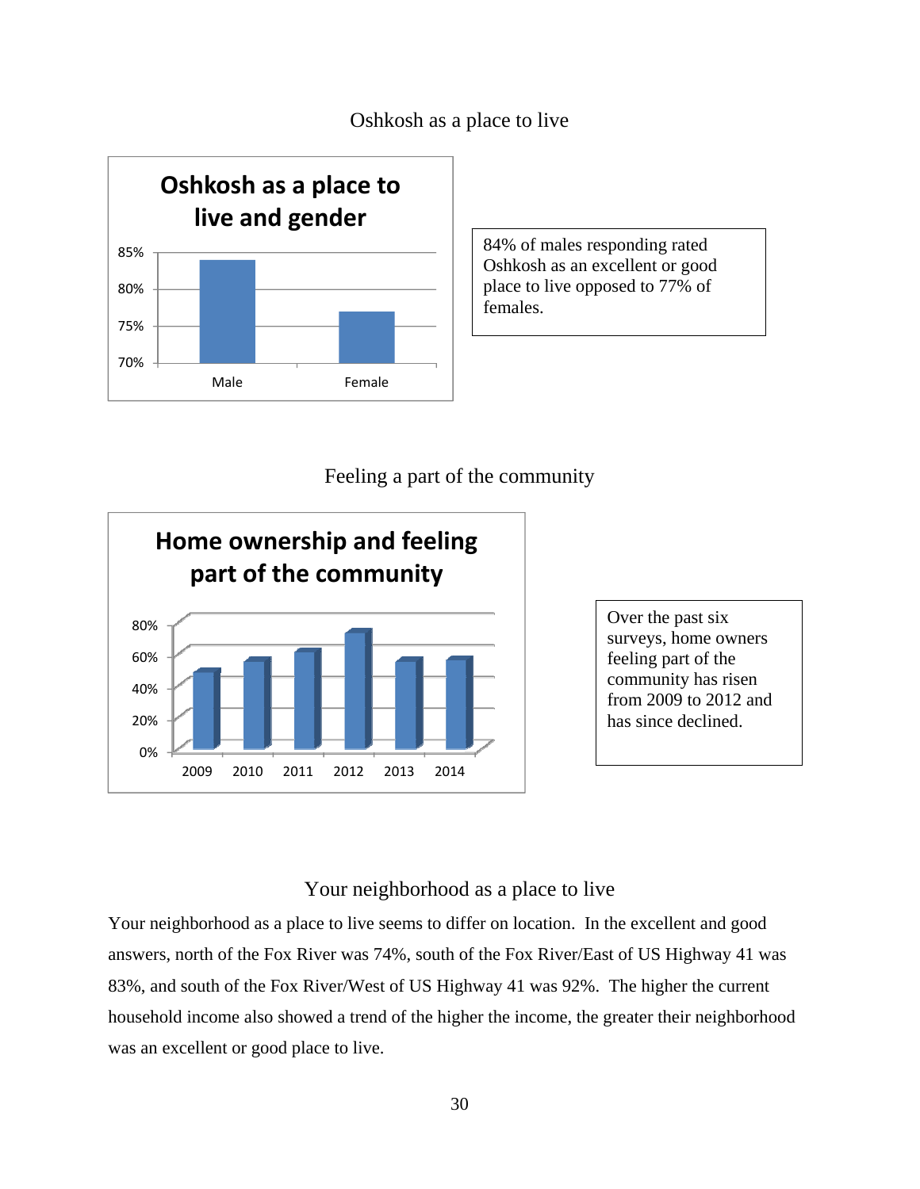## Oshkosh as a place to live

**Oshkosh as a place to live and gender**

84% of males responding rated Oshkosh as an excellent or good place to live opposed to 77% of females.

## Feeling a part of the community

**Home ownership and feeling part of the community**

Over the past six surveys, home owners feeling part of the community has risen from 2009 to 2012 and has since declined.

## Your neighborhood as a place to live

Your neighborhood as a place to live seems to differ on location. In the excellent and good answers, north of the Fox River was 74%, south of the Fox River/East of US Highway 41 was 83%, and south of the Fox River/West of US Highway 41 was 92%. The higher the current household income also showed a trend of the higher the income, the greater their neighborhood was an excellent or good place to live.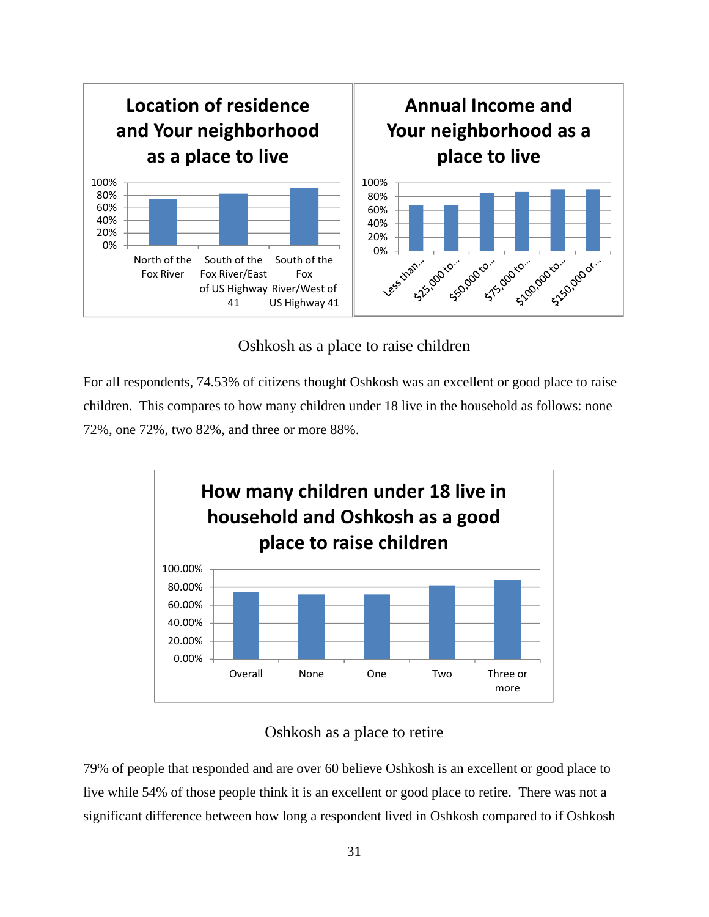**Location of residence and Your neighborhood as a place to live**

100%
80%
60%
40%
20%
0%

North of the Fox River | South of the Fox River/East of US Highway 41 | South of the Fox River/West of US Highway 41

**Annual Income and Your neighborhood as a place to live**

100%
80%
60%
40%
20%
0%

Less than... | $25,000 to... | $50,000 to... | $75,000 to... | $100,000 to... | $150,000 or...

## Oshkosh as a place to raise children

For all respondents, 74.53% of citizens thought Oshkosh was an excellent or good place to raise children. This compares to how many children under 18 live in the household as follows: none 72%, one 72%, two 82%, and three or more 88%.

**How many children under 18 live in household and Oshkosh as a good place to raise children**

100.00%
80.00%
60.00%
40.00%
20.00%
0.00%

Overall | None | One | Two | Three or more

## Oshkosh as a place to retire

79% of people that responded and are over 60 believe Oshkosh is an excellent or good place to live while 54% of those people think it is an excellent or good place to retire. There was not a significant difference between how long a respondent lived in Oshkosh compared to if Oshkosh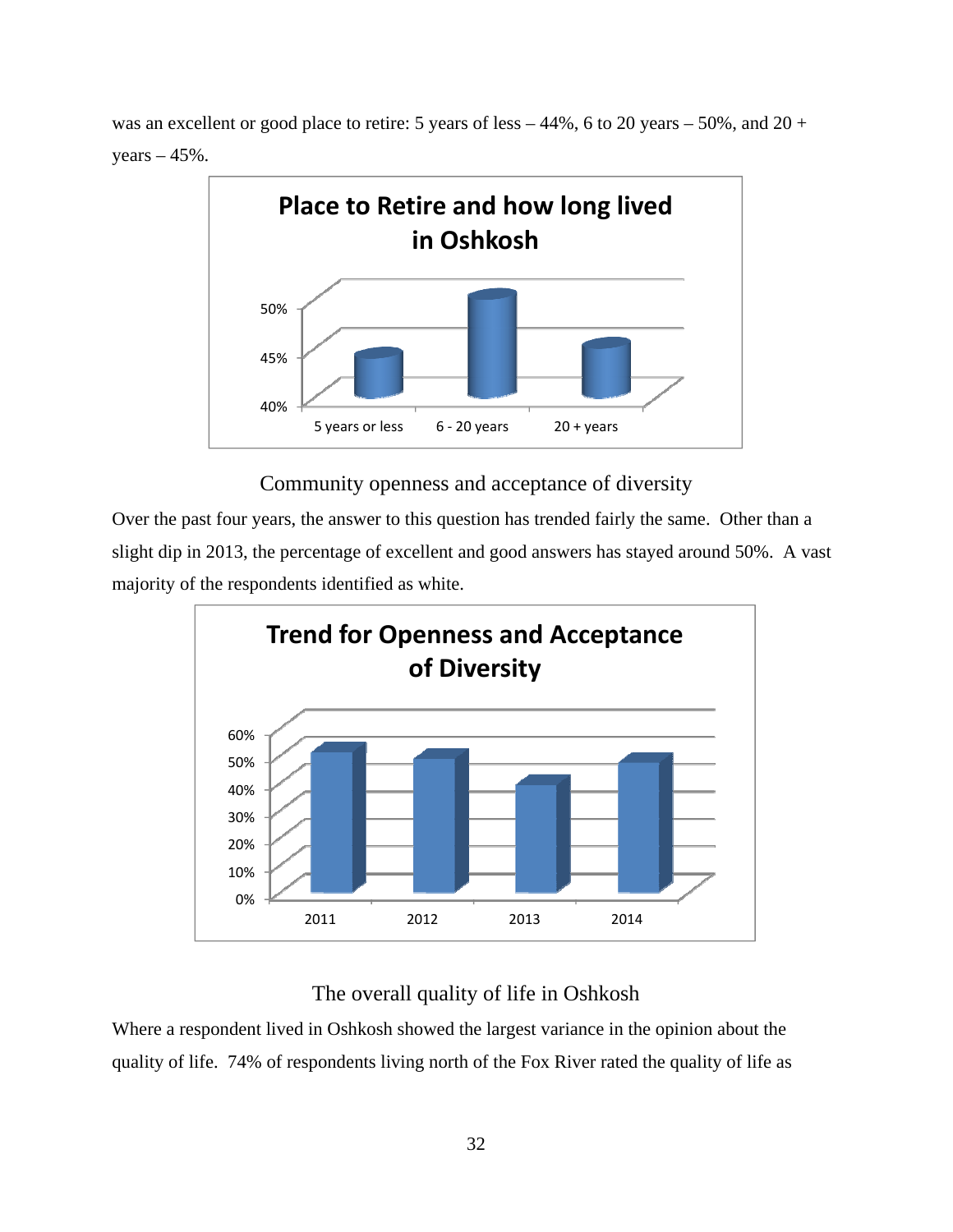was an excellent or good place to retire: 5 years of less – 44%, 6 to 20 years – 50%, and 20 + years – 45%.

**Place to Retire and how long lived in Oshkosh**

50%
45%
40%
5 years or less | 6 - 20 years | 20 + years

## Community openness and acceptance of diversity

Over the past four years, the answer to this question has trended fairly the same. Other than a slight dip in 2013, the percentage of excellent and good answers has stayed around 50%. A vast majority of the respondents identified as white.

**Trend for Openness and Acceptance of Diversity**

60%
50%
40%
30%
20%
10%
0%
2011 | 2012 | 2013 | 2014

## The overall quality of life in Oshkosh

Where a respondent lived in Oshkosh showed the largest variance in the opinion about the quality of life. 74% of respondents living north of the Fox River rated the quality of life as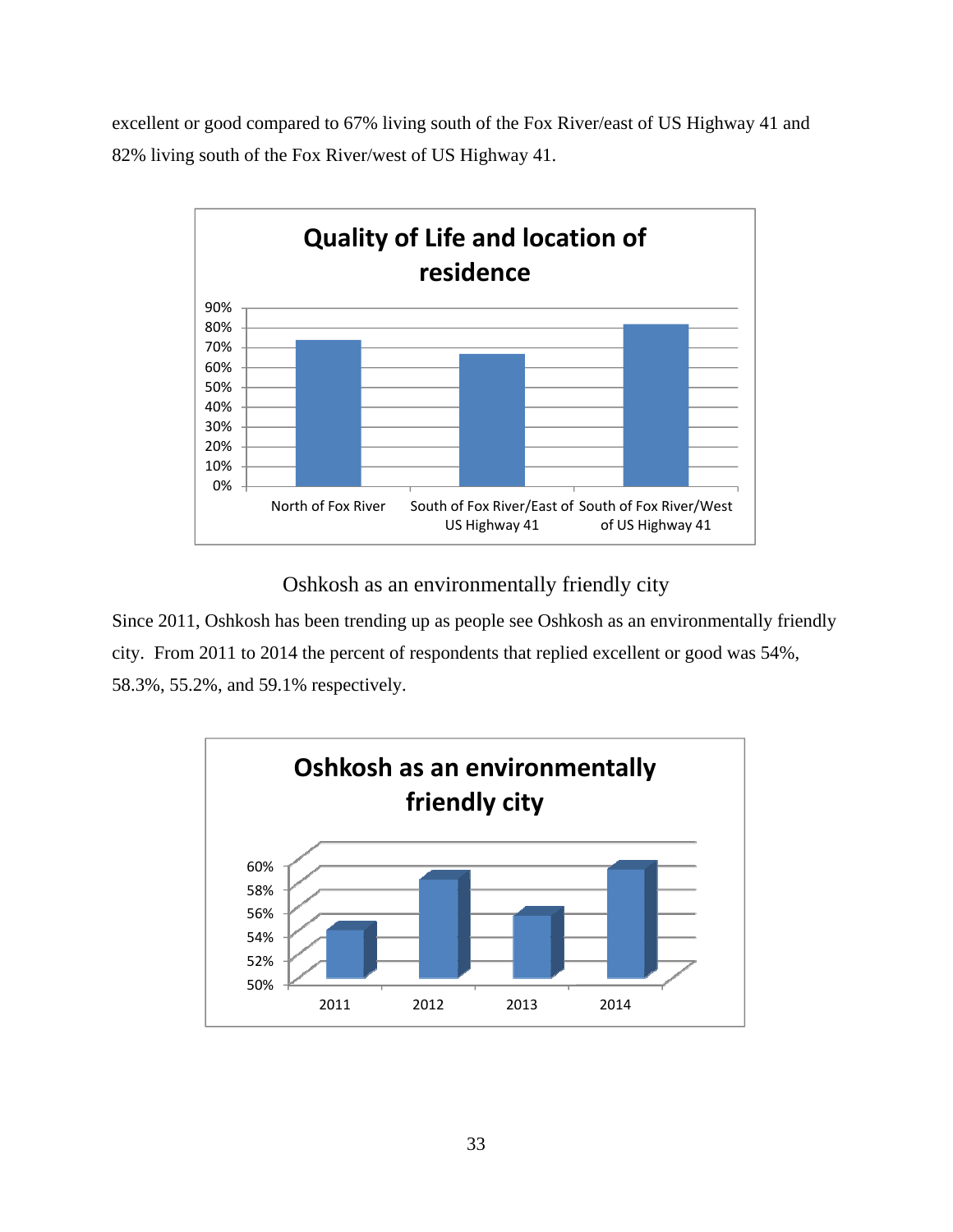excellent or good compared to 67% living south of the Fox River/east of US Highway 41 and 82% living south of the Fox River/west of US Highway 41.

**Quality of Life and location of residence**

| Location | Percent |
|---|---|
| North of Fox River | 74% |
| South of Fox River/East of US Highway 41 | 67% |
| South of Fox River/West of US Highway 41 | 82% |

## Oshkosh as an environmentally friendly city

Since 2011, Oshkosh has been trending up as people see Oshkosh as an environmentally friendly city. From 2011 to 2014 the percent of respondents that replied excellent or good was 54%, 58.3%, 55.2%, and 59.1% respectively.

**Oshkosh as an environmentally friendly city**

| Year | Percent |
|---|---|
| 2011 | 54% |
| 2012 | 58.3% |
| 2013 | 55.2% |
| 2014 | 59.1% |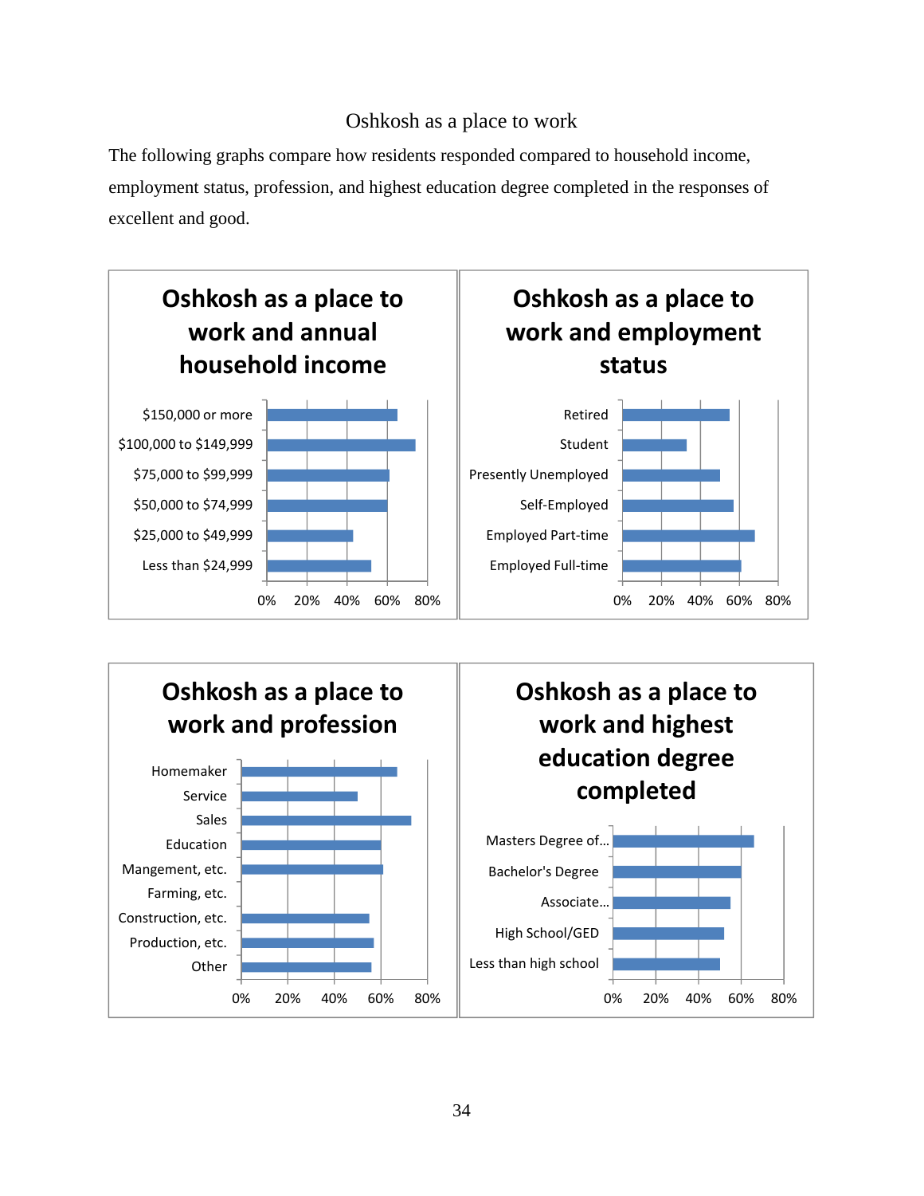# Oshkosh as a place to work

The following graphs compare how residents responded compared to household income, employment status, profession, and highest education degree completed in the responses of excellent and good.

**Oshkosh as a place to work and annual household income**

$150,000 or more
$100,000 to $149,999
$75,000 to $99,999
$50,000 to $74,999
$25,000 to $49,999
Less than $24,999

0% 20% 40% 60% 80%

**Oshkosh as a place to work and employment status**

Retired
Student
Presently Unemployed
Self-Employed
Employed Part-time
Employed Full-time

0% 20% 40% 60% 80%

**Oshkosh as a place to work and profession**

Homemaker
Service
Sales
Education
Mangement, etc.
Farming, etc.
Construction, etc.
Production, etc.
Other

0% 20% 40% 60% 80%

**Oshkosh as a place to work and highest education degree completed**

Masters Degree of...
Bachelor's Degree
Associate...
High School/GED
Less than high school

0% 20% 40% 60% 80%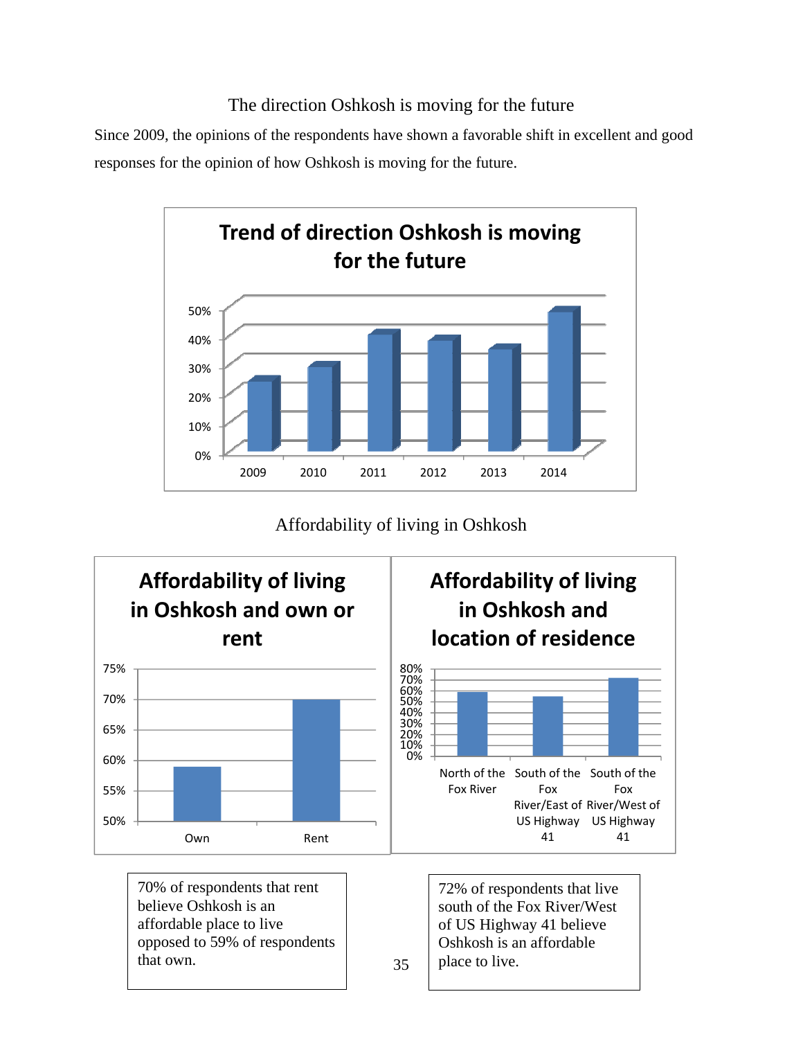## The direction Oshkosh is moving for the future

Since 2009, the opinions of the respondents have shown a favorable shift in excellent and good responses for the opinion of how Oshkosh is moving for the future.

**Trend of direction Oshkosh is moving for the future**

## Affordability of living in Oshkosh

**Affordability of living in Oshkosh and own or rent**

**Affordability of living in Oshkosh and location of residence**

70% of respondents that rent believe Oshkosh is an affordable place to live opposed to 59% of respondents that own.

72% of respondents that live south of the Fox River/West of US Highway 41 believe Oshkosh is an affordable place to live.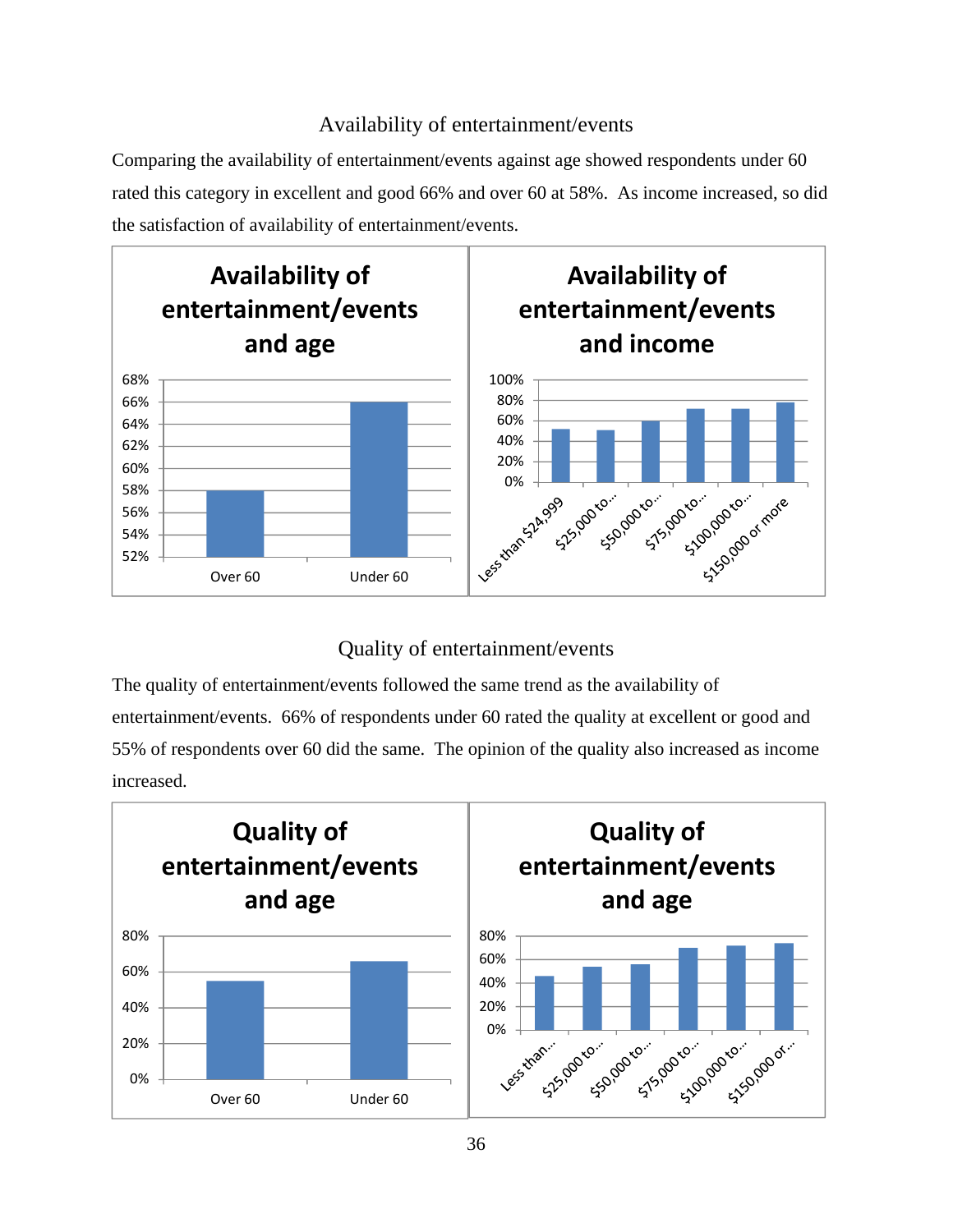## Availability of entertainment/events

Comparing the availability of entertainment/events against age showed respondents under 60 rated this category in excellent and good 66% and over 60 at 58%. As income increased, so did the satisfaction of availability of entertainment/events.

**Availability of entertainment/events and age**

**Availability of entertainment/events and income**

## Quality of entertainment/events

The quality of entertainment/events followed the same trend as the availability of entertainment/events. 66% of respondents under 60 rated the quality at excellent or good and 55% of respondents over 60 did the same. The opinion of the quality also increased as income increased.

**Quality of entertainment/events and age**

**Quality of entertainment/events and age**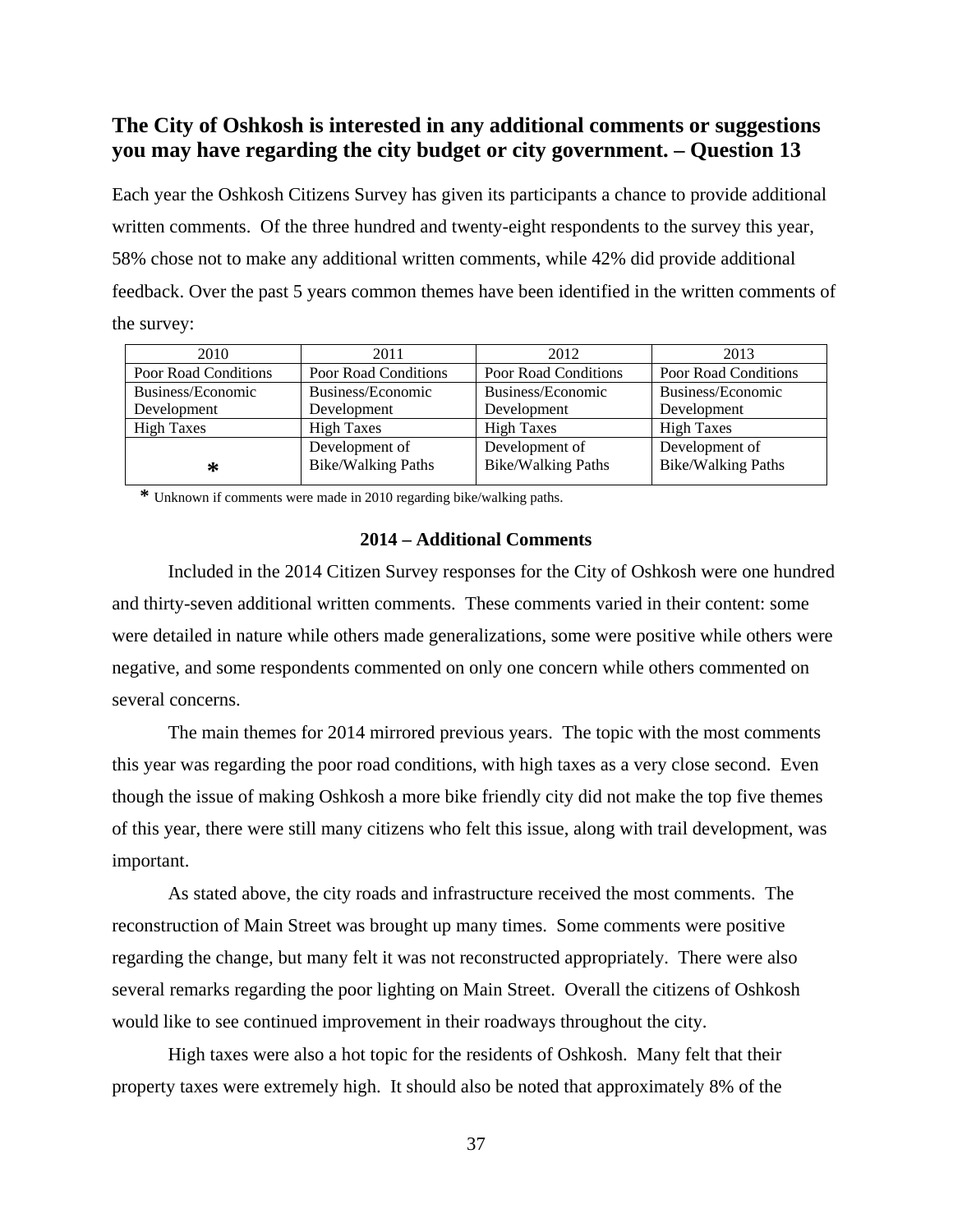## The City of Oshkosh is interested in any additional comments or suggestions you may have regarding the city budget or city government. – Question 13

Each year the Oshkosh Citizens Survey has given its participants a chance to provide additional written comments. Of the three hundred and twenty-eight respondents to the survey this year, 58% chose not to make any additional written comments, while 42% did provide additional feedback. Over the past 5 years common themes have been identified in the written comments of the survey:

| 2010 | 2011 | 2012 | 2013 |
|---|---|---|---|
| Poor Road Conditions | Poor Road Conditions | Poor Road Conditions | Poor Road Conditions |
| Business/Economic Development | Business/Economic Development | Business/Economic Development | Business/Economic Development |
| High Taxes | High Taxes | High Taxes | High Taxes |
| * | Development of Bike/Walking Paths | Development of Bike/Walking Paths | Development of Bike/Walking Paths |

\* Unknown if comments were made in 2010 regarding bike/walking paths.

### 2014 – Additional Comments

Included in the 2014 Citizen Survey responses for the City of Oshkosh were one hundred and thirty-seven additional written comments. These comments varied in their content: some were detailed in nature while others made generalizations, some were positive while others were negative, and some respondents commented on only one concern while others commented on several concerns.

The main themes for 2014 mirrored previous years. The topic with the most comments this year was regarding the poor road conditions, with high taxes as a very close second. Even though the issue of making Oshkosh a more bike friendly city did not make the top five themes of this year, there were still many citizens who felt this issue, along with trail development, was important.

As stated above, the city roads and infrastructure received the most comments. The reconstruction of Main Street was brought up many times. Some comments were positive regarding the change, but many felt it was not reconstructed appropriately. There were also several remarks regarding the poor lighting on Main Street. Overall the citizens of Oshkosh would like to see continued improvement in their roadways throughout the city.

High taxes were also a hot topic for the residents of Oshkosh. Many felt that their property taxes were extremely high. It should also be noted that approximately 8% of the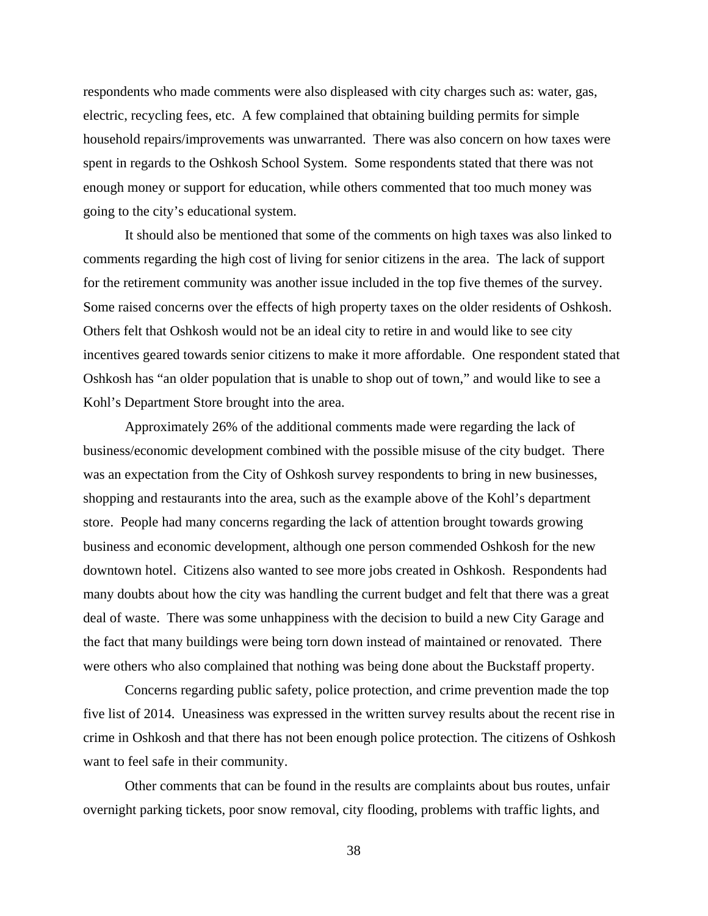respondents who made comments were also displeased with city charges such as: water, gas, electric, recycling fees, etc. A few complained that obtaining building permits for simple household repairs/improvements was unwarranted. There was also concern on how taxes were spent in regards to the Oshkosh School System. Some respondents stated that there was not enough money or support for education, while others commented that too much money was going to the city's educational system.

It should also be mentioned that some of the comments on high taxes was also linked to comments regarding the high cost of living for senior citizens in the area. The lack of support for the retirement community was another issue included in the top five themes of the survey. Some raised concerns over the effects of high property taxes on the older residents of Oshkosh. Others felt that Oshkosh would not be an ideal city to retire in and would like to see city incentives geared towards senior citizens to make it more affordable. One respondent stated that Oshkosh has "an older population that is unable to shop out of town," and would like to see a Kohl's Department Store brought into the area.

Approximately 26% of the additional comments made were regarding the lack of business/economic development combined with the possible misuse of the city budget. There was an expectation from the City of Oshkosh survey respondents to bring in new businesses, shopping and restaurants into the area, such as the example above of the Kohl's department store. People had many concerns regarding the lack of attention brought towards growing business and economic development, although one person commended Oshkosh for the new downtown hotel. Citizens also wanted to see more jobs created in Oshkosh. Respondents had many doubts about how the city was handling the current budget and felt that there was a great deal of waste. There was some unhappiness with the decision to build a new City Garage and the fact that many buildings were being torn down instead of maintained or renovated. There were others who also complained that nothing was being done about the Buckstaff property.

Concerns regarding public safety, police protection, and crime prevention made the top five list of 2014. Uneasiness was expressed in the written survey results about the recent rise in crime in Oshkosh and that there has not been enough police protection. The citizens of Oshkosh want to feel safe in their community.

Other comments that can be found in the results are complaints about bus routes, unfair overnight parking tickets, poor snow removal, city flooding, problems with traffic lights, and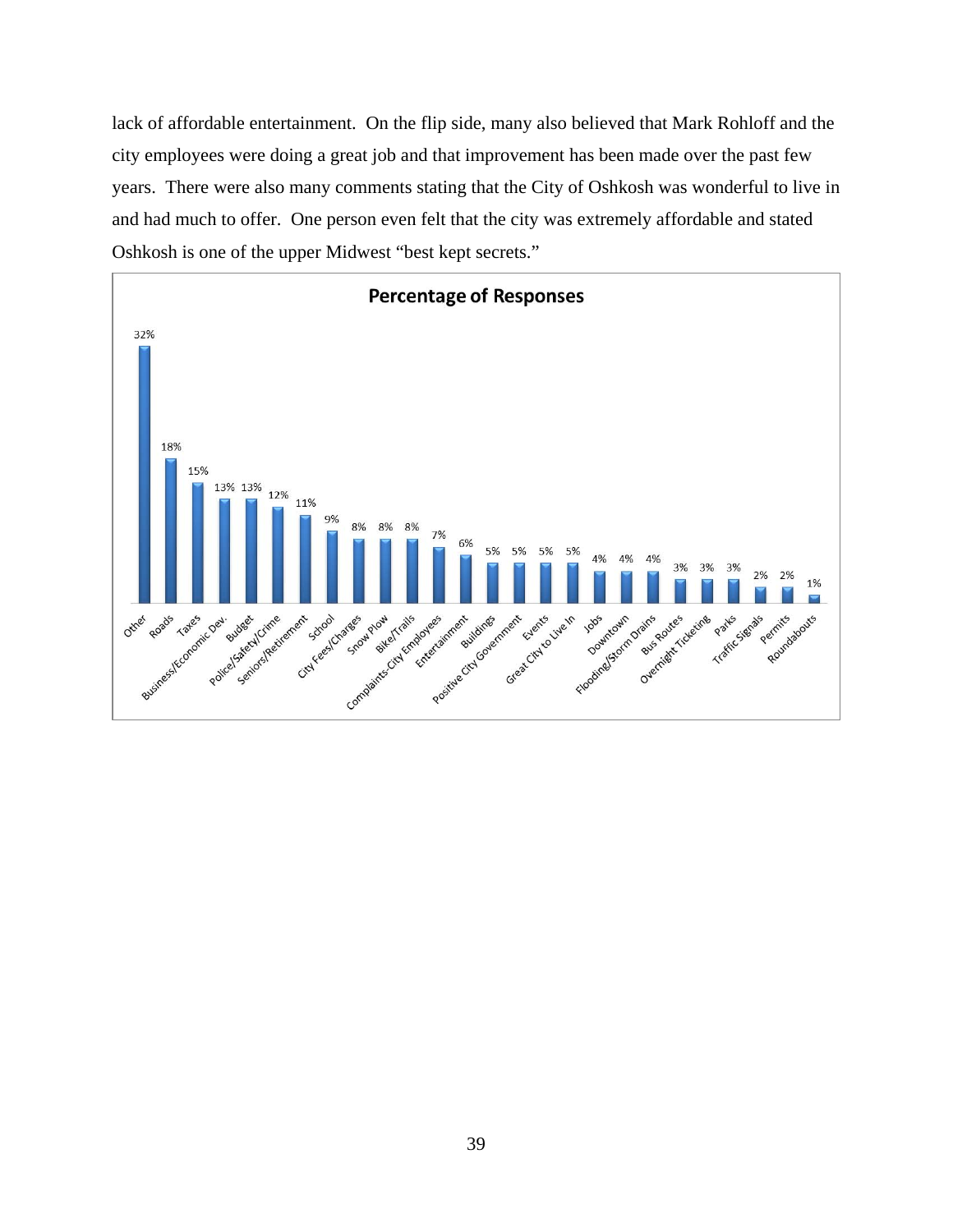lack of affordable entertainment. On the flip side, many also believed that Mark Rohloff and the city employees were doing a great job and that improvement has been made over the past few years. There were also many comments stating that the City of Oshkosh was wonderful to live in and had much to offer. One person even felt that the city was extremely affordable and stated Oshkosh is one of the upper Midwest "best kept secrets."

**Percentage of Responses**

| Category | Percentage |
|---|---|
| Other | 32% |
| Roads | 18% |
| Taxes | 15% |
| Business/Economic Dev. | 13% |
| Budget | 13% |
| Police/Safety/Crime | 12% |
| Seniors/Retirement | 11% |
| School | 9% |
| City Fees/Charges | 8% |
| Snow Plow | 8% |
| Bike/Trails | 8% |
| Complaints-City Employees | 7% |
| Entertainment | 6% |
| Buildings | 5% |
| Positive City Government | 5% |
| Events | 5% |
| Great City to Live In | 5% |
| Jobs | 4% |
| Downtown | 4% |
| Flooding/Storm Drains | 4% |
| Bus Routes | 3% |
| Overnight Ticketing | 3% |
| Parks | 3% |
| Traffic Signals | 2% |
| Permits | 2% |
| Roundabouts | 1% |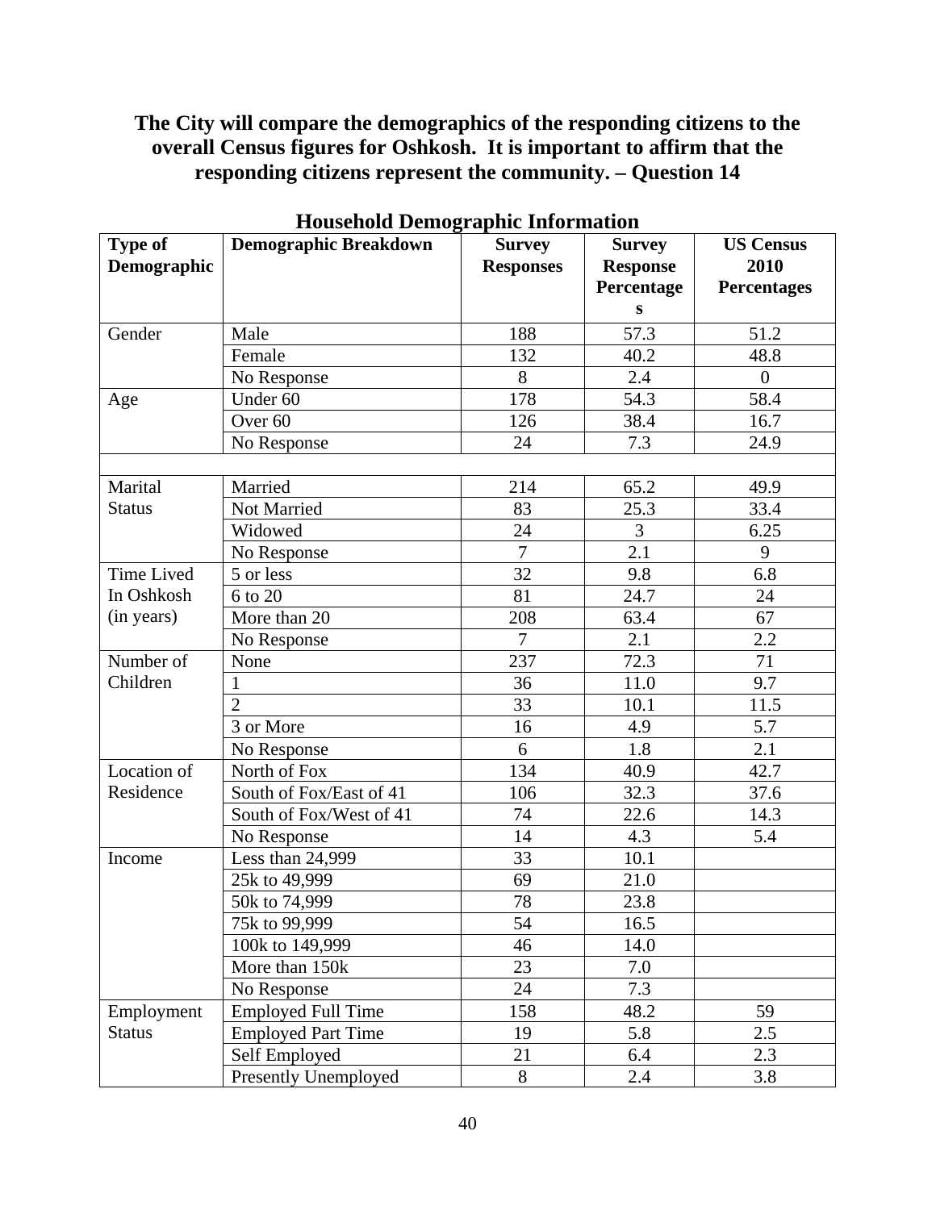**The City will compare the demographics of the responding citizens to the overall Census figures for Oshkosh. It is important to affirm that the responding citizens represent the community. – Question 14**

### Household Demographic Information

| Type of Demographic | Demographic Breakdown | Survey Responses | Survey Response Percentages | US Census 2010 Percentages |
|---|---|---|---|---|
| Gender | Male | 188 | 57.3 | 51.2 |
| | Female | 132 | 40.2 | 48.8 |
| | No Response | 8 | 2.4 | 0 |
| Age | Under 60 | 178 | 54.3 | 58.4 |
| | Over 60 | 126 | 38.4 | 16.7 |
| | No Response | 24 | 7.3 | 24.9 |
| | | | | |
| Marital Status | Married | 214 | 65.2 | 49.9 |
| | Not Married | 83 | 25.3 | 33.4 |
| | Widowed | 24 | 3 | 6.25 |
| | No Response | 7 | 2.1 | 9 |
| Time Lived In Oshkosh (in years) | 5 or less | 32 | 9.8 | 6.8 |
| | 6 to 20 | 81 | 24.7 | 24 |
| | More than 20 | 208 | 63.4 | 67 |
| | No Response | 7 | 2.1 | 2.2 |
| Number of Children | None | 237 | 72.3 | 71 |
| | 1 | 36 | 11.0 | 9.7 |
| | 2 | 33 | 10.1 | 11.5 |
| | 3 or More | 16 | 4.9 | 5.7 |
| | No Response | 6 | 1.8 | 2.1 |
| Location of Residence | North of Fox | 134 | 40.9 | 42.7 |
| | South of Fox/East of 41 | 106 | 32.3 | 37.6 |
| | South of Fox/West of 41 | 74 | 22.6 | 14.3 |
| | No Response | 14 | 4.3 | 5.4 |
| Income | Less than 24,999 | 33 | 10.1 | |
| | 25k to 49,999 | 69 | 21.0 | |
| | 50k to 74,999 | 78 | 23.8 | |
| | 75k to 99,999 | 54 | 16.5 | |
| | 100k to 149,999 | 46 | 14.0 | |
| | More than 150k | 23 | 7.0 | |
| | No Response | 24 | 7.3 | |
| Employment Status | Employed Full Time | 158 | 48.2 | 59 |
| | Employed Part Time | 19 | 5.8 | 2.5 |
| | Self Employed | 21 | 6.4 | 2.3 |
| | Presently Unemployed | 8 | 2.4 | 3.8 |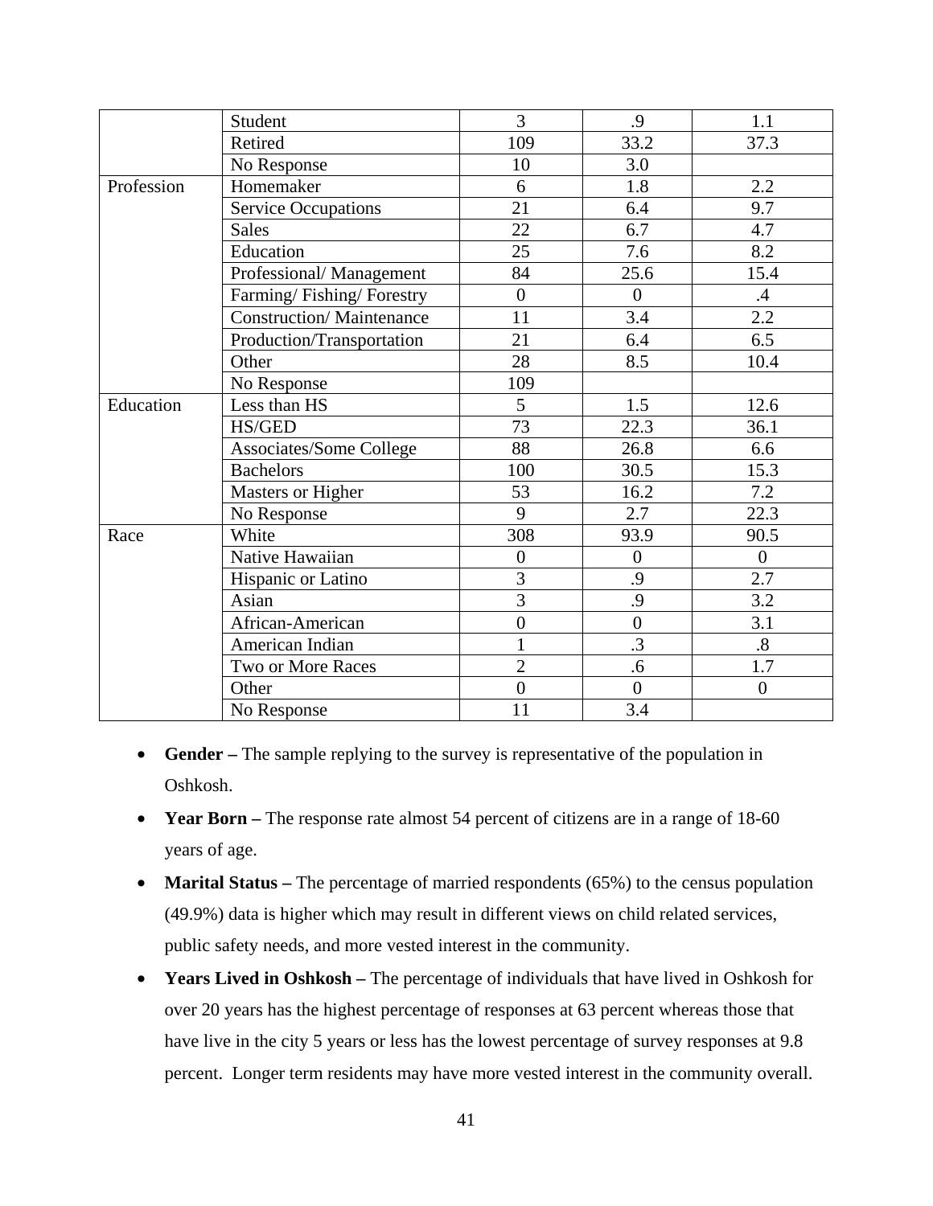| | | | | |
|---|---|---|---|---|
| | Student | 3 | .9 | 1.1 |
| | Retired | 109 | 33.2 | 37.3 |
| | No Response | 10 | 3.0 | |
| Profession | Homemaker | 6 | 1.8 | 2.2 |
| | Service Occupations | 21 | 6.4 | 9.7 |
| | Sales | 22 | 6.7 | 4.7 |
| | Education | 25 | 7.6 | 8.2 |
| | Professional/ Management | 84 | 25.6 | 15.4 |
| | Farming/ Fishing/ Forestry | 0 | 0 | .4 |
| | Construction/ Maintenance | 11 | 3.4 | 2.2 |
| | Production/Transportation | 21 | 6.4 | 6.5 |
| | Other | 28 | 8.5 | 10.4 |
| | No Response | 109 | | |
| Education | Less than HS | 5 | 1.5 | 12.6 |
| | HS/GED | 73 | 22.3 | 36.1 |
| | Associates/Some College | 88 | 26.8 | 6.6 |
| | Bachelors | 100 | 30.5 | 15.3 |
| | Masters or Higher | 53 | 16.2 | 7.2 |
| | No Response | 9 | 2.7 | 22.3 |
| Race | White | 308 | 93.9 | 90.5 |
| | Native Hawaiian | 0 | 0 | 0 |
| | Hispanic or Latino | 3 | .9 | 2.7 |
| | Asian | 3 | .9 | 3.2 |
| | African-American | 0 | 0 | 3.1 |
| | American Indian | 1 | .3 | .8 |
| | Two or More Races | 2 | .6 | 1.7 |
| | Other | 0 | 0 | 0 |
| | No Response | 11 | 3.4 | |

- **Gender –** The sample replying to the survey is representative of the population in Oshkosh.
- **Year Born –** The response rate almost 54 percent of citizens are in a range of 18-60 years of age.
- **Marital Status –** The percentage of married respondents (65%) to the census population (49.9%) data is higher which may result in different views on child related services, public safety needs, and more vested interest in the community.
- **Years Lived in Oshkosh –** The percentage of individuals that have lived in Oshkosh for over 20 years has the highest percentage of responses at 63 percent whereas those that have live in the city 5 years or less has the lowest percentage of survey responses at 9.8 percent. Longer term residents may have more vested interest in the community overall.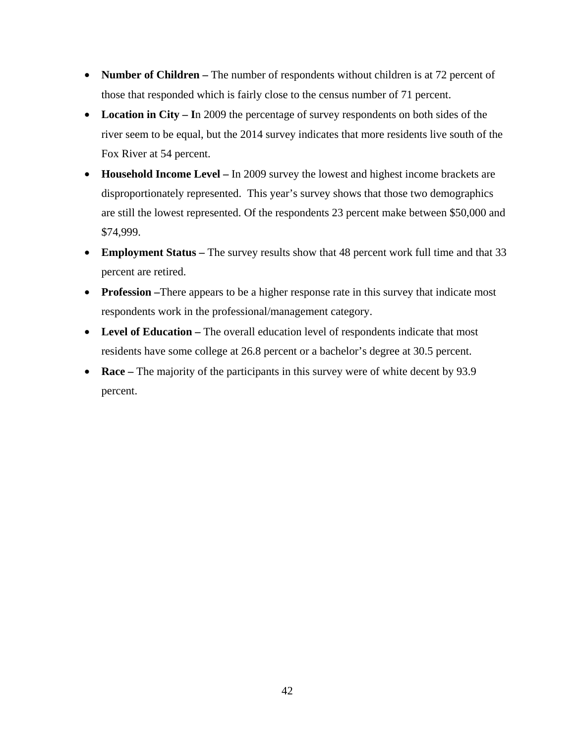- **Number of Children –** The number of respondents without children is at 72 percent of those that responded which is fairly close to the census number of 71 percent.
- **Location in City – I**n 2009 the percentage of survey respondents on both sides of the river seem to be equal, but the 2014 survey indicates that more residents live south of the Fox River at 54 percent.
- **Household Income Level –** In 2009 survey the lowest and highest income brackets are disproportionately represented. This year's survey shows that those two demographics are still the lowest represented. Of the respondents 23 percent make between $50,000 and $74,999.
- **Employment Status –** The survey results show that 48 percent work full time and that 33 percent are retired.
- **Profession –**There appears to be a higher response rate in this survey that indicate most respondents work in the professional/management category.
- **Level of Education –** The overall education level of respondents indicate that most residents have some college at 26.8 percent or a bachelor's degree at 30.5 percent.
- **Race –** The majority of the participants in this survey were of white decent by 93.9 percent.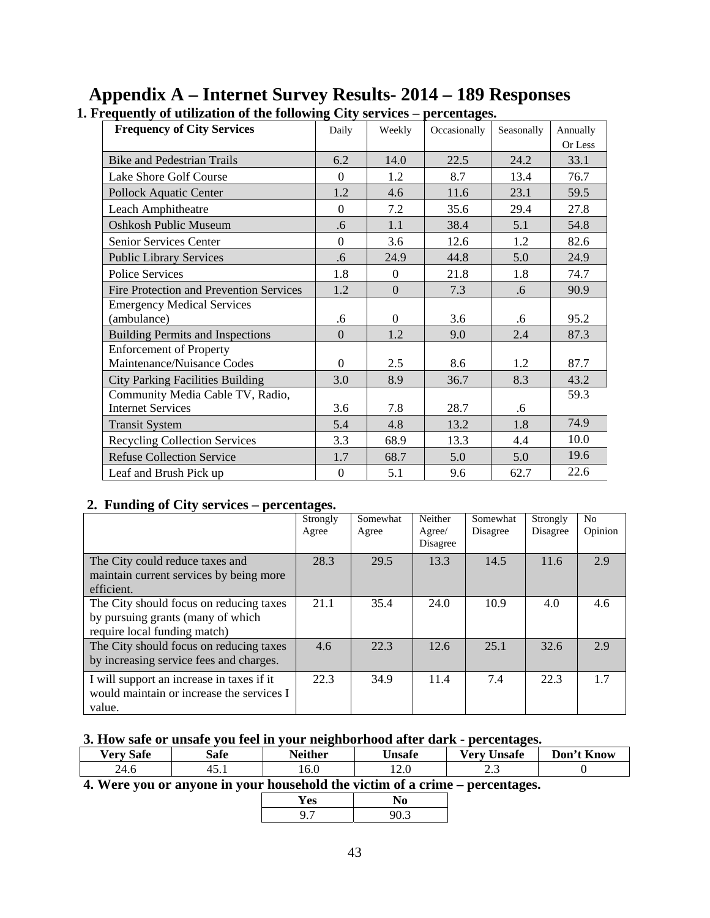# Appendix A – Internet Survey Results- 2014 – 189 Responses

**1. Frequently of utilization of the following City services – percentages.**

| Frequency of City Services | Daily | Weekly | Occasionally | Seasonally | Annually Or Less |
|---|---|---|---|---|---|
| Bike and Pedestrian Trails | 6.2 | 14.0 | 22.5 | 24.2 | 33.1 |
| Lake Shore Golf Course | 0 | 1.2 | 8.7 | 13.4 | 76.7 |
| Pollock Aquatic Center | 1.2 | 4.6 | 11.6 | 23.1 | 59.5 |
| Leach Amphitheatre | 0 | 7.2 | 35.6 | 29.4 | 27.8 |
| Oshkosh Public Museum | .6 | 1.1 | 38.4 | 5.1 | 54.8 |
| Senior Services Center | 0 | 3.6 | 12.6 | 1.2 | 82.6 |
| Public Library Services | .6 | 24.9 | 44.8 | 5.0 | 24.9 |
| Police Services | 1.8 | 0 | 21.8 | 1.8 | 74.7 |
| Fire Protection and Prevention Services | 1.2 | 0 | 7.3 | .6 | 90.9 |
| Emergency Medical Services (ambulance) | .6 | 0 | 3.6 | .6 | 95.2 |
| Building Permits and Inspections | 0 | 1.2 | 9.0 | 2.4 | 87.3 |
| Enforcement of Property Maintenance/Nuisance Codes | 0 | 2.5 | 8.6 | 1.2 | 87.7 |
| City Parking Facilities Building | 3.0 | 8.9 | 36.7 | 8.3 | 43.2 |
| Community Media Cable TV, Radio, Internet Services | 3.6 | 7.8 | 28.7 | .6 | 59.3 |
| Transit System | 5.4 | 4.8 | 13.2 | 1.8 | 74.9 |
| Recycling Collection Services | 3.3 | 68.9 | 13.3 | 4.4 | 10.0 |
| Refuse Collection Service | 1.7 | 68.7 | 5.0 | 5.0 | 19.6 |
| Leaf and Brush Pick up | 0 | 5.1 | 9.6 | 62.7 | 22.6 |

**2. Funding of City services – percentages.**

| | Strongly Agree | Somewhat Agree | Neither Agree/ Disagree | Somewhat Disagree | Strongly Disagree | No Opinion |
|---|---|---|---|---|---|---|
| The City could reduce taxes and maintain current services by being more efficient. | 28.3 | 29.5 | 13.3 | 14.5 | 11.6 | 2.9 |
| The City should focus on reducing taxes by pursuing grants (many of which require local funding match) | 21.1 | 35.4 | 24.0 | 10.9 | 4.0 | 4.6 |
| The City should focus on reducing taxes by increasing service fees and charges. | 4.6 | 22.3 | 12.6 | 25.1 | 32.6 | 2.9 |
| I will support an increase in taxes if it would maintain or increase the services I value. | 22.3 | 34.9 | 11.4 | 7.4 | 22.3 | 1.7 |

**3. How safe or unsafe you feel in your neighborhood after dark - percentages.**

| Very Safe | Safe | Neither | Unsafe | Very Unsafe | Don't Know |
|---|---|---|---|---|---|
| 24.6 | 45.1 | 16.0 | 12.0 | 2.3 | 0 |

**4. Were you or anyone in your household the victim of a crime – percentages.**

| Yes | No |
|---|---|
| 9.7 | 90.3 |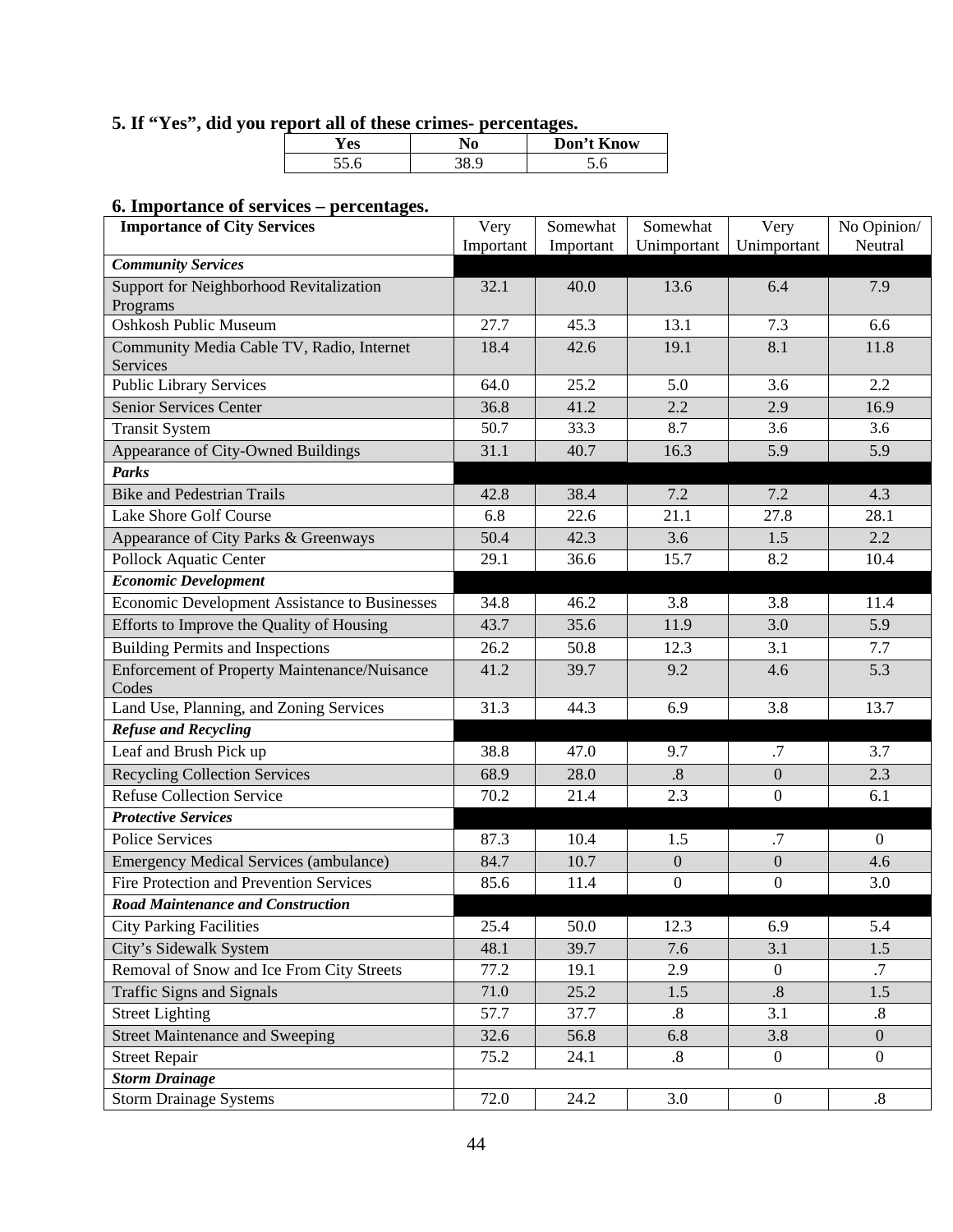**5. If "Yes", did you report all of these crimes- percentages.**

| Yes | No | Don't Know |
|---|---|---|
| 55.6 | 38.9 | 5.6 |

**6. Importance of services – percentages.**

| Importance of City Services | Very Important | Somewhat Important | Somewhat Unimportant | Very Unimportant | No Opinion/ Neutral |
|---|---|---|---|---|---|
| ***Community Services*** | | | | | |
| Support for Neighborhood Revitalization Programs | 32.1 | 40.0 | 13.6 | 6.4 | 7.9 |
| Oshkosh Public Museum | 27.7 | 45.3 | 13.1 | 7.3 | 6.6 |
| Community Media Cable TV, Radio, Internet Services | 18.4 | 42.6 | 19.1 | 8.1 | 11.8 |
| Public Library Services | 64.0 | 25.2 | 5.0 | 3.6 | 2.2 |
| Senior Services Center | 36.8 | 41.2 | 2.2 | 2.9 | 16.9 |
| Transit System | 50.7 | 33.3 | 8.7 | 3.6 | 3.6 |
| Appearance of City-Owned Buildings | 31.1 | 40.7 | 16.3 | 5.9 | 5.9 |
| ***Parks*** | | | | | |
| Bike and Pedestrian Trails | 42.8 | 38.4 | 7.2 | 7.2 | 4.3 |
| Lake Shore Golf Course | 6.8 | 22.6 | 21.1 | 27.8 | 28.1 |
| Appearance of City Parks & Greenways | 50.4 | 42.3 | 3.6 | 1.5 | 2.2 |
| Pollock Aquatic Center | 29.1 | 36.6 | 15.7 | 8.2 | 10.4 |
| ***Economic Development*** | | | | | |
| Economic Development Assistance to Businesses | 34.8 | 46.2 | 3.8 | 3.8 | 11.4 |
| Efforts to Improve the Quality of Housing | 43.7 | 35.6 | 11.9 | 3.0 | 5.9 |
| Building Permits and Inspections | 26.2 | 50.8 | 12.3 | 3.1 | 7.7 |
| Enforcement of Property Maintenance/Nuisance Codes | 41.2 | 39.7 | 9.2 | 4.6 | 5.3 |
| Land Use, Planning, and Zoning Services | 31.3 | 44.3 | 6.9 | 3.8 | 13.7 |
| ***Refuse and Recycling*** | | | | | |
| Leaf and Brush Pick up | 38.8 | 47.0 | 9.7 | .7 | 3.7 |
| Recycling Collection Services | 68.9 | 28.0 | .8 | 0 | 2.3 |
| Refuse Collection Service | 70.2 | 21.4 | 2.3 | 0 | 6.1 |
| ***Protective Services*** | | | | | |
| Police Services | 87.3 | 10.4 | 1.5 | .7 | 0 |
| Emergency Medical Services (ambulance) | 84.7 | 10.7 | 0 | 0 | 4.6 |
| Fire Protection and Prevention Services | 85.6 | 11.4 | 0 | 0 | 3.0 |
| ***Road Maintenance and Construction*** | | | | | |
| City Parking Facilities | 25.4 | 50.0 | 12.3 | 6.9 | 5.4 |
| City's Sidewalk System | 48.1 | 39.7 | 7.6 | 3.1 | 1.5 |
| Removal of Snow and Ice From City Streets | 77.2 | 19.1 | 2.9 | 0 | .7 |
| Traffic Signs and Signals | 71.0 | 25.2 | 1.5 | .8 | 1.5 |
| Street Lighting | 57.7 | 37.7 | .8 | 3.1 | .8 |
| Street Maintenance and Sweeping | 32.6 | 56.8 | 6.8 | 3.8 | 0 |
| Street Repair | 75.2 | 24.1 | .8 | 0 | 0 |
| ***Storm Drainage*** | | | | | |
| Storm Drainage Systems | 72.0 | 24.2 | 3.0 | 0 | .8 |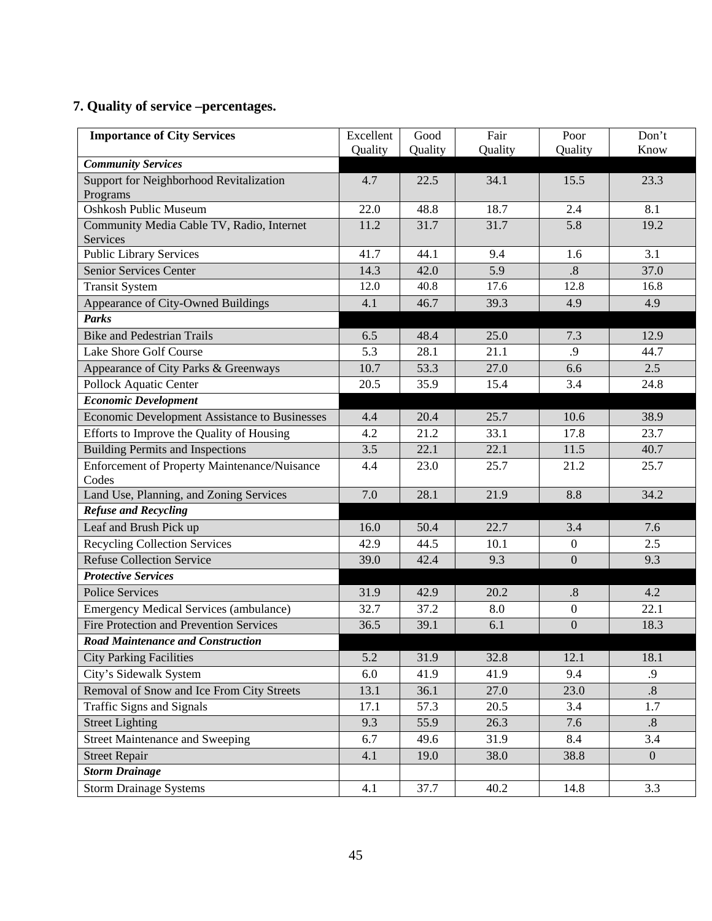## 7. Quality of service –percentages.

| Importance of City Services | Excellent Quality | Good Quality | Fair Quality | Poor Quality | Don't Know |
|---|---|---|---|---|---|
| ***Community Services*** | | | | | |
| Support for Neighborhood Revitalization Programs | 4.7 | 22.5 | 34.1 | 15.5 | 23.3 |
| Oshkosh Public Museum | 22.0 | 48.8 | 18.7 | 2.4 | 8.1 |
| Community Media Cable TV, Radio, Internet Services | 11.2 | 31.7 | 31.7 | 5.8 | 19.2 |
| Public Library Services | 41.7 | 44.1 | 9.4 | 1.6 | 3.1 |
| Senior Services Center | 14.3 | 42.0 | 5.9 | .8 | 37.0 |
| Transit System | 12.0 | 40.8 | 17.6 | 12.8 | 16.8 |
| Appearance of City-Owned Buildings | 4.1 | 46.7 | 39.3 | 4.9 | 4.9 |
| ***Parks*** | | | | | |
| Bike and Pedestrian Trails | 6.5 | 48.4 | 25.0 | 7.3 | 12.9 |
| Lake Shore Golf Course | 5.3 | 28.1 | 21.1 | .9 | 44.7 |
| Appearance of City Parks & Greenways | 10.7 | 53.3 | 27.0 | 6.6 | 2.5 |
| Pollock Aquatic Center | 20.5 | 35.9 | 15.4 | 3.4 | 24.8 |
| ***Economic Development*** | | | | | |
| Economic Development Assistance to Businesses | 4.4 | 20.4 | 25.7 | 10.6 | 38.9 |
| Efforts to Improve the Quality of Housing | 4.2 | 21.2 | 33.1 | 17.8 | 23.7 |
| Building Permits and Inspections | 3.5 | 22.1 | 22.1 | 11.5 | 40.7 |
| Enforcement of Property Maintenance/Nuisance Codes | 4.4 | 23.0 | 25.7 | 21.2 | 25.7 |
| Land Use, Planning, and Zoning Services | 7.0 | 28.1 | 21.9 | 8.8 | 34.2 |
| ***Refuse and Recycling*** | | | | | |
| Leaf and Brush Pick up | 16.0 | 50.4 | 22.7 | 3.4 | 7.6 |
| Recycling Collection Services | 42.9 | 44.5 | 10.1 | 0 | 2.5 |
| Refuse Collection Service | 39.0 | 42.4 | 9.3 | 0 | 9.3 |
| ***Protective Services*** | | | | | |
| Police Services | 31.9 | 42.9 | 20.2 | .8 | 4.2 |
| Emergency Medical Services (ambulance) | 32.7 | 37.2 | 8.0 | 0 | 22.1 |
| Fire Protection and Prevention Services | 36.5 | 39.1 | 6.1 | 0 | 18.3 |
| ***Road Maintenance and Construction*** | | | | | |
| City Parking Facilities | 5.2 | 31.9 | 32.8 | 12.1 | 18.1 |
| City's Sidewalk System | 6.0 | 41.9 | 41.9 | 9.4 | .9 |
| Removal of Snow and Ice From City Streets | 13.1 | 36.1 | 27.0 | 23.0 | .8 |
| Traffic Signs and Signals | 17.1 | 57.3 | 20.5 | 3.4 | 1.7 |
| Street Lighting | 9.3 | 55.9 | 26.3 | 7.6 | .8 |
| Street Maintenance and Sweeping | 6.7 | 49.6 | 31.9 | 8.4 | 3.4 |
| Street Repair | 4.1 | 19.0 | 38.0 | 38.8 | 0 |
| ***Storm Drainage*** | | | | | |
| Storm Drainage Systems | 4.1 | 37.7 | 40.2 | 14.8 | 3.3 |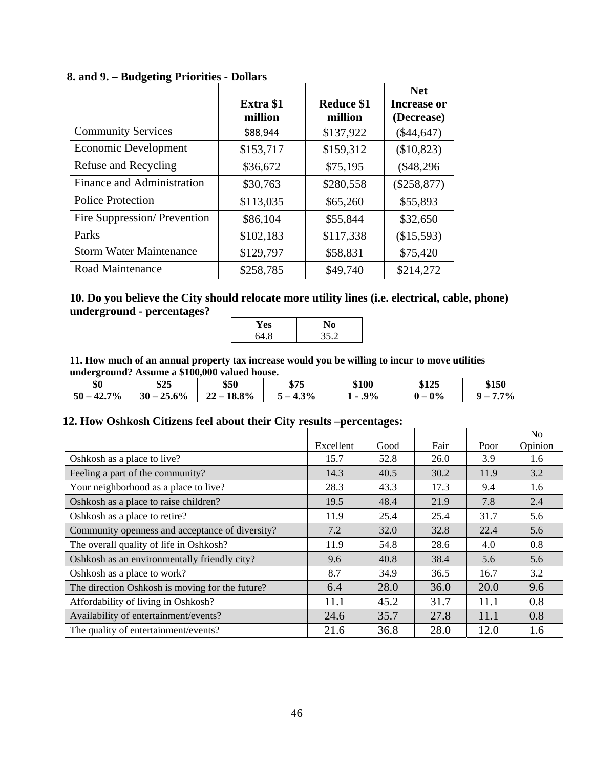**8. and 9. – Budgeting Priorities - Dollars**

| | Extra $1 million | Reduce $1 million | Net Increase or (Decrease) |
|---|---|---|---|
| Community Services | $88,944 | $137,922 | ($44,647) |
| Economic Development | $153,717 | $159,312 | ($10,823) |
| Refuse and Recycling | $36,672 | $75,195 | ($48,296 |
| Finance and Administration | $30,763 | $280,558 | ($258,877) |
| Police Protection | $113,035 | $65,260 | $55,893 |
| Fire Suppression/ Prevention | $86,104 | $55,844 | $32,650 |
| Parks | $102,183 | $117,338 | ($15,593) |
| Storm Water Maintenance | $129,797 | $58,831 | $75,420 |
| Road Maintenance | $258,785 | $49,740 | $214,272 |

**10. Do you believe the City should relocate more utility lines (i.e. electrical, cable, phone) underground - percentages?**

| Yes | No |
|---|---|
| 64.8 | 35.2 |

**11. How much of an annual property tax increase would you be willing to incur to move utilities underground? Assume a $100,000 valued house.**

| $0 | $25 | $50 | $75 | $100 | $125 | $150 |
|---|---|---|---|---|---|---|
| 50 – 42.7% | 30 – 25.6% | 22 – 18.8% | 5 – 4.3% | 1 - .9% | 0 – 0% | 9 – 7.7% |

**12. How Oshkosh Citizens feel about their City results –percentages:**

| | Excellent | Good | Fair | Poor | No Opinion |
|---|---|---|---|---|---|
| Oshkosh as a place to live? | 15.7 | 52.8 | 26.0 | 3.9 | 1.6 |
| Feeling a part of the community? | 14.3 | 40.5 | 30.2 | 11.9 | 3.2 |
| Your neighborhood as a place to live? | 28.3 | 43.3 | 17.3 | 9.4 | 1.6 |
| Oshkosh as a place to raise children? | 19.5 | 48.4 | 21.9 | 7.8 | 2.4 |
| Oshkosh as a place to retire? | 11.9 | 25.4 | 25.4 | 31.7 | 5.6 |
| Community openness and acceptance of diversity? | 7.2 | 32.0 | 32.8 | 22.4 | 5.6 |
| The overall quality of life in Oshkosh? | 11.9 | 54.8 | 28.6 | 4.0 | 0.8 |
| Oshkosh as an environmentally friendly city? | 9.6 | 40.8 | 38.4 | 5.6 | 5.6 |
| Oshkosh as a place to work? | 8.7 | 34.9 | 36.5 | 16.7 | 3.2 |
| The direction Oshkosh is moving for the future? | 6.4 | 28.0 | 36.0 | 20.0 | 9.6 |
| Affordability of living in Oshkosh? | 11.1 | 45.2 | 31.7 | 11.1 | 0.8 |
| Availability of entertainment/events? | 24.6 | 35.7 | 27.8 | 11.1 | 0.8 |
| The quality of entertainment/events? | 21.6 | 36.8 | 28.0 | 12.0 | 1.6 |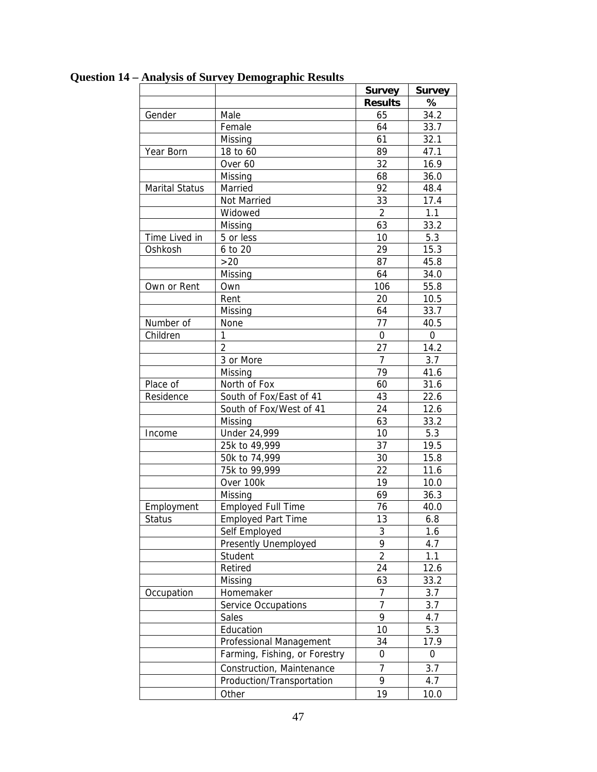**Question 14 – Analysis of Survey Demographic Results**

| | | Survey Results | Survey % |
|---|---|---|---|
| Gender | Male | 65 | 34.2 |
| | Female | 64 | 33.7 |
| | Missing | 61 | 32.1 |
| Year Born | 18 to 60 | 89 | 47.1 |
| | Over 60 | 32 | 16.9 |
| | Missing | 68 | 36.0 |
| Marital Status | Married | 92 | 48.4 |
| | Not Married | 33 | 17.4 |
| | Widowed | 2 | 1.1 |
| | Missing | 63 | 33.2 |
| Time Lived in Oshkosh | 5 or less | 10 | 5.3 |
| | 6 to 20 | 29 | 15.3 |
| | >20 | 87 | 45.8 |
| | Missing | 64 | 34.0 |
| Own or Rent | Own | 106 | 55.8 |
| | Rent | 20 | 10.5 |
| | Missing | 64 | 33.7 |
| Number of Children | None | 77 | 40.5 |
| | 1 | 0 | 0 |
| | 2 | 27 | 14.2 |
| | 3 or More | 7 | 3.7 |
| | Missing | 79 | 41.6 |
| Place of Residence | North of Fox | 60 | 31.6 |
| | South of Fox/East of 41 | 43 | 22.6 |
| | South of Fox/West of 41 | 24 | 12.6 |
| | Missing | 63 | 33.2 |
| Income | Under 24,999 | 10 | 5.3 |
| | 25k to 49,999 | 37 | 19.5 |
| | 50k to 74,999 | 30 | 15.8 |
| | 75k to 99,999 | 22 | 11.6 |
| | Over 100k | 19 | 10.0 |
| | Missing | 69 | 36.3 |
| Employment Status | Employed Full Time | 76 | 40.0 |
| | Employed Part Time | 13 | 6.8 |
| | Self Employed | 3 | 1.6 |
| | Presently Unemployed | 9 | 4.7 |
| | Student | 2 | 1.1 |
| | Retired | 24 | 12.6 |
| | Missing | 63 | 33.2 |
| Occupation | Homemaker | 7 | 3.7 |
| | Service Occupations | 7 | 3.7 |
| | Sales | 9 | 4.7 |
| | Education | 10 | 5.3 |
| | Professional Management | 34 | 17.9 |
| | Farming, Fishing, or Forestry | 0 | 0 |
| | Construction, Maintenance | 7 | 3.7 |
| | Production/Transportation | 9 | 4.7 |
| | Other | 19 | 10.0 |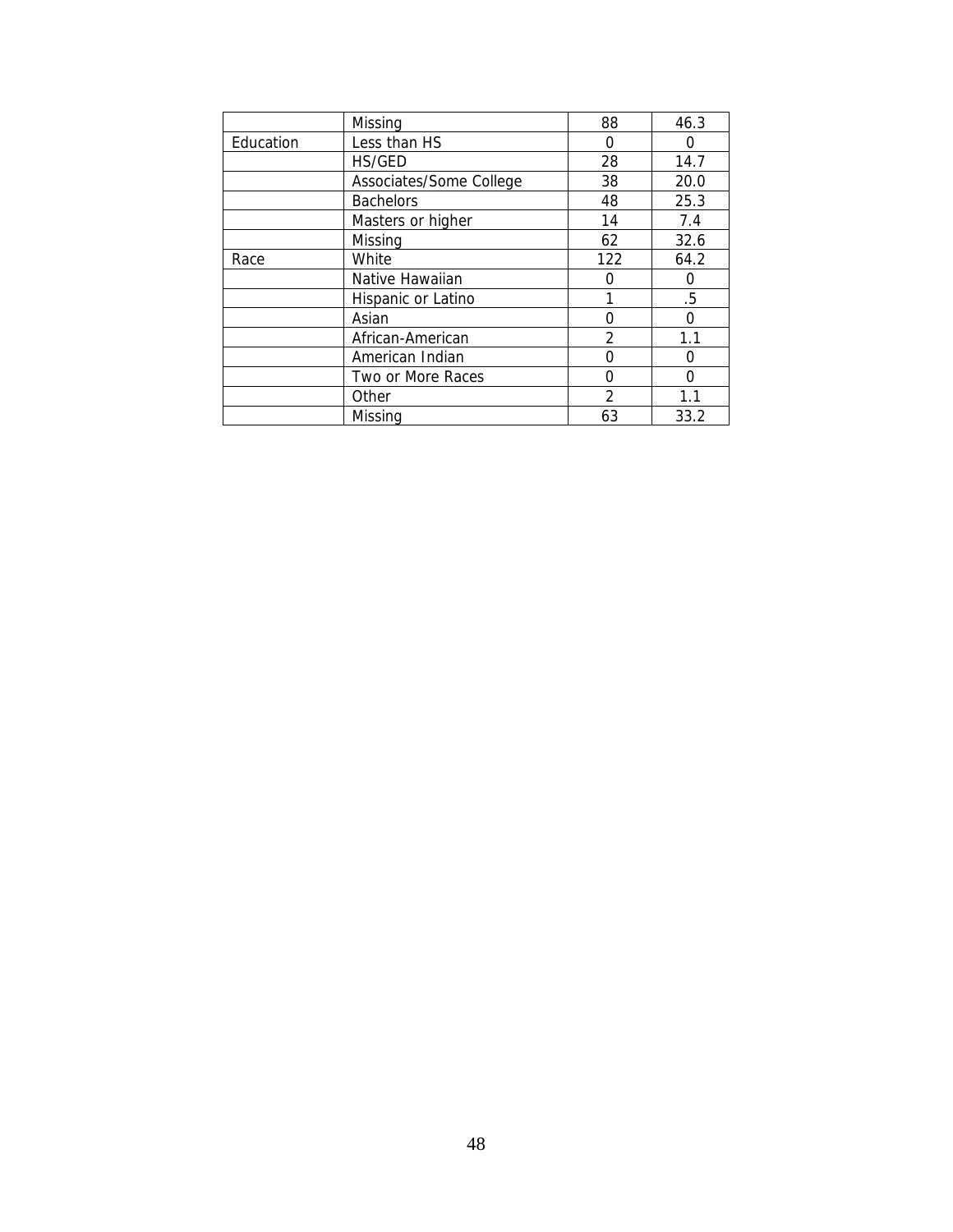| | | | |
|---|---|---|---|
| | Missing | 88 | 46.3 |
| Education | Less than HS | 0 | 0 |
| | HS/GED | 28 | 14.7 |
| | Associates/Some College | 38 | 20.0 |
| | Bachelors | 48 | 25.3 |
| | Masters or higher | 14 | 7.4 |
| | Missing | 62 | 32.6 |
| Race | White | 122 | 64.2 |
| | Native Hawaiian | 0 | 0 |
| | Hispanic or Latino | 1 | .5 |
| | Asian | 0 | 0 |
| | African-American | 2 | 1.1 |
| | American Indian | 0 | 0 |
| | Two or More Races | 0 | 0 |
| | Other | 2 | 1.1 |
| | Missing | 63 | 33.2 |